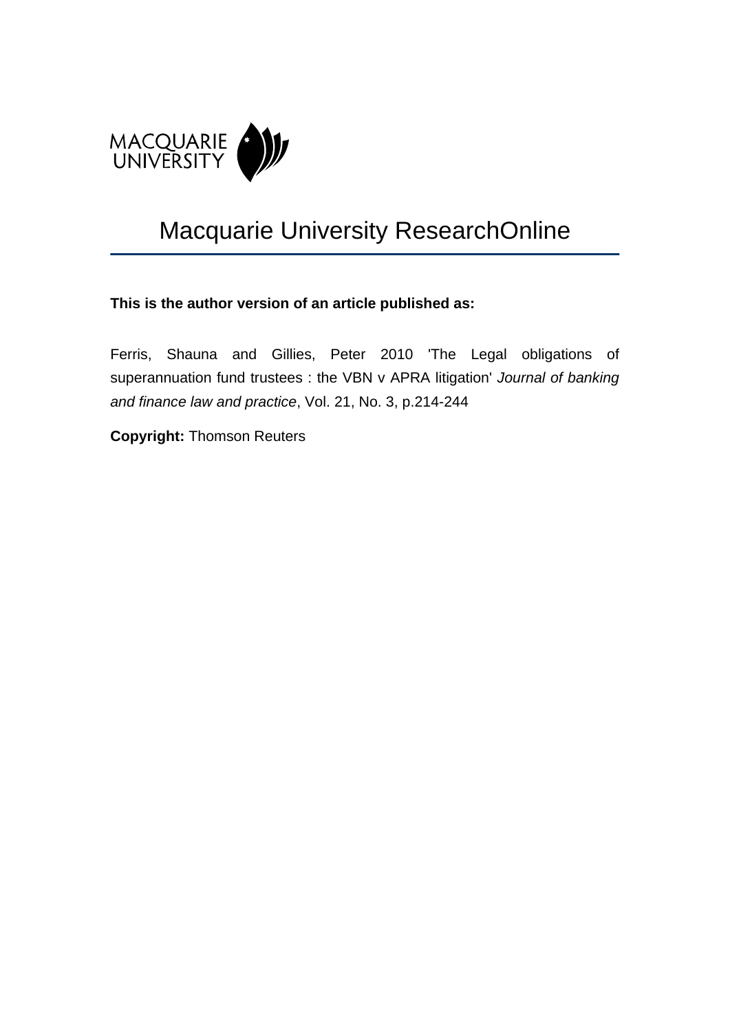MACQUARIE UNIVERSITY

# Macquarie University ResearchOnline

**This is the author version of an article published as:**

Ferris, Shauna and Gillies, Peter 2010 'The Legal obligations of superannuation fund trustees : the VBN v APRA litigation' *Journal of banking and finance law and practice*, Vol. 21, No. 3, p.214-244

**Copyright:** Thomson Reuters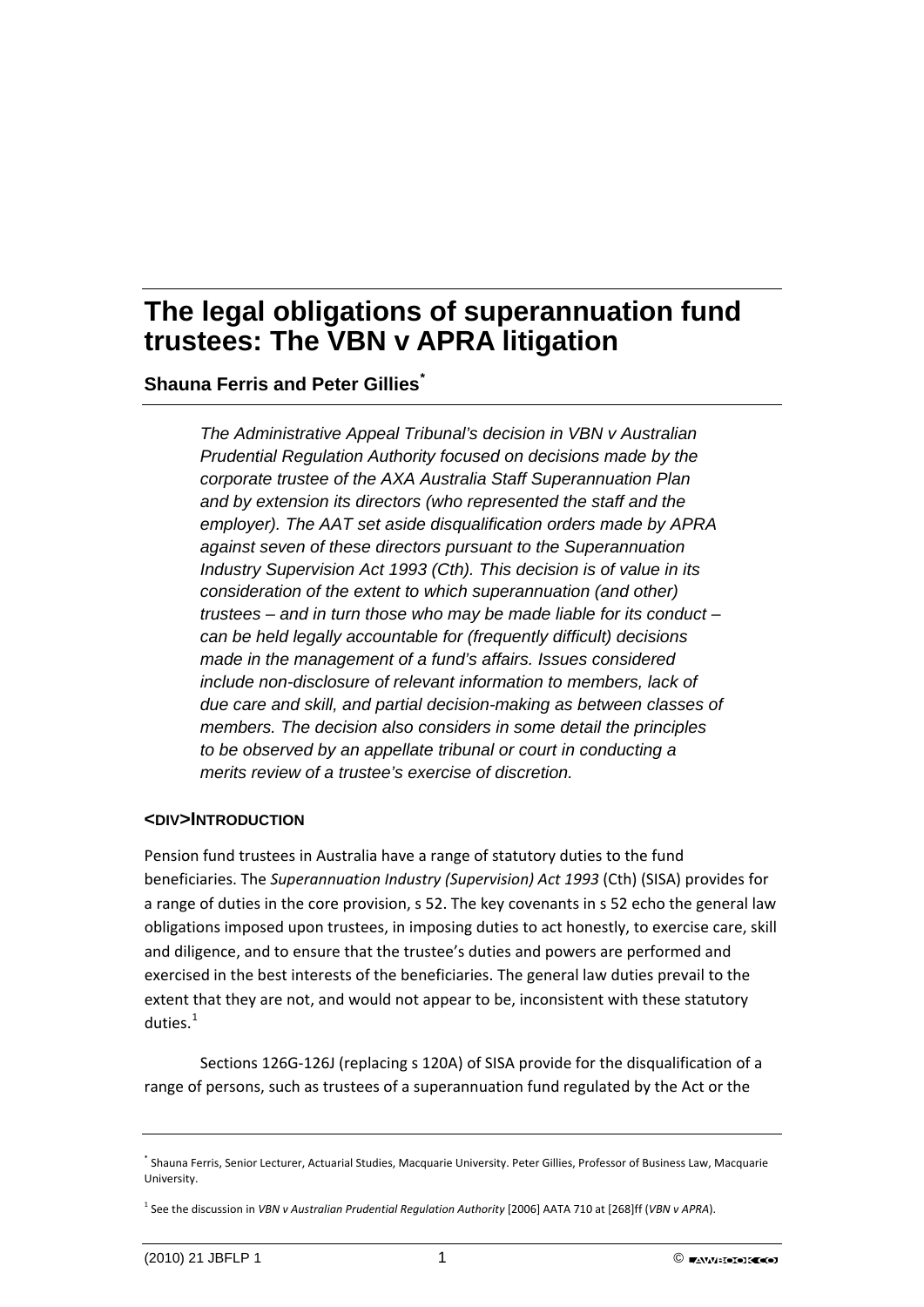# The legal obligations of superannuation fund trustees: The VBN v APRA litigation

**Shauna Ferris and Peter Gillies***

*The Administrative Appeal Tribunal's decision in VBN v Australian Prudential Regulation Authority focused on decisions made by the corporate trustee of the AXA Australia Staff Superannuation Plan and by extension its directors (who represented the staff and the employer). The AAT set aside disqualification orders made by APRA against seven of these directors pursuant to the Superannuation Industry Supervision Act 1993 (Cth). This decision is of value in its consideration of the extent to which superannuation (and other) trustees – and in turn those who may be made liable for its conduct – can be held legally accountable for (frequently difficult) decisions made in the management of a fund's affairs. Issues considered include non-disclosure of relevant information to members, lack of due care and skill, and partial decision-making as between classes of members. The decision also considers in some detail the principles to be observed by an appellate tribunal or court in conducting a merits review of a trustee's exercise of discretion.*

## <DIV>INTRODUCTION

Pension fund trustees in Australia have a range of statutory duties to the fund beneficiaries. The *Superannuation Industry (Supervision) Act 1993* (Cth) (SISA) provides for a range of duties in the core provision, s 52. The key covenants in s 52 echo the general law obligations imposed upon trustees, in imposing duties to act honestly, to exercise care, skill and diligence, and to ensure that the trustee's duties and powers are performed and exercised in the best interests of the beneficiaries. The general law duties prevail to the extent that they are not, and would not appear to be, inconsistent with these statutory duties.[1]

Sections 126G-126J (replacing s 120A) of SISA provide for the disqualification of a range of persons, such as trustees of a superannuation fund regulated by the Act or the

---

* Shauna Ferris, Senior Lecturer, Actuarial Studies, Macquarie University. Peter Gillies, Professor of Business Law, Macquarie University.

[1] See the discussion in *VBN v Australian Prudential Regulation Authority* [2006] AATA 710 at [268]ff (*VBN v APRA*).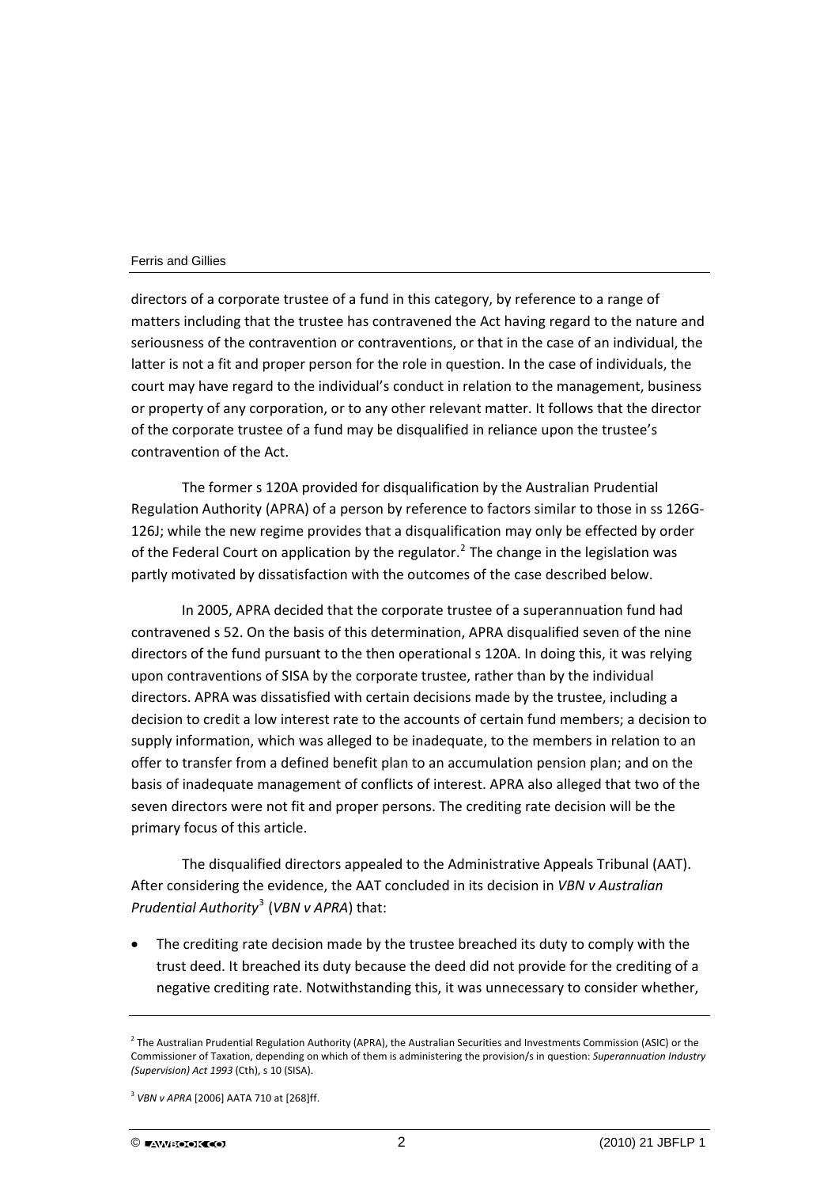directors of a corporate trustee of a fund in this category, by reference to a range of matters including that the trustee has contravened the Act having regard to the nature and seriousness of the contravention or contraventions, or that in the case of an individual, the latter is not a fit and proper person for the role in question. In the case of individuals, the court may have regard to the individual's conduct in relation to the management, business or property of any corporation, or to any other relevant matter. It follows that the director of the corporate trustee of a fund may be disqualified in reliance upon the trustee's contravention of the Act.

The former s 120A provided for disqualification by the Australian Prudential Regulation Authority (APRA) of a person by reference to factors similar to those in ss 126G-126J; while the new regime provides that a disqualification may only be effected by order of the Federal Court on application by the regulator.[2] The change in the legislation was partly motivated by dissatisfaction with the outcomes of the case described below.

In 2005, APRA decided that the corporate trustee of a superannuation fund had contravened s 52. On the basis of this determination, APRA disqualified seven of the nine directors of the fund pursuant to the then operational s 120A. In doing this, it was relying upon contraventions of SISA by the corporate trustee, rather than by the individual directors. APRA was dissatisfied with certain decisions made by the trustee, including a decision to credit a low interest rate to the accounts of certain fund members; a decision to supply information, which was alleged to be inadequate, to the members in relation to an offer to transfer from a defined benefit plan to an accumulation pension plan; and on the basis of inadequate management of conflicts of interest. APRA also alleged that two of the seven directors were not fit and proper persons. The crediting rate decision will be the primary focus of this article.

The disqualified directors appealed to the Administrative Appeals Tribunal (AAT). After considering the evidence, the AAT concluded in its decision in *VBN v Australian Prudential Authority*[3] (*VBN v APRA*) that:

- The crediting rate decision made by the trustee breached its duty to comply with the trust deed. It breached its duty because the deed did not provide for the crediting of a negative crediting rate. Notwithstanding this, it was unnecessary to consider whether,

---

[2] The Australian Prudential Regulation Authority (APRA), the Australian Securities and Investments Commission (ASIC) or the Commissioner of Taxation, depending on which of them is administering the provision/s in question: *Superannuation Industry (Supervision) Act 1993* (Cth), s 10 (SISA).

[3] *VBN v APRA* [2006] AATA 710 at [268]ff.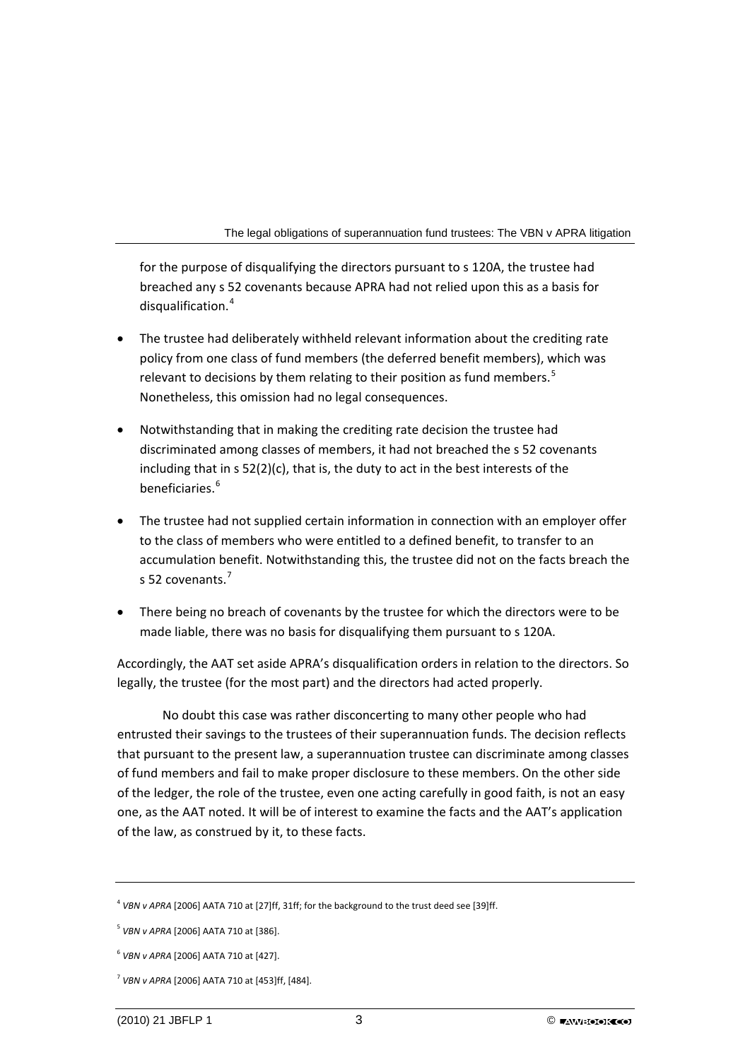for the purpose of disqualifying the directors pursuant to s 120A, the trustee had breached any s 52 covenants because APRA had not relied upon this as a basis for disqualification.[4]

- The trustee had deliberately withheld relevant information about the crediting rate policy from one class of fund members (the deferred benefit members), which was relevant to decisions by them relating to their position as fund members.[5] Nonetheless, this omission had no legal consequences.
- Notwithstanding that in making the crediting rate decision the trustee had discriminated among classes of members, it had not breached the s 52 covenants including that in s 52(2)(c), that is, the duty to act in the best interests of the beneficiaries.[6]
- The trustee had not supplied certain information in connection with an employer offer to the class of members who were entitled to a defined benefit, to transfer to an accumulation benefit. Notwithstanding this, the trustee did not on the facts breach the s 52 covenants.[7]
- There being no breach of covenants by the trustee for which the directors were to be made liable, there was no basis for disqualifying them pursuant to s 120A.

Accordingly, the AAT set aside APRA's disqualification orders in relation to the directors. So legally, the trustee (for the most part) and the directors had acted properly.

No doubt this case was rather disconcerting to many other people who had entrusted their savings to the trustees of their superannuation funds. The decision reflects that pursuant to the present law, a superannuation trustee can discriminate among classes of fund members and fail to make proper disclosure to these members. On the other side of the ledger, the role of the trustee, even one acting carefully in good faith, is not an easy one, as the AAT noted. It will be of interest to examine the facts and the AAT's application of the law, as construed by it, to these facts.

---

[4] *VBN v APRA* [2006] AATA 710 at [27]ff, 31ff; for the background to the trust deed see [39]ff.

[5] *VBN v APRA* [2006] AATA 710 at [386].

[6] *VBN v APRA* [2006] AATA 710 at [427].

[7] *VBN v APRA* [2006] AATA 710 at [453]ff, [484].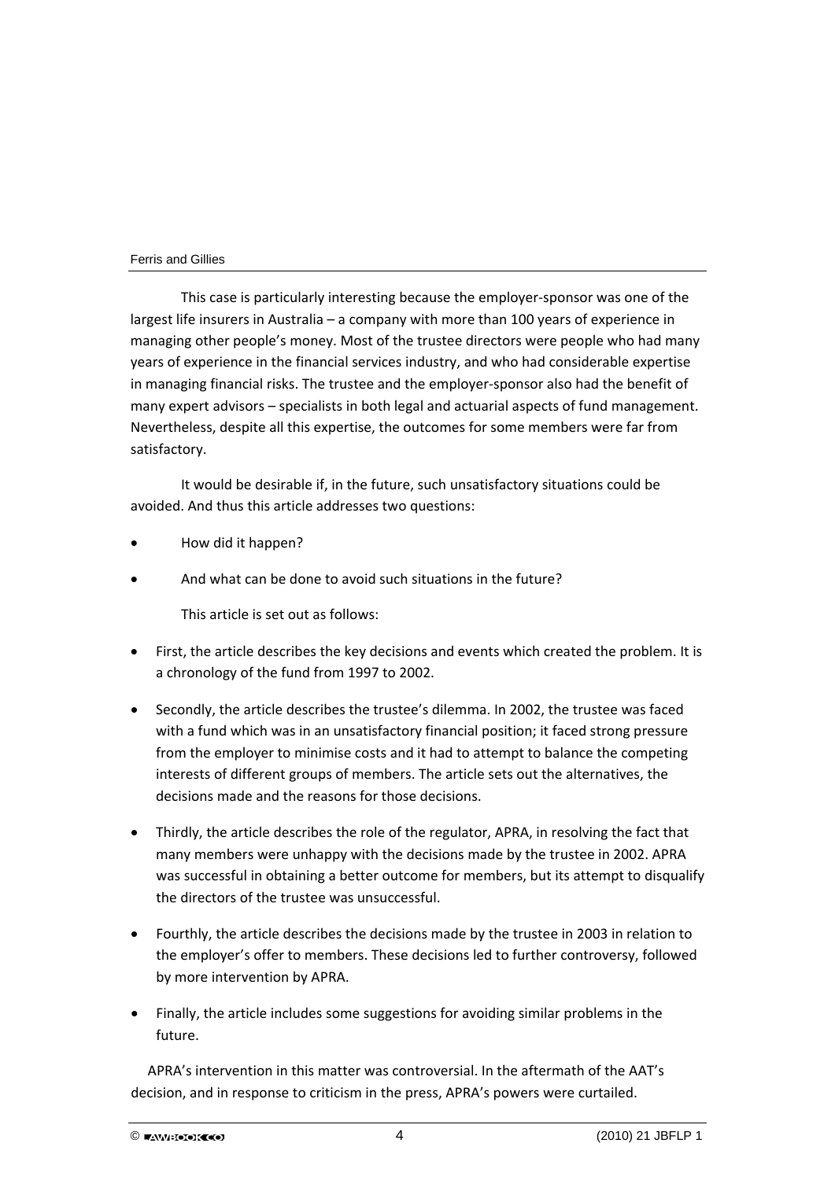This case is particularly interesting because the employer-sponsor was one of the largest life insurers in Australia – a company with more than 100 years of experience in managing other people's money. Most of the trustee directors were people who had many years of experience in the financial services industry, and who had considerable expertise in managing financial risks. The trustee and the employer-sponsor also had the benefit of many expert advisors – specialists in both legal and actuarial aspects of fund management. Nevertheless, despite all this expertise, the outcomes for some members were far from satisfactory.

It would be desirable if, in the future, such unsatisfactory situations could be avoided. And thus this article addresses two questions:

- How did it happen?
- And what can be done to avoid such situations in the future?

This article is set out as follows:

- First, the article describes the key decisions and events which created the problem. It is a chronology of the fund from 1997 to 2002.
- Secondly, the article describes the trustee's dilemma. In 2002, the trustee was faced with a fund which was in an unsatisfactory financial position; it faced strong pressure from the employer to minimise costs and it had to attempt to balance the competing interests of different groups of members. The article sets out the alternatives, the decisions made and the reasons for those decisions.
- Thirdly, the article describes the role of the regulator, APRA, in resolving the fact that many members were unhappy with the decisions made by the trustee in 2002. APRA was successful in obtaining a better outcome for members, but its attempt to disqualify the directors of the trustee was unsuccessful.
- Fourthly, the article describes the decisions made by the trustee in 2003 in relation to the employer's offer to members. These decisions led to further controversy, followed by more intervention by APRA.
- Finally, the article includes some suggestions for avoiding similar problems in the future.

APRA's intervention in this matter was controversial. In the aftermath of the AAT's decision, and in response to criticism in the press, APRA's powers were curtailed.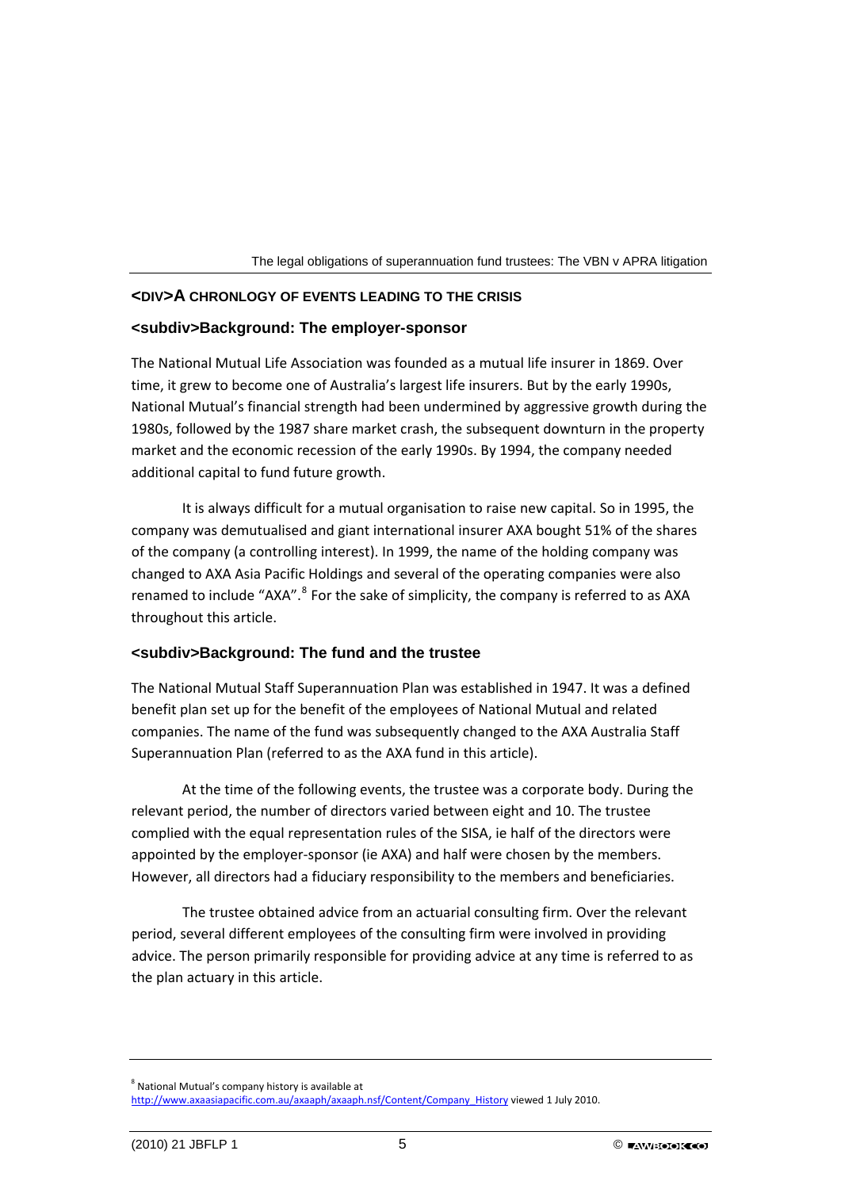## A CHRONOLOGY OF EVENTS LEADING TO THE CRISIS

### Background: The employer-sponsor

The National Mutual Life Association was founded as a mutual life insurer in 1869. Over time, it grew to become one of Australia's largest life insurers. But by the early 1990s, National Mutual's financial strength had been undermined by aggressive growth during the 1980s, followed by the 1987 share market crash, the subsequent downturn in the property market and the economic recession of the early 1990s. By 1994, the company needed additional capital to fund future growth.

It is always difficult for a mutual organisation to raise new capital. So in 1995, the company was demutualised and giant international insurer AXA bought 51% of the shares of the company (a controlling interest). In 1999, the name of the holding company was changed to AXA Asia Pacific Holdings and several of the operating companies were also renamed to include "AXA".[8] For the sake of simplicity, the company is referred to as AXA throughout this article.

### Background: The fund and the trustee

The National Mutual Staff Superannuation Plan was established in 1947. It was a defined benefit plan set up for the benefit of the employees of National Mutual and related companies. The name of the fund was subsequently changed to the AXA Australia Staff Superannuation Plan (referred to as the AXA fund in this article).

At the time of the following events, the trustee was a corporate body. During the relevant period, the number of directors varied between eight and 10. The trustee complied with the equal representation rules of the SISA, ie half of the directors were appointed by the employer-sponsor (ie AXA) and half were chosen by the members. However, all directors had a fiduciary responsibility to the members and beneficiaries.

The trustee obtained advice from an actuarial consulting firm. Over the relevant period, several different employees of the consulting firm were involved in providing advice. The person primarily responsible for providing advice at any time is referred to as the plan actuary in this article.

---

[8] National Mutual's company history is available at http://www.axaasiapacific.com.au/axaaph/axaaph.nsf/Content/Company_History viewed 1 July 2010.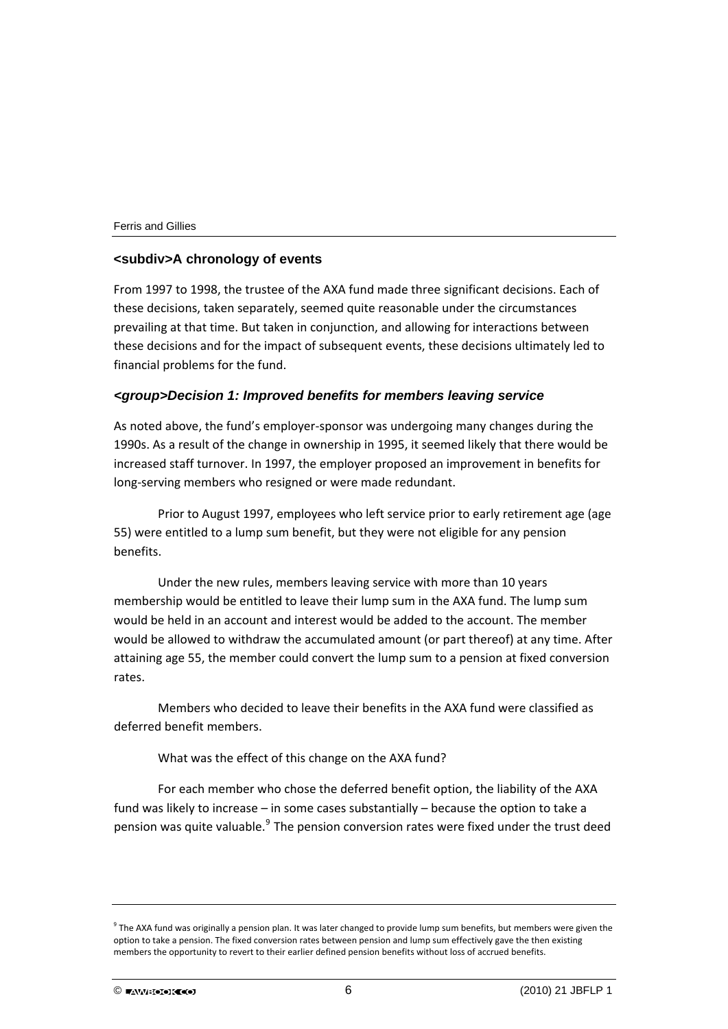## <subdiv>A chronology of events

From 1997 to 1998, the trustee of the AXA fund made three significant decisions. Each of these decisions, taken separately, seemed quite reasonable under the circumstances prevailing at that time. But taken in conjunction, and allowing for interactions between these decisions and for the impact of subsequent events, these decisions ultimately led to financial problems for the fund.

### *<group>Decision 1: Improved benefits for members leaving service*

As noted above, the fund's employer-sponsor was undergoing many changes during the 1990s. As a result of the change in ownership in 1995, it seemed likely that there would be increased staff turnover. In 1997, the employer proposed an improvement in benefits for long-serving members who resigned or were made redundant.

Prior to August 1997, employees who left service prior to early retirement age (age 55) were entitled to a lump sum benefit, but they were not eligible for any pension benefits.

Under the new rules, members leaving service with more than 10 years membership would be entitled to leave their lump sum in the AXA fund. The lump sum would be held in an account and interest would be added to the account. The member would be allowed to withdraw the accumulated amount (or part thereof) at any time. After attaining age 55, the member could convert the lump sum to a pension at fixed conversion rates.

Members who decided to leave their benefits in the AXA fund were classified as deferred benefit members.

What was the effect of this change on the AXA fund?

For each member who chose the deferred benefit option, the liability of the AXA fund was likely to increase – in some cases substantially – because the option to take a pension was quite valuable.[9] The pension conversion rates were fixed under the trust deed

---

[9] The AXA fund was originally a pension plan. It was later changed to provide lump sum benefits, but members were given the option to take a pension. The fixed conversion rates between pension and lump sum effectively gave the then existing members the opportunity to revert to their earlier defined pension benefits without loss of accrued benefits.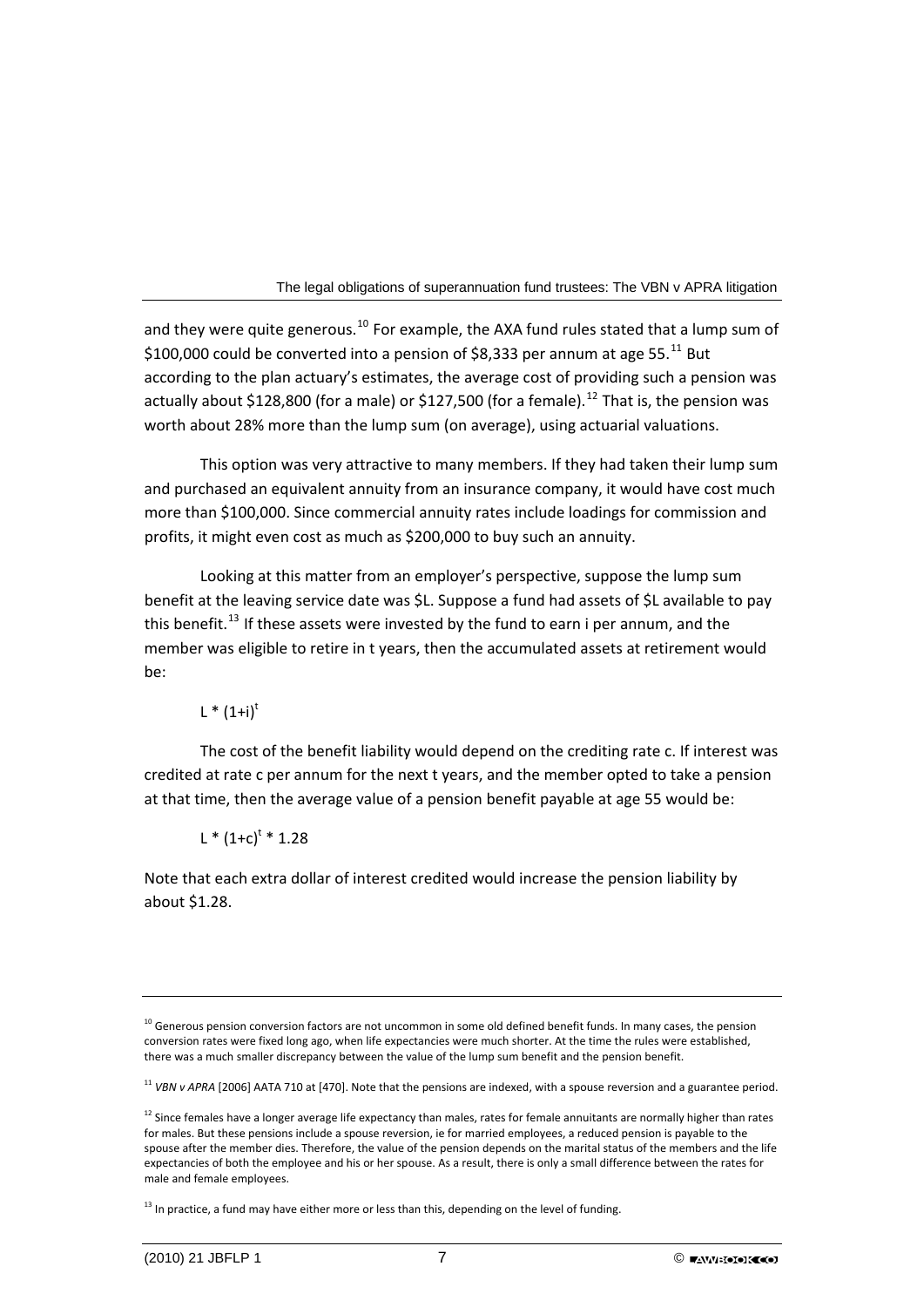and they were quite generous.[10] For example, the AXA fund rules stated that a lump sum of \$100,000 could be converted into a pension of \$8,333 per annum at age 55.[11] But according to the plan actuary's estimates, the average cost of providing such a pension was actually about \$128,800 (for a male) or \$127,500 (for a female).[12] That is, the pension was worth about 28% more than the lump sum (on average), using actuarial valuations.

This option was very attractive to many members. If they had taken their lump sum and purchased an equivalent annuity from an insurance company, it would have cost much more than \$100,000. Since commercial annuity rates include loadings for commission and profits, it might even cost as much as \$200,000 to buy such an annuity.

Looking at this matter from an employer's perspective, suppose the lump sum benefit at the leaving service date was \$L. Suppose a fund had assets of \$L available to pay this benefit.[13] If these assets were invested by the fund to earn i per annum, and the member was eligible to retire in t years, then the accumulated assets at retirement would be:

$$L * (1+i)^t$$

The cost of the benefit liability would depend on the crediting rate c. If interest was credited at rate c per annum for the next t years, and the member opted to take a pension at that time, then the average value of a pension benefit payable at age 55 would be:

$$L * (1+c)^t * 1.28$$

Note that each extra dollar of interest credited would increase the pension liability by about \$1.28.

---

[10] Generous pension conversion factors are not uncommon in some old defined benefit funds. In many cases, the pension conversion rates were fixed long ago, when life expectancies were much shorter. At the time the rules were established, there was a much smaller discrepancy between the value of the lump sum benefit and the pension benefit.

[11] *VBN v APRA* [2006] AATA 710 at [470]. Note that the pensions are indexed, with a spouse reversion and a guarantee period.

[12] Since females have a longer average life expectancy than males, rates for female annuitants are normally higher than rates for males. But these pensions include a spouse reversion, ie for married employees, a reduced pension is payable to the spouse after the member dies. Therefore, the value of the pension depends on the marital status of the members and the life expectancies of both the employee and his or her spouse. As a result, there is only a small difference between the rates for male and female employees.

[13] In practice, a fund may have either more or less than this, depending on the level of funding.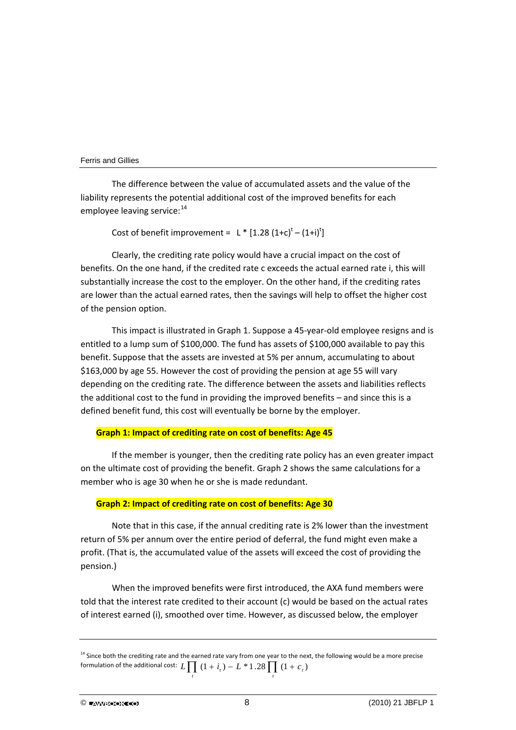The difference between the value of accumulated assets and the value of the liability represents the potential additional cost of the improved benefits for each employee leaving service:[14]

Cost of benefit improvement = $L * [1.28\,(1+c)^t - (1+i)^t]$

Clearly, the crediting rate policy would have a crucial impact on the cost of benefits. On the one hand, if the credited rate c exceeds the actual earned rate i, this will substantially increase the cost to the employer. On the other hand, if the crediting rates are lower than the actual earned rates, then the savings will help to offset the higher cost of the pension option.

This impact is illustrated in Graph 1. Suppose a 45-year-old employee resigns and is entitled to a lump sum of $100,000. The fund has assets of $100,000 available to pay this benefit. Suppose that the assets are invested at 5% per annum, accumulating to about $163,000 by age 55. However the cost of providing the pension at age 55 will vary depending on the crediting rate. The difference between the assets and liabilities reflects the additional cost to the fund in providing the improved benefits – and since this is a defined benefit fund, this cost will eventually be borne by the employer.

**Graph 1: Impact of crediting rate on cost of benefits: Age 45**

If the member is younger, then the crediting rate policy has an even greater impact on the ultimate cost of providing the benefit. Graph 2 shows the same calculations for a member who is age 30 when he or she is made redundant.

**Graph 2: Impact of crediting rate on cost of benefits: Age 30**

Note that in this case, if the annual crediting rate is 2% lower than the investment return of 5% per annum over the entire period of deferral, the fund might even make a profit. (That is, the accumulated value of the assets will exceed the cost of providing the pension.)

When the improved benefits were first introduced, the AXA fund members were told that the interest rate credited to their account (c) would be based on the actual rates of interest earned (i), smoothed over time. However, as discussed below, the employer

---

[14] Since both the crediting rate and the earned rate vary from one year to the next, the following would be a more precise formulation of the additional cost: $L \prod_t (1 + i_t) - L * 1.28 \prod_t (1 + c_t)$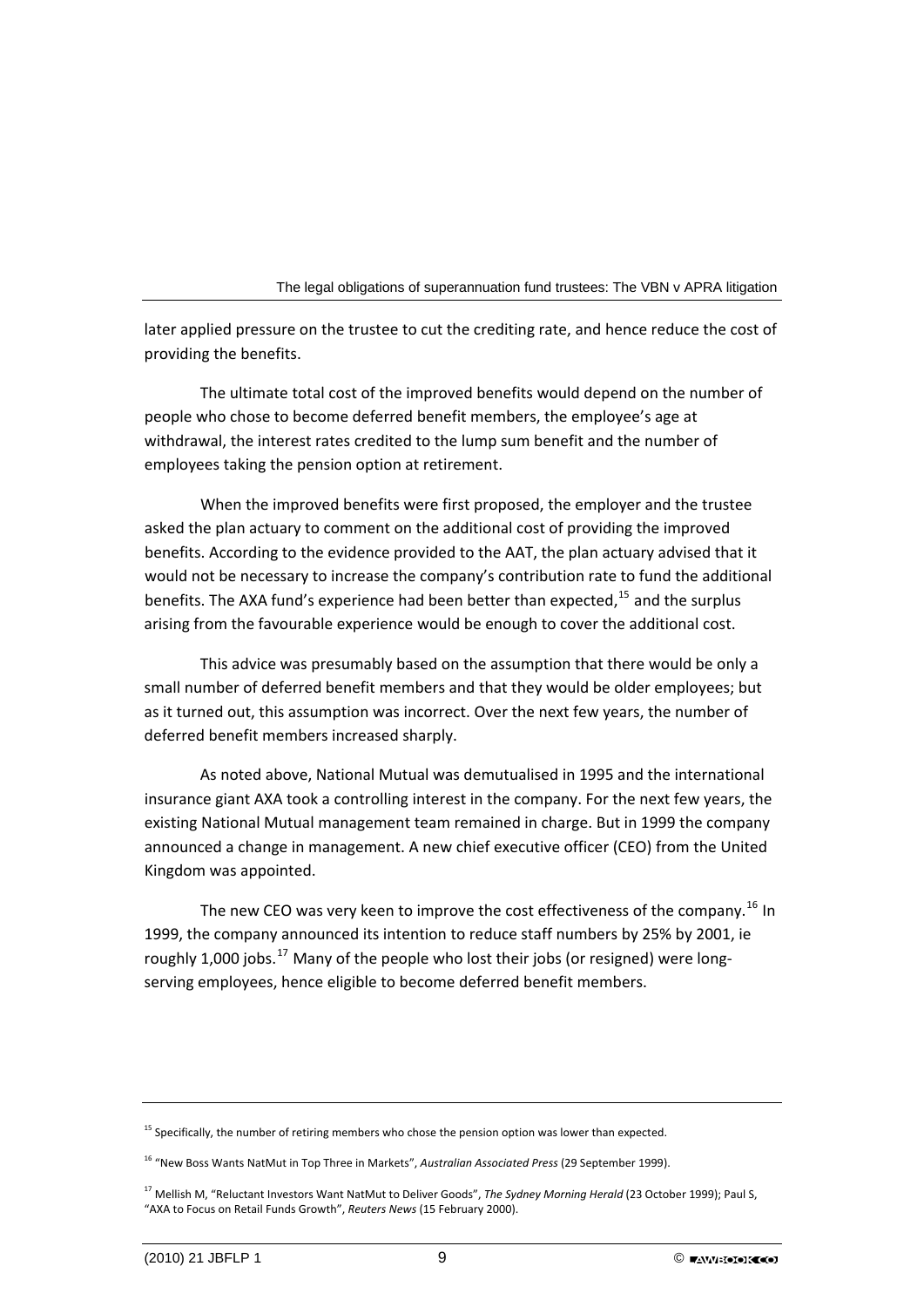later applied pressure on the trustee to cut the crediting rate, and hence reduce the cost of providing the benefits.

The ultimate total cost of the improved benefits would depend on the number of people who chose to become deferred benefit members, the employee's age at withdrawal, the interest rates credited to the lump sum benefit and the number of employees taking the pension option at retirement.

When the improved benefits were first proposed, the employer and the trustee asked the plan actuary to comment on the additional cost of providing the improved benefits. According to the evidence provided to the AAT, the plan actuary advised that it would not be necessary to increase the company's contribution rate to fund the additional benefits. The AXA fund's experience had been better than expected,[15] and the surplus arising from the favourable experience would be enough to cover the additional cost.

This advice was presumably based on the assumption that there would be only a small number of deferred benefit members and that they would be older employees; but as it turned out, this assumption was incorrect. Over the next few years, the number of deferred benefit members increased sharply.

As noted above, National Mutual was demutualised in 1995 and the international insurance giant AXA took a controlling interest in the company. For the next few years, the existing National Mutual management team remained in charge. But in 1999 the company announced a change in management. A new chief executive officer (CEO) from the United Kingdom was appointed.

The new CEO was very keen to improve the cost effectiveness of the company.[16] In 1999, the company announced its intention to reduce staff numbers by 25% by 2001, ie roughly 1,000 jobs.[17] Many of the people who lost their jobs (or resigned) were long-serving employees, hence eligible to become deferred benefit members.

---

[15] Specifically, the number of retiring members who chose the pension option was lower than expected.

[16] "New Boss Wants NatMut in Top Three in Markets", *Australian Associated Press* (29 September 1999).

[17] Mellish M, "Reluctant Investors Want NatMut to Deliver Goods", *The Sydney Morning Herald* (23 October 1999); Paul S, "AXA to Focus on Retail Funds Growth", *Reuters News* (15 February 2000).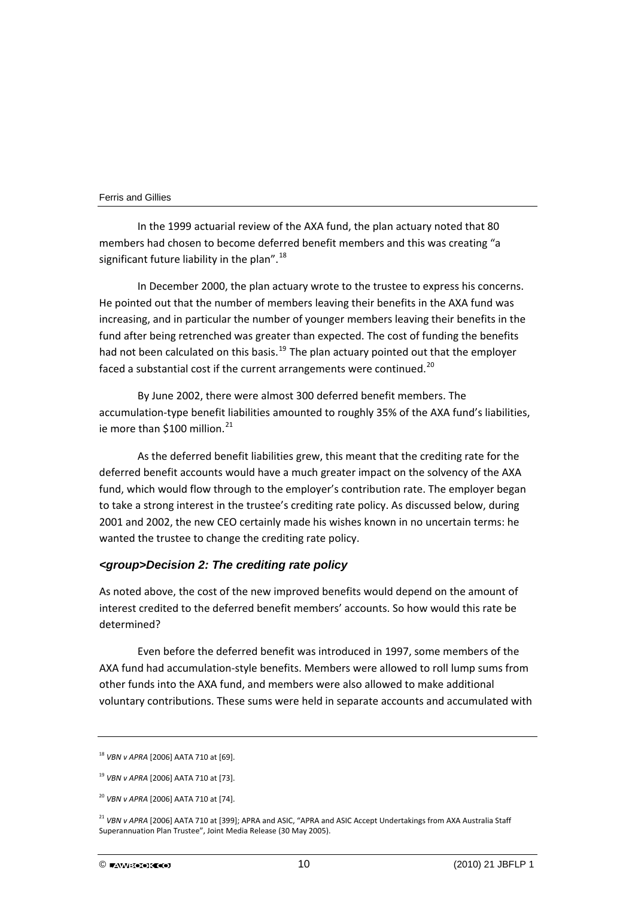In the 1999 actuarial review of the AXA fund, the plan actuary noted that 80 members had chosen to become deferred benefit members and this was creating "a significant future liability in the plan".[18]

In December 2000, the plan actuary wrote to the trustee to express his concerns. He pointed out that the number of members leaving their benefits in the AXA fund was increasing, and in particular the number of younger members leaving their benefits in the fund after being retrenched was greater than expected. The cost of funding the benefits had not been calculated on this basis.[19] The plan actuary pointed out that the employer faced a substantial cost if the current arrangements were continued.[20]

By June 2002, there were almost 300 deferred benefit members. The accumulation-type benefit liabilities amounted to roughly 35% of the AXA fund's liabilities, ie more than $100 million.[21]

As the deferred benefit liabilities grew, this meant that the crediting rate for the deferred benefit accounts would have a much greater impact on the solvency of the AXA fund, which would flow through to the employer's contribution rate. The employer began to take a strong interest in the trustee's crediting rate policy. As discussed below, during 2001 and 2002, the new CEO certainly made his wishes known in no uncertain terms: he wanted the trustee to change the crediting rate policy.

### *<group>Decision 2: The crediting rate policy*

As noted above, the cost of the new improved benefits would depend on the amount of interest credited to the deferred benefit members' accounts. So how would this rate be determined?

Even before the deferred benefit was introduced in 1997, some members of the AXA fund had accumulation-style benefits. Members were allowed to roll lump sums from other funds into the AXA fund, and members were also allowed to make additional voluntary contributions. These sums were held in separate accounts and accumulated with

---

[18] *VBN v APRA* [2006] AATA 710 at [69].

[19] *VBN v APRA* [2006] AATA 710 at [73].

[20] *VBN v APRA* [2006] AATA 710 at [74].

[21] *VBN v APRA* [2006] AATA 710 at [399]; APRA and ASIC, "APRA and ASIC Accept Undertakings from AXA Australia Staff Superannuation Plan Trustee", Joint Media Release (30 May 2005).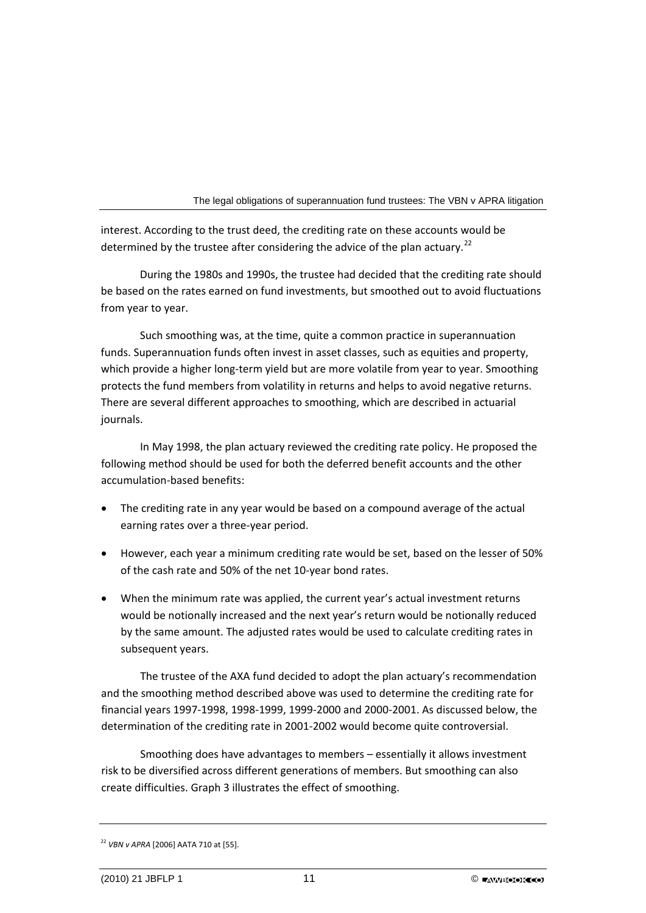interest. According to the trust deed, the crediting rate on these accounts would be determined by the trustee after considering the advice of the plan actuary.[22]

During the 1980s and 1990s, the trustee had decided that the crediting rate should be based on the rates earned on fund investments, but smoothed out to avoid fluctuations from year to year.

Such smoothing was, at the time, quite a common practice in superannuation funds. Superannuation funds often invest in asset classes, such as equities and property, which provide a higher long-term yield but are more volatile from year to year. Smoothing protects the fund members from volatility in returns and helps to avoid negative returns. There are several different approaches to smoothing, which are described in actuarial journals.

In May 1998, the plan actuary reviewed the crediting rate policy. He proposed the following method should be used for both the deferred benefit accounts and the other accumulation-based benefits:

- The crediting rate in any year would be based on a compound average of the actual earning rates over a three-year period.
- However, each year a minimum crediting rate would be set, based on the lesser of 50% of the cash rate and 50% of the net 10-year bond rates.
- When the minimum rate was applied, the current year's actual investment returns would be notionally increased and the next year's return would be notionally reduced by the same amount. The adjusted rates would be used to calculate crediting rates in subsequent years.

The trustee of the AXA fund decided to adopt the plan actuary's recommendation and the smoothing method described above was used to determine the crediting rate for financial years 1997-1998, 1998-1999, 1999-2000 and 2000-2001. As discussed below, the determination of the crediting rate in 2001-2002 would become quite controversial.

Smoothing does have advantages to members – essentially it allows investment risk to be diversified across different generations of members. But smoothing can also create difficulties. Graph 3 illustrates the effect of smoothing.

---

[22] *VBN v APRA* [2006] AATA 710 at [55].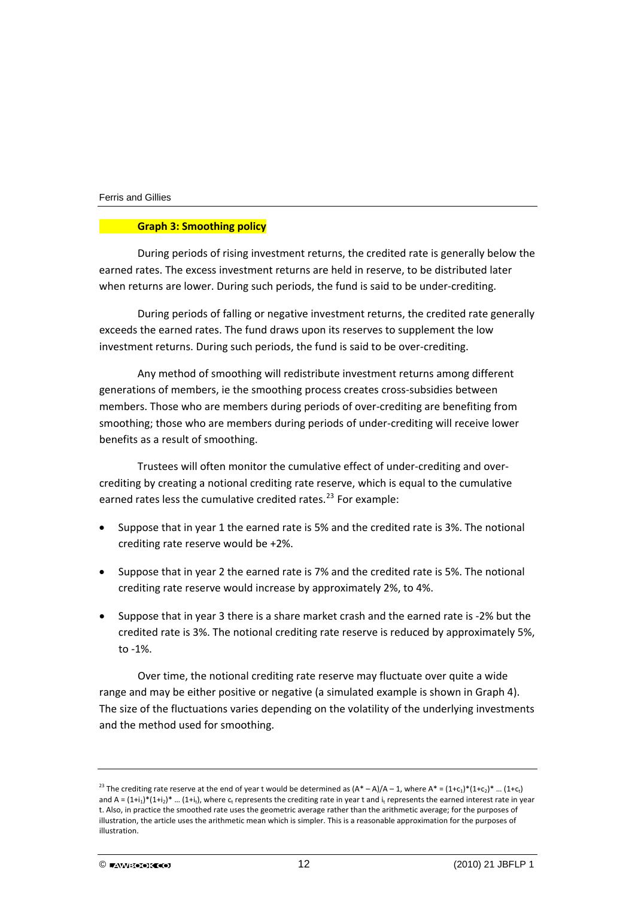**Graph 3: Smoothing policy**

During periods of rising investment returns, the credited rate is generally below the earned rates. The excess investment returns are held in reserve, to be distributed later when returns are lower. During such periods, the fund is said to be under-crediting.

During periods of falling or negative investment returns, the credited rate generally exceeds the earned rates. The fund draws upon its reserves to supplement the low investment returns. During such periods, the fund is said to be over-crediting.

Any method of smoothing will redistribute investment returns among different generations of members, ie the smoothing process creates cross-subsidies between members. Those who are members during periods of over-crediting are benefiting from smoothing; those who are members during periods of under-crediting will receive lower benefits as a result of smoothing.

Trustees will often monitor the cumulative effect of under-crediting and over-crediting by creating a notional crediting rate reserve, which is equal to the cumulative earned rates less the cumulative credited rates.[23] For example:

- Suppose that in year 1 the earned rate is 5% and the credited rate is 3%. The notional crediting rate reserve would be +2%.
- Suppose that in year 2 the earned rate is 7% and the credited rate is 5%. The notional crediting rate reserve would increase by approximately 2%, to 4%.
- Suppose that in year 3 there is a share market crash and the earned rate is -2% but the credited rate is 3%. The notional crediting rate reserve is reduced by approximately 5%, to -1%.

Over time, the notional crediting rate reserve may fluctuate over quite a wide range and may be either positive or negative (a simulated example is shown in Graph 4). The size of the fluctuations varies depending on the volatility of the underlying investments and the method used for smoothing.

---

[23] The crediting rate reserve at the end of year t would be determined as $(A^* - A)/A - 1$, where $A^* = (1+c_1)*(1+c_2)* \ldots (1+c_t)$ and $A = (1+i_1)*(1+i_2)* \ldots (1+i_t)$, where $c_t$ represents the crediting rate in year t and $i_t$ represents the earned interest rate in year t. Also, in practice the smoothed rate uses the geometric average rather than the arithmetic average; for the purposes of illustration, the article uses the arithmetic mean which is simpler. This is a reasonable approximation for the purposes of illustration.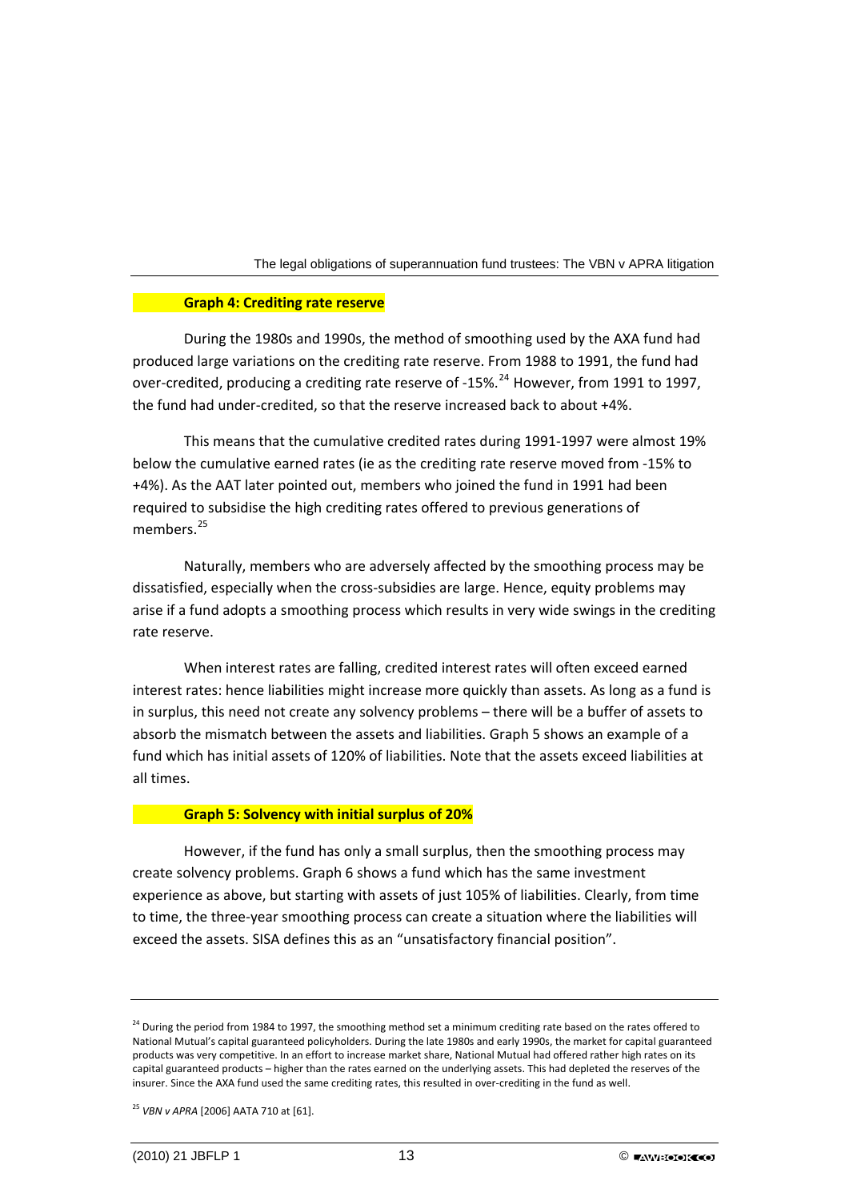**Graph 4: Crediting rate reserve**

During the 1980s and 1990s, the method of smoothing used by the AXA fund had produced large variations on the crediting rate reserve. From 1988 to 1991, the fund had over-credited, producing a crediting rate reserve of -15%.[24] However, from 1991 to 1997, the fund had under-credited, so that the reserve increased back to about +4%.

This means that the cumulative credited rates during 1991-1997 were almost 19% below the cumulative earned rates (ie as the crediting rate reserve moved from -15% to +4%). As the AAT later pointed out, members who joined the fund in 1991 had been required to subsidise the high crediting rates offered to previous generations of members.[25]

Naturally, members who are adversely affected by the smoothing process may be dissatisfied, especially when the cross-subsidies are large. Hence, equity problems may arise if a fund adopts a smoothing process which results in very wide swings in the crediting rate reserve.

When interest rates are falling, credited interest rates will often exceed earned interest rates: hence liabilities might increase more quickly than assets. As long as a fund is in surplus, this need not create any solvency problems – there will be a buffer of assets to absorb the mismatch between the assets and liabilities. Graph 5 shows an example of a fund which has initial assets of 120% of liabilities. Note that the assets exceed liabilities at all times.

**Graph 5: Solvency with initial surplus of 20%**

However, if the fund has only a small surplus, then the smoothing process may create solvency problems. Graph 6 shows a fund which has the same investment experience as above, but starting with assets of just 105% of liabilities. Clearly, from time to time, the three-year smoothing process can create a situation where the liabilities will exceed the assets. SISA defines this as an "unsatisfactory financial position".

---

[24] During the period from 1984 to 1997, the smoothing method set a minimum crediting rate based on the rates offered to National Mutual's capital guaranteed policyholders. During the late 1980s and early 1990s, the market for capital guaranteed products was very competitive. In an effort to increase market share, National Mutual had offered rather high rates on its capital guaranteed products – higher than the rates earned on the underlying assets. This had depleted the reserves of the insurer. Since the AXA fund used the same crediting rates, this resulted in over-crediting in the fund as well.

[25] *VBN v APRA* [2006] AATA 710 at [61].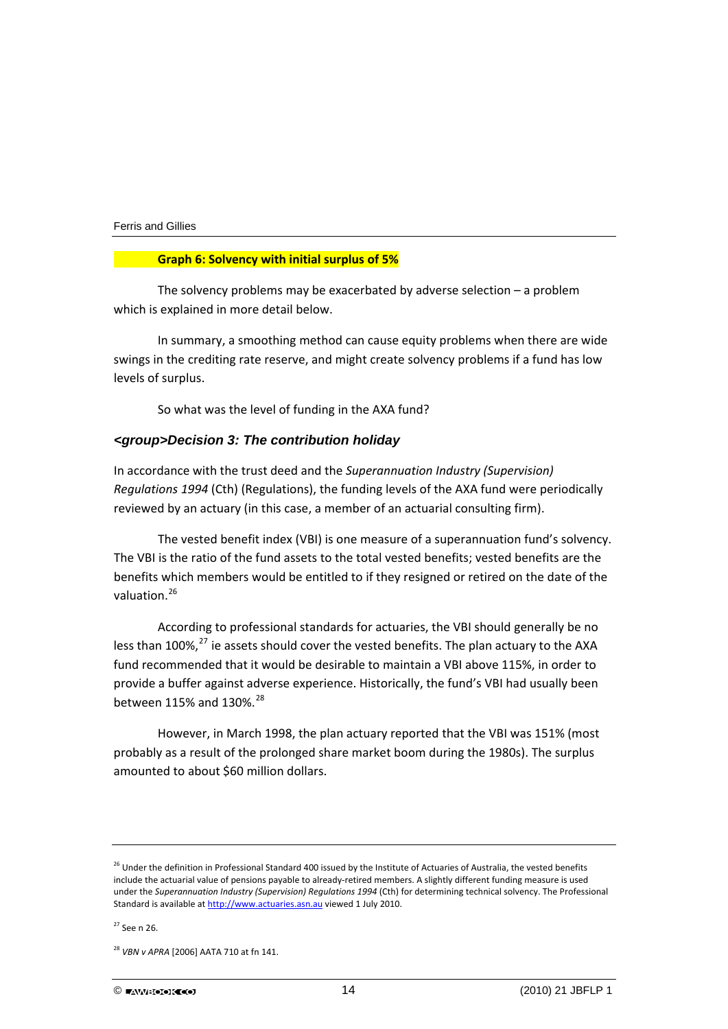**Graph 6: Solvency with initial surplus of 5%**

The solvency problems may be exacerbated by adverse selection – a problem which is explained in more detail below.

In summary, a smoothing method can cause equity problems when there are wide swings in the crediting rate reserve, and might create solvency problems if a fund has low levels of surplus.

So what was the level of funding in the AXA fund?

### *<group>Decision 3: The contribution holiday*

In accordance with the trust deed and the *Superannuation Industry (Supervision) Regulations 1994* (Cth) (Regulations), the funding levels of the AXA fund were periodically reviewed by an actuary (in this case, a member of an actuarial consulting firm).

The vested benefit index (VBI) is one measure of a superannuation fund's solvency. The VBI is the ratio of the fund assets to the total vested benefits; vested benefits are the benefits which members would be entitled to if they resigned or retired on the date of the valuation.[26]

According to professional standards for actuaries, the VBI should generally be no less than 100%,[27] ie assets should cover the vested benefits. The plan actuary to the AXA fund recommended that it would be desirable to maintain a VBI above 115%, in order to provide a buffer against adverse experience. Historically, the fund's VBI had usually been between 115% and 130%.[28]

However, in March 1998, the plan actuary reported that the VBI was 151% (most probably as a result of the prolonged share market boom during the 1980s). The surplus amounted to about $60 million dollars.

---

[26] Under the definition in Professional Standard 400 issued by the Institute of Actuaries of Australia, the vested benefits include the actuarial value of pensions payable to already-retired members. A slightly different funding measure is used under the *Superannuation Industry (Supervision) Regulations 1994* (Cth) for determining technical solvency. The Professional Standard is available at http://www.actuaries.asn.au viewed 1 July 2010.

[27] See n 26.

[28] *VBN v APRA* [2006] AATA 710 at fn 141.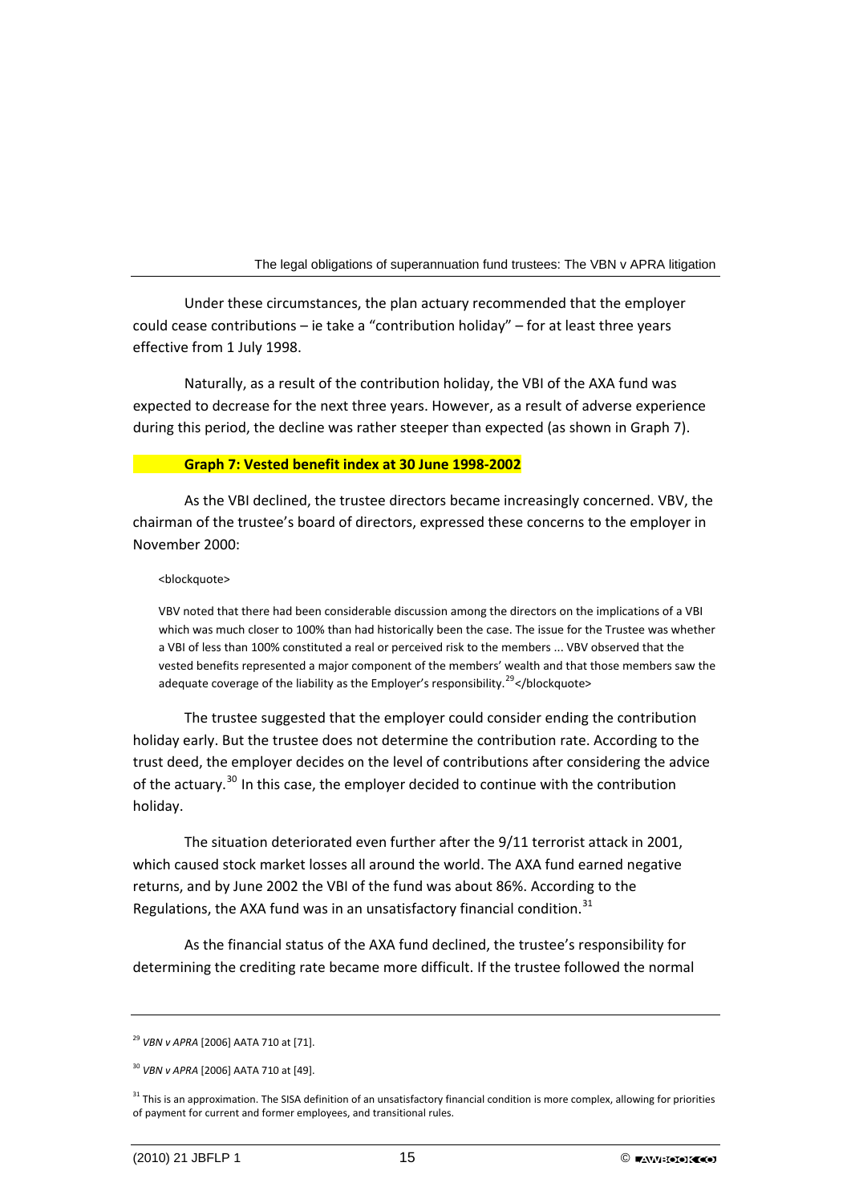Under these circumstances, the plan actuary recommended that the employer could cease contributions – ie take a "contribution holiday" – for at least three years effective from 1 July 1998.

Naturally, as a result of the contribution holiday, the VBI of the AXA fund was expected to decrease for the next three years. However, as a result of adverse experience during this period, the decline was rather steeper than expected (as shown in Graph 7).

**Graph 7: Vested benefit index at 30 June 1998-2002**

As the VBI declined, the trustee directors became increasingly concerned. VBV, the chairman of the trustee's board of directors, expressed these concerns to the employer in November 2000:

> VBV noted that there had been considerable discussion among the directors on the implications of a VBI which was much closer to 100% than had historically been the case. The issue for the Trustee was whether a VBI of less than 100% constituted a real or perceived risk to the members ... VBV observed that the vested benefits represented a major component of the members' wealth and that those members saw the adequate coverage of the liability as the Employer's responsibility.[29]

The trustee suggested that the employer could consider ending the contribution holiday early. But the trustee does not determine the contribution rate. According to the trust deed, the employer decides on the level of contributions after considering the advice of the actuary.[30] In this case, the employer decided to continue with the contribution holiday.

The situation deteriorated even further after the 9/11 terrorist attack in 2001, which caused stock market losses all around the world. The AXA fund earned negative returns, and by June 2002 the VBI of the fund was about 86%. According to the Regulations, the AXA fund was in an unsatisfactory financial condition.[31]

As the financial status of the AXA fund declined, the trustee's responsibility for determining the crediting rate became more difficult. If the trustee followed the normal

---

[29] *VBN v APRA* [2006] AATA 710 at [71].

[30] *VBN v APRA* [2006] AATA 710 at [49].

[31] This is an approximation. The SISA definition of an unsatisfactory financial condition is more complex, allowing for priorities of payment for current and former employees, and transitional rules.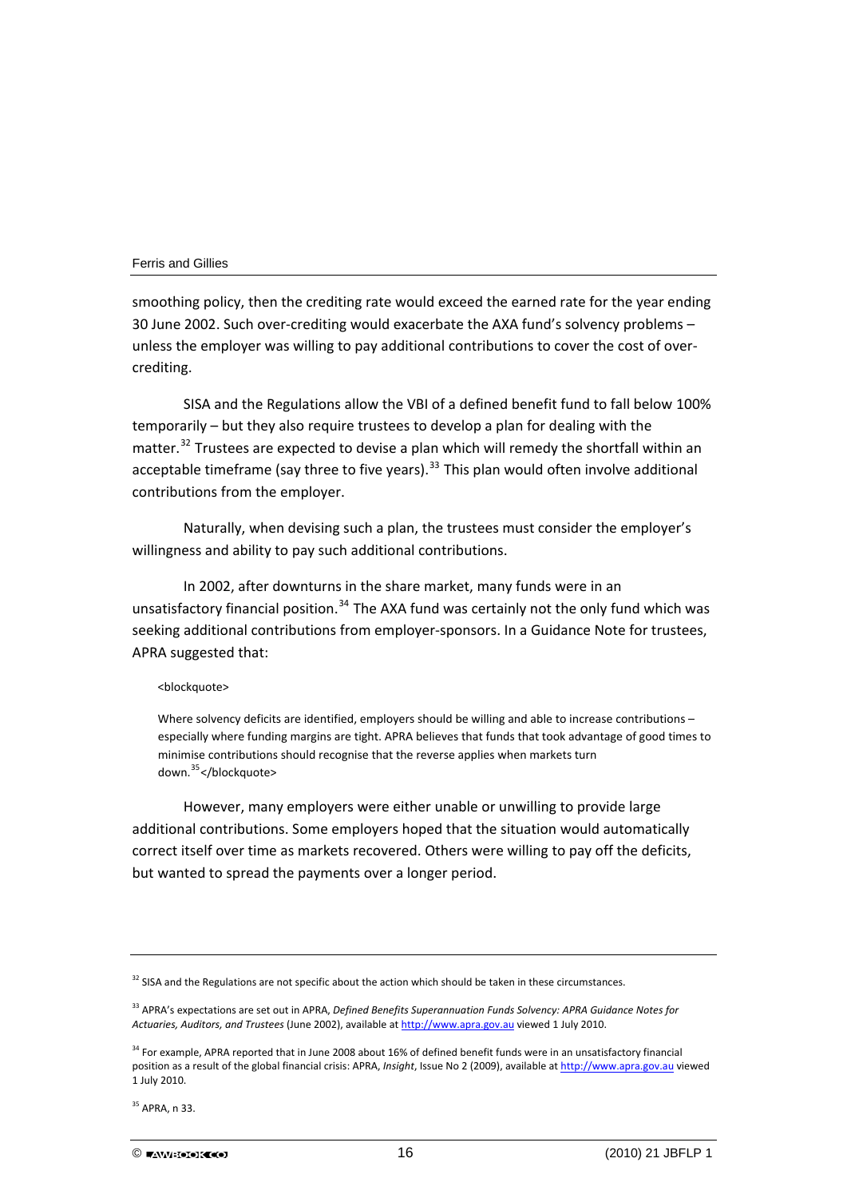smoothing policy, then the crediting rate would exceed the earned rate for the year ending 30 June 2002. Such over-crediting would exacerbate the AXA fund's solvency problems – unless the employer was willing to pay additional contributions to cover the cost of over-crediting.

SISA and the Regulations allow the VBI of a defined benefit fund to fall below 100% temporarily – but they also require trustees to develop a plan for dealing with the matter.[32] Trustees are expected to devise a plan which will remedy the shortfall within an acceptable timeframe (say three to five years).[33] This plan would often involve additional contributions from the employer.

Naturally, when devising such a plan, the trustees must consider the employer's willingness and ability to pay such additional contributions.

In 2002, after downturns in the share market, many funds were in an unsatisfactory financial position.[34] The AXA fund was certainly not the only fund which was seeking additional contributions from employer-sponsors. In a Guidance Note for trustees, APRA suggested that:

> Where solvency deficits are identified, employers should be willing and able to increase contributions – especially where funding margins are tight. APRA believes that funds that took advantage of good times to minimise contributions should recognise that the reverse applies when markets turn down.[35]

However, many employers were either unable or unwilling to provide large additional contributions. Some employers hoped that the situation would automatically correct itself over time as markets recovered. Others were willing to pay off the deficits, but wanted to spread the payments over a longer period.

---

[32] SISA and the Regulations are not specific about the action which should be taken in these circumstances.

[33] APRA's expectations are set out in APRA, *Defined Benefits Superannuation Funds Solvency: APRA Guidance Notes for Actuaries, Auditors, and Trustees* (June 2002), available at http://www.apra.gov.au viewed 1 July 2010.

[34] For example, APRA reported that in June 2008 about 16% of defined benefit funds were in an unsatisfactory financial position as a result of the global financial crisis: APRA, *Insight*, Issue No 2 (2009), available at http://www.apra.gov.au viewed 1 July 2010.

[35] APRA, n 33.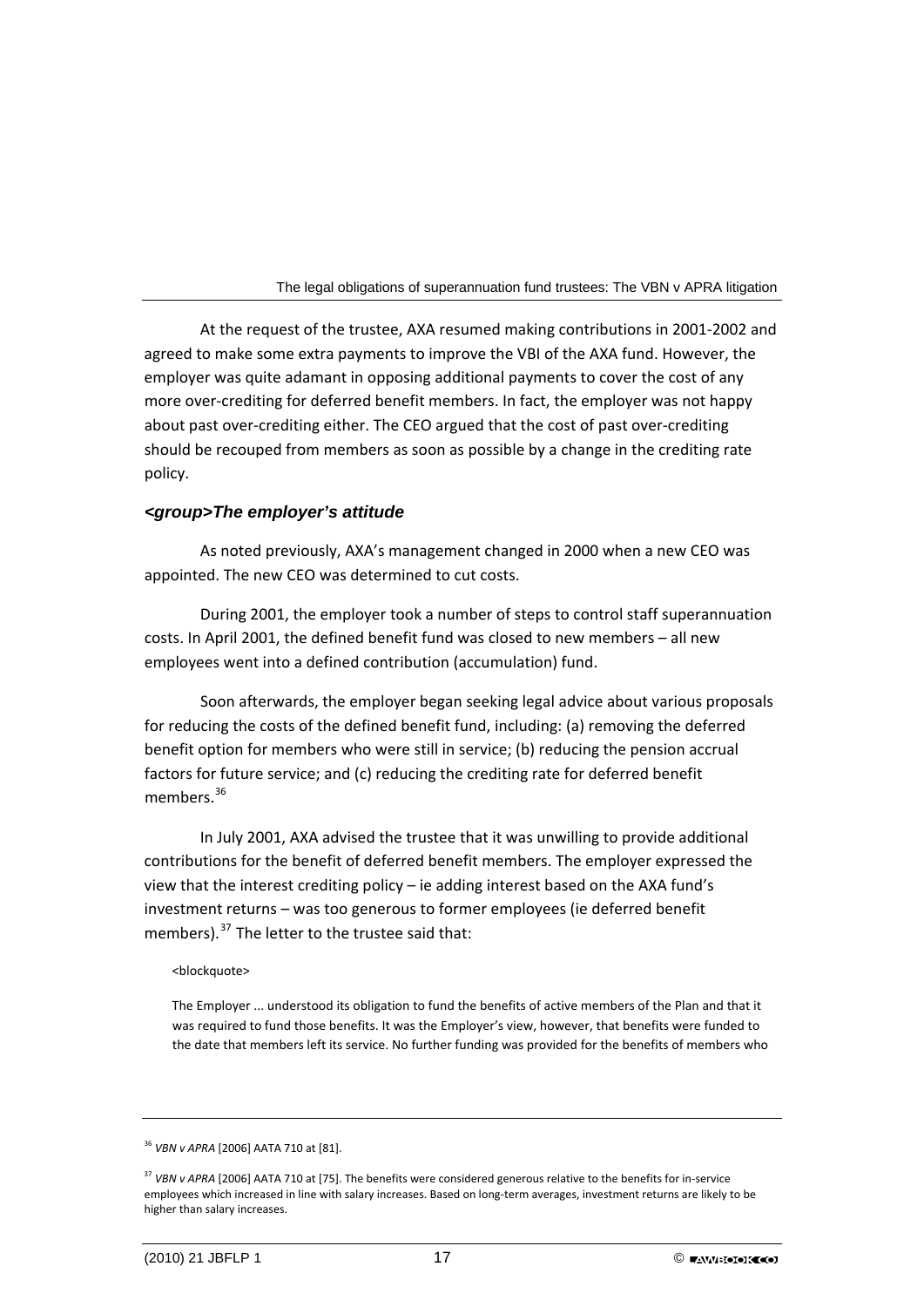At the request of the trustee, AXA resumed making contributions in 2001-2002 and agreed to make some extra payments to improve the VBI of the AXA fund. However, the employer was quite adamant in opposing additional payments to cover the cost of any more over-crediting for deferred benefit members. In fact, the employer was not happy about past over-crediting either. The CEO argued that the cost of past over-crediting should be recouped from members as soon as possible by a change in the crediting rate policy.

### <group>The employer's attitude

As noted previously, AXA's management changed in 2000 when a new CEO was appointed. The new CEO was determined to cut costs.

During 2001, the employer took a number of steps to control staff superannuation costs. In April 2001, the defined benefit fund was closed to new members – all new employees went into a defined contribution (accumulation) fund.

Soon afterwards, the employer began seeking legal advice about various proposals for reducing the costs of the defined benefit fund, including: (a) removing the deferred benefit option for members who were still in service; (b) reducing the pension accrual factors for future service; and (c) reducing the crediting rate for deferred benefit members.[36]

In July 2001, AXA advised the trustee that it was unwilling to provide additional contributions for the benefit of deferred benefit members. The employer expressed the view that the interest crediting policy – ie adding interest based on the AXA fund's investment returns – was too generous to former employees (ie deferred benefit members).[37] The letter to the trustee said that:

<blockquote>

> The Employer ... understood its obligation to fund the benefits of active members of the Plan and that it was required to fund those benefits. It was the Employer's view, however, that benefits were funded to the date that members left its service. No further funding was provided for the benefits of members who

---

[36] *VBN v APRA* [2006] AATA 710 at [81].

[37] *VBN v APRA* [2006] AATA 710 at [75]. The benefits were considered generous relative to the benefits for in-service employees which increased in line with salary increases. Based on long-term averages, investment returns are likely to be higher than salary increases.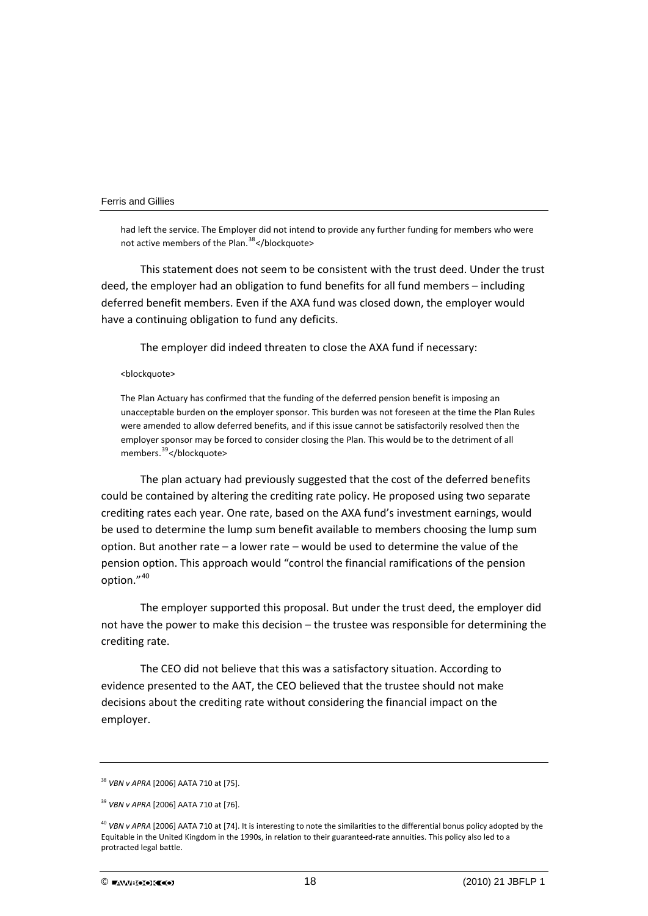> had left the service. The Employer did not intend to provide any further funding for members who were not active members of the Plan.[38]

This statement does not seem to be consistent with the trust deed. Under the trust deed, the employer had an obligation to fund benefits for all fund members – including deferred benefit members. Even if the AXA fund was closed down, the employer would have a continuing obligation to fund any deficits.

The employer did indeed threaten to close the AXA fund if necessary:

> The Plan Actuary has confirmed that the funding of the deferred pension benefit is imposing an unacceptable burden on the employer sponsor. This burden was not foreseen at the time the Plan Rules were amended to allow deferred benefits, and if this issue cannot be satisfactorily resolved then the employer sponsor may be forced to consider closing the Plan. This would be to the detriment of all members.[39]

The plan actuary had previously suggested that the cost of the deferred benefits could be contained by altering the crediting rate policy. He proposed using two separate crediting rates each year. One rate, based on the AXA fund's investment earnings, would be used to determine the lump sum benefit available to members choosing the lump sum option. But another rate – a lower rate – would be used to determine the value of the pension option. This approach would "control the financial ramifications of the pension option."[40]

The employer supported this proposal. But under the trust deed, the employer did not have the power to make this decision – the trustee was responsible for determining the crediting rate.

The CEO did not believe that this was a satisfactory situation. According to evidence presented to the AAT, the CEO believed that the trustee should not make decisions about the crediting rate without considering the financial impact on the employer.

---

[38] *VBN v APRA* [2006] AATA 710 at [75].

[39] *VBN v APRA* [2006] AATA 710 at [76].

[40] *VBN v APRA* [2006] AATA 710 at [74]. It is interesting to note the similarities to the differential bonus policy adopted by the Equitable in the United Kingdom in the 1990s, in relation to their guaranteed-rate annuities. This policy also led to a protracted legal battle.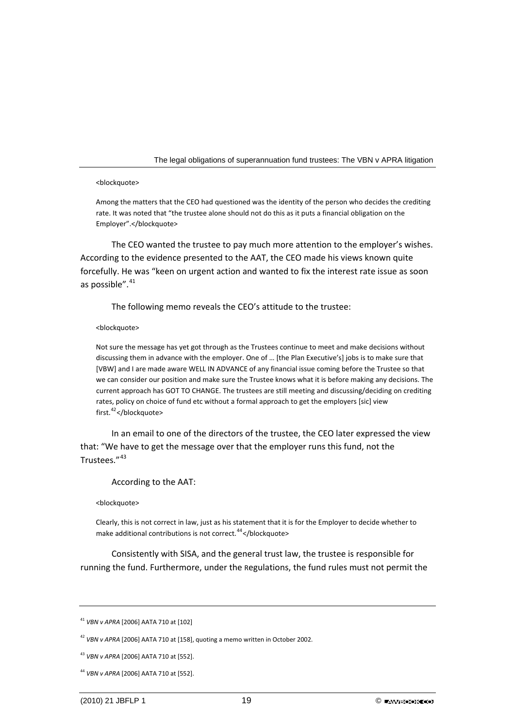> Among the matters that the CEO had questioned was the identity of the person who decides the crediting rate. It was noted that "the trustee alone should not do this as it puts a financial obligation on the Employer".

The CEO wanted the trustee to pay much more attention to the employer's wishes. According to the evidence presented to the AAT, the CEO made his views known quite forcefully. He was "keen on urgent action and wanted to fix the interest rate issue as soon as possible".[41]

The following memo reveals the CEO's attitude to the trustee:

> Not sure the message has yet got through as the Trustees continue to meet and make decisions without discussing them in advance with the employer. One of … [the Plan Executive's] jobs is to make sure that [VBW] and I are made aware WELL IN ADVANCE of any financial issue coming before the Trustee so that we can consider our position and make sure the Trustee knows what it is before making any decisions. The current approach has GOT TO CHANGE. The trustees are still meeting and discussing/deciding on crediting rates, policy on choice of fund etc without a formal approach to get the employers [sic] view first.[42]

In an email to one of the directors of the trustee, the CEO later expressed the view that: "We have to get the message over that the employer runs this fund, not the Trustees."[43]

According to the AAT:

> Clearly, this is not correct in law, just as his statement that it is for the Employer to decide whether to make additional contributions is not correct.[44]

Consistently with SISA, and the general trust law, the trustee is responsible for running the fund. Furthermore, under the Regulations, the fund rules must not permit the

---

[41] *VBN v APRA* [2006] AATA 710 at [102]

[42] *VBN v APRA* [2006] AATA 710 at [158], quoting a memo written in October 2002.

[43] *VBN v APRA* [2006] AATA 710 at [552].

[44] *VBN v APRA* [2006] AATA 710 at [552].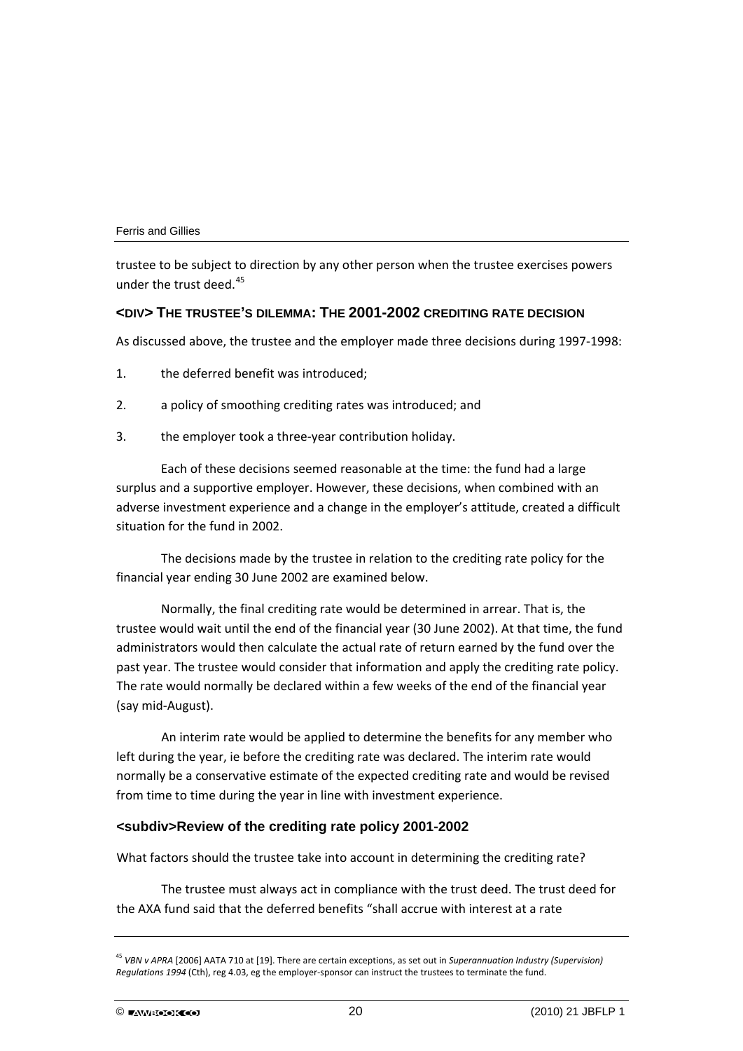trustee to be subject to direction by any other person when the trustee exercises powers under the trust deed.[45]

## <div> The trustee's dilemma: The 2001-2002 crediting rate decision

As discussed above, the trustee and the employer made three decisions during 1997-1998:

1. the deferred benefit was introduced;
2. a policy of smoothing crediting rates was introduced; and
3. the employer took a three-year contribution holiday.

Each of these decisions seemed reasonable at the time: the fund had a large surplus and a supportive employer. However, these decisions, when combined with an adverse investment experience and a change in the employer's attitude, created a difficult situation for the fund in 2002.

The decisions made by the trustee in relation to the crediting rate policy for the financial year ending 30 June 2002 are examined below.

Normally, the final crediting rate would be determined in arrear. That is, the trustee would wait until the end of the financial year (30 June 2002). At that time, the fund administrators would then calculate the actual rate of return earned by the fund over the past year. The trustee would consider that information and apply the crediting rate policy. The rate would normally be declared within a few weeks of the end of the financial year (say mid-August).

An interim rate would be applied to determine the benefits for any member who left during the year, ie before the crediting rate was declared. The interim rate would normally be a conservative estimate of the expected crediting rate and would be revised from time to time during the year in line with investment experience.

### <subdiv>Review of the crediting rate policy 2001-2002

What factors should the trustee take into account in determining the crediting rate?

The trustee must always act in compliance with the trust deed. The trust deed for the AXA fund said that the deferred benefits "shall accrue with interest at a rate

---

[45] *VBN v APRA* [2006] AATA 710 at [19]. There are certain exceptions, as set out in *Superannuation Industry (Supervision) Regulations 1994* (Cth), reg 4.03, eg the employer-sponsor can instruct the trustees to terminate the fund.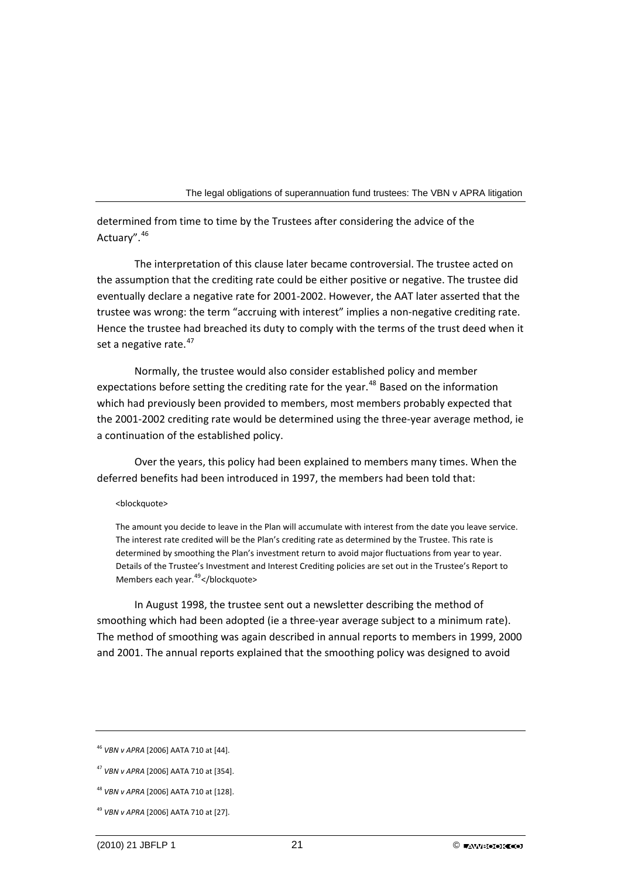determined from time to time by the Trustees after considering the advice of the Actuary".[46]

The interpretation of this clause later became controversial. The trustee acted on the assumption that the crediting rate could be either positive or negative. The trustee did eventually declare a negative rate for 2001-2002. However, the AAT later asserted that the trustee was wrong: the term "accruing with interest" implies a non-negative crediting rate. Hence the trustee had breached its duty to comply with the terms of the trust deed when it set a negative rate.[47]

Normally, the trustee would also consider established policy and member expectations before setting the crediting rate for the year.[48] Based on the information which had previously been provided to members, most members probably expected that the 2001-2002 crediting rate would be determined using the three-year average method, ie a continuation of the established policy.

Over the years, this policy had been explained to members many times. When the deferred benefits had been introduced in 1997, the members had been told that:

> The amount you decide to leave in the Plan will accumulate with interest from the date you leave service. The interest rate credited will be the Plan's crediting rate as determined by the Trustee. This rate is determined by smoothing the Plan's investment return to avoid major fluctuations from year to year. Details of the Trustee's Investment and Interest Crediting policies are set out in the Trustee's Report to Members each year.[49]

In August 1998, the trustee sent out a newsletter describing the method of smoothing which had been adopted (ie a three-year average subject to a minimum rate). The method of smoothing was again described in annual reports to members in 1999, 2000 and 2001. The annual reports explained that the smoothing policy was designed to avoid

---

[46] *VBN v APRA* [2006] AATA 710 at [44].

[47] *VBN v APRA* [2006] AATA 710 at [354].

[48] *VBN v APRA* [2006] AATA 710 at [128].

[49] *VBN v APRA* [2006] AATA 710 at [27].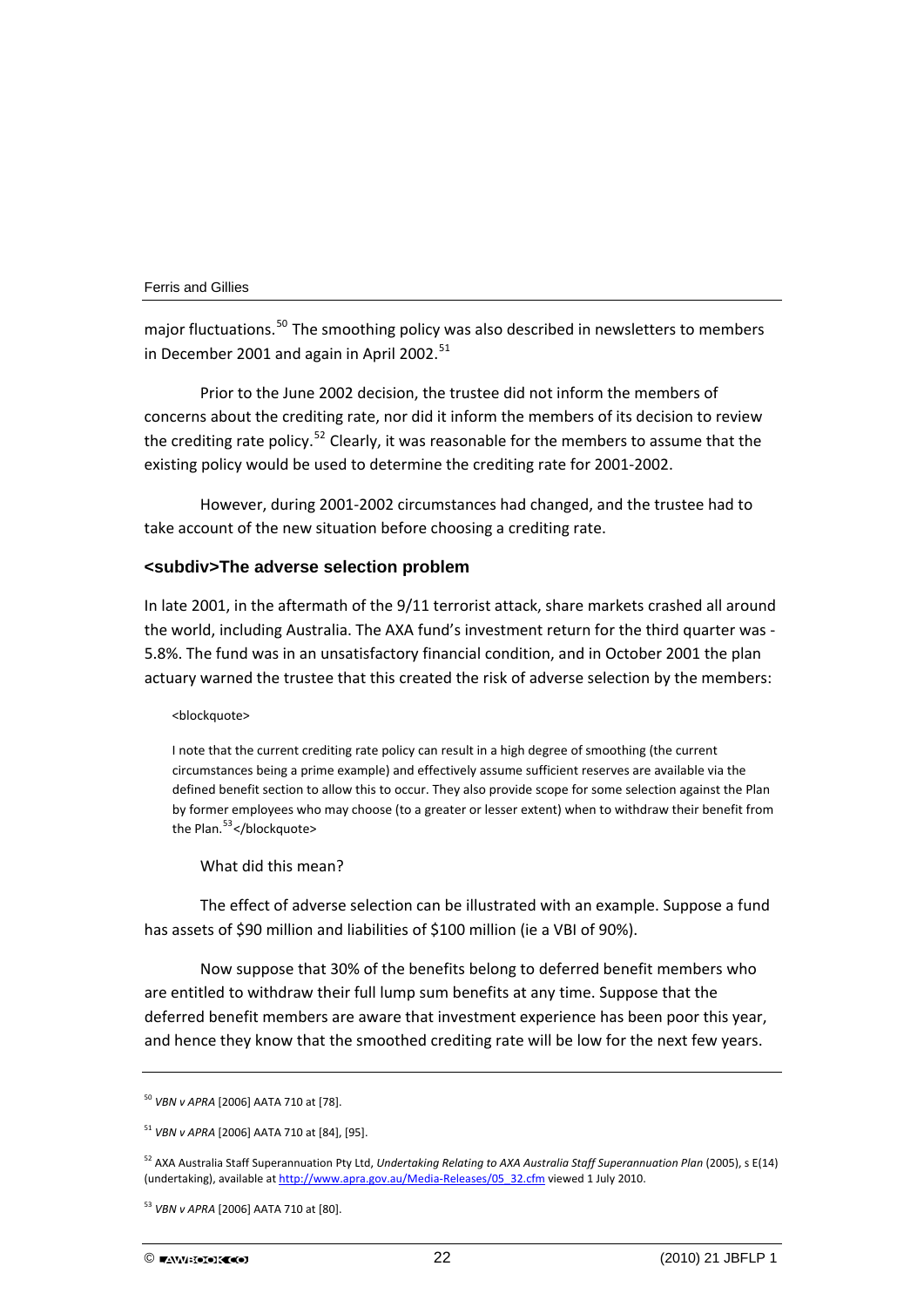major fluctuations.[50] The smoothing policy was also described in newsletters to members in December 2001 and again in April 2002.[51]

Prior to the June 2002 decision, the trustee did not inform the members of concerns about the crediting rate, nor did it inform the members of its decision to review the crediting rate policy.[52] Clearly, it was reasonable for the members to assume that the existing policy would be used to determine the crediting rate for 2001-2002.

However, during 2001-2002 circumstances had changed, and the trustee had to take account of the new situation before choosing a crediting rate.

### <subdiv>The adverse selection problem

In late 2001, in the aftermath of the 9/11 terrorist attack, share markets crashed all around the world, including Australia. The AXA fund's investment return for the third quarter was -5.8%. The fund was in an unsatisfactory financial condition, and in October 2001 the plan actuary warned the trustee that this created the risk of adverse selection by the members:

<blockquote>

> I note that the current crediting rate policy can result in a high degree of smoothing (the current circumstances being a prime example) and effectively assume sufficient reserves are available via the defined benefit section to allow this to occur. They also provide scope for some selection against the Plan by former employees who may choose (to a greater or lesser extent) when to withdraw their benefit from the Plan.[53]</blockquote>

What did this mean?

The effect of adverse selection can be illustrated with an example. Suppose a fund has assets of $90 million and liabilities of $100 million (ie a VBI of 90%).

Now suppose that 30% of the benefits belong to deferred benefit members who are entitled to withdraw their full lump sum benefits at any time. Suppose that the deferred benefit members are aware that investment experience has been poor this year, and hence they know that the smoothed crediting rate will be low for the next few years.

---

[50] *VBN v APRA* [2006] AATA 710 at [78].

[51] *VBN v APRA* [2006] AATA 710 at [84], [95].

[52] AXA Australia Staff Superannuation Pty Ltd, *Undertaking Relating to AXA Australia Staff Superannuation Plan* (2005), s E(14) (undertaking), available at http://www.apra.gov.au/Media-Releases/05_32.cfm viewed 1 July 2010.

[53] *VBN v APRA* [2006] AATA 710 at [80].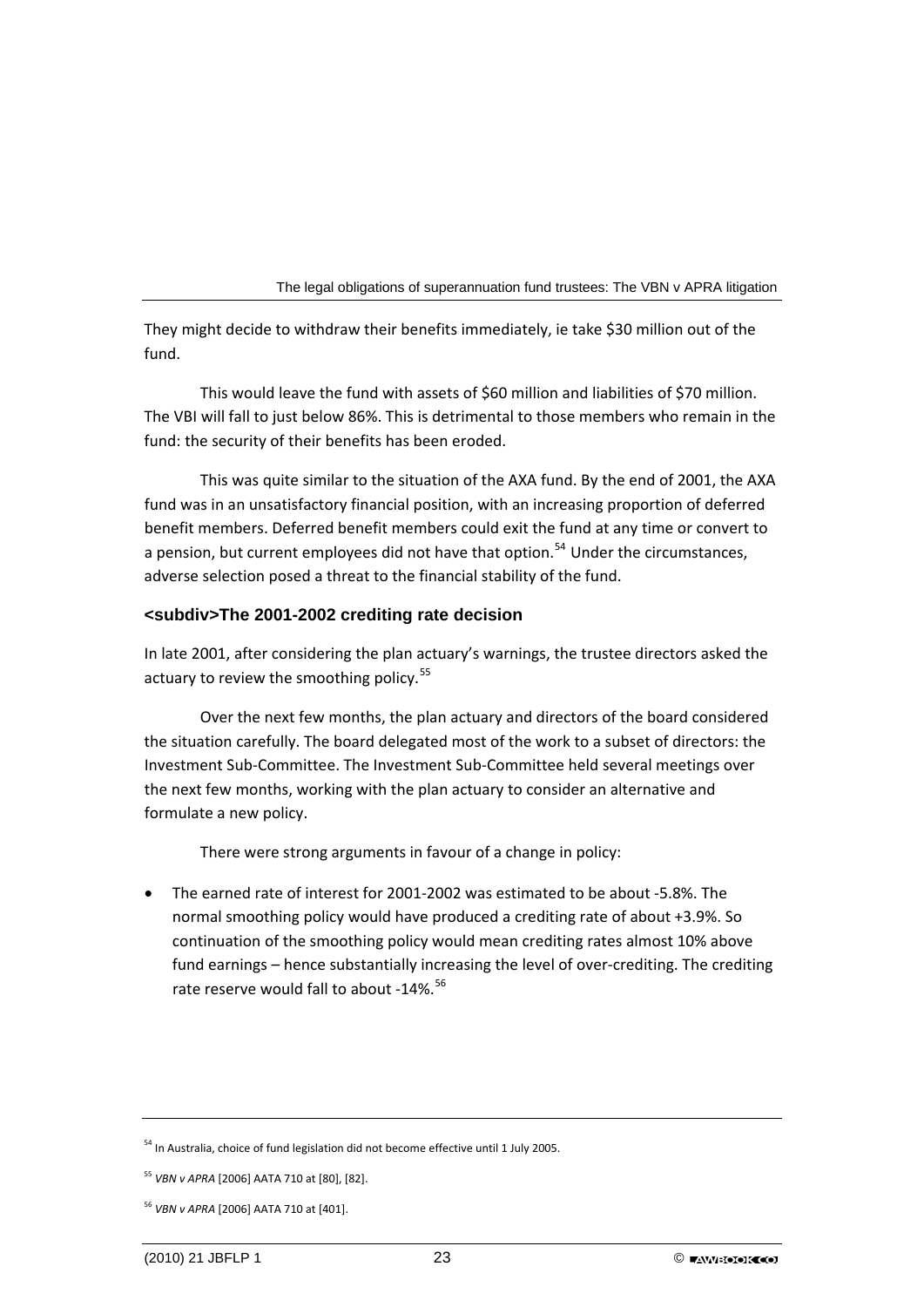They might decide to withdraw their benefits immediately, ie take $30 million out of the fund.

This would leave the fund with assets of $60 million and liabilities of $70 million. The VBI will fall to just below 86%. This is detrimental to those members who remain in the fund: the security of their benefits has been eroded.

This was quite similar to the situation of the AXA fund. By the end of 2001, the AXA fund was in an unsatisfactory financial position, with an increasing proportion of deferred benefit members. Deferred benefit members could exit the fund at any time or convert to a pension, but current employees did not have that option.[54] Under the circumstances, adverse selection posed a threat to the financial stability of the fund.

### <subdiv>The 2001-2002 crediting rate decision

In late 2001, after considering the plan actuary's warnings, the trustee directors asked the actuary to review the smoothing policy.[55]

Over the next few months, the plan actuary and directors of the board considered the situation carefully. The board delegated most of the work to a subset of directors: the Investment Sub-Committee. The Investment Sub-Committee held several meetings over the next few months, working with the plan actuary to consider an alternative and formulate a new policy.

There were strong arguments in favour of a change in policy:

- The earned rate of interest for 2001-2002 was estimated to be about -5.8%. The normal smoothing policy would have produced a crediting rate of about +3.9%. So continuation of the smoothing policy would mean crediting rates almost 10% above fund earnings – hence substantially increasing the level of over-crediting. The crediting rate reserve would fall to about -14%.[56]

---

[54] In Australia, choice of fund legislation did not become effective until 1 July 2005.

[55] *VBN v APRA* [2006] AATA 710 at [80], [82].

[56] *VBN v APRA* [2006] AATA 710 at [401].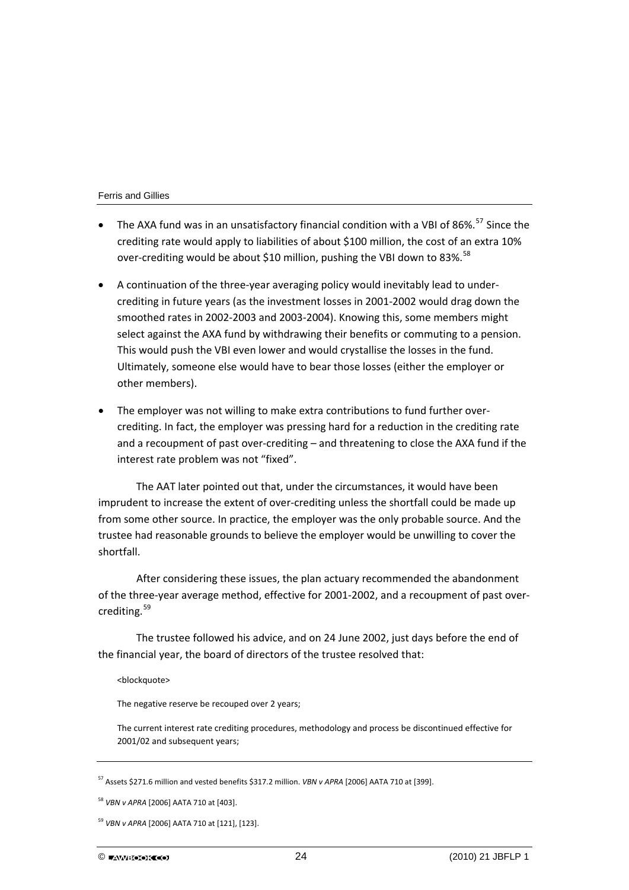- The AXA fund was in an unsatisfactory financial condition with a VBI of 86%.[57] Since the crediting rate would apply to liabilities of about $100 million, the cost of an extra 10% over-crediting would be about $10 million, pushing the VBI down to 83%.[58]

- A continuation of the three-year averaging policy would inevitably lead to under-crediting in future years (as the investment losses in 2001-2002 would drag down the smoothed rates in 2002-2003 and 2003-2004). Knowing this, some members might select against the AXA fund by withdrawing their benefits or commuting to a pension. This would push the VBI even lower and would crystallise the losses in the fund. Ultimately, someone else would have to bear those losses (either the employer or other members).

- The employer was not willing to make extra contributions to fund further over-crediting. In fact, the employer was pressing hard for a reduction in the crediting rate and a recoupment of past over-crediting – and threatening to close the AXA fund if the interest rate problem was not "fixed".

The AAT later pointed out that, under the circumstances, it would have been imprudent to increase the extent of over-crediting unless the shortfall could be made up from some other source. In practice, the employer was the only probable source. And the trustee had reasonable grounds to believe the employer would be unwilling to cover the shortfall.

After considering these issues, the plan actuary recommended the abandonment of the three-year average method, effective for 2001-2002, and a recoupment of past over-crediting.[59]

The trustee followed his advice, and on 24 June 2002, just days before the end of the financial year, the board of directors of the trustee resolved that:

<blockquote>

The negative reserve be recouped over 2 years;

The current interest rate crediting procedures, methodology and process be discontinued effective for 2001/02 and subsequent years;

---

[57] Assets $271.6 million and vested benefits $317.2 million. *VBN v APRA* [2006] AATA 710 at [399].

[58] *VBN v APRA* [2006] AATA 710 at [403].

[59] *VBN v APRA* [2006] AATA 710 at [121], [123].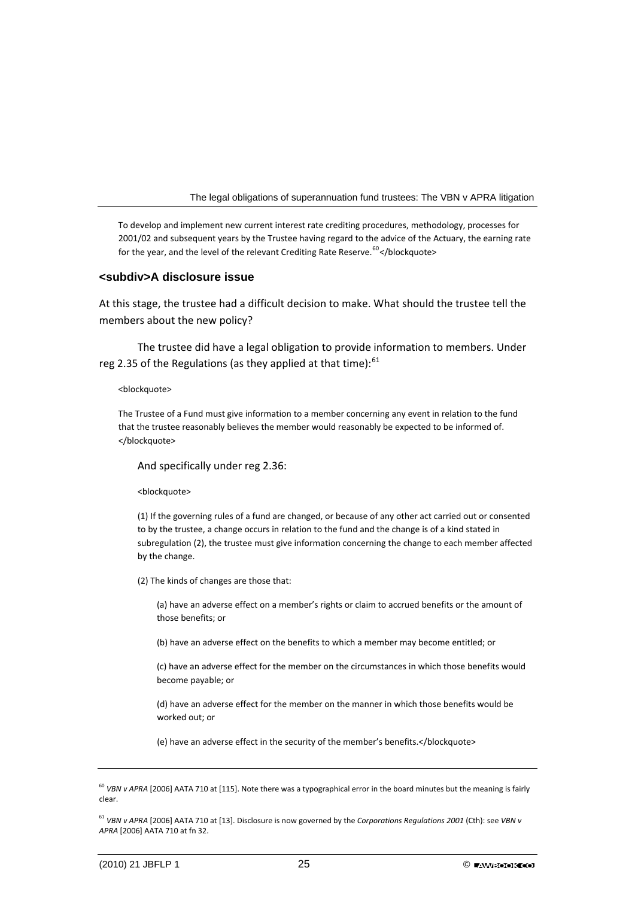To develop and implement new current interest rate crediting procedures, methodology, processes for 2001/02 and subsequent years by the Trustee having regard to the advice of the Actuary, the earning rate for the year, and the level of the relevant Crediting Rate Reserve.[60]</blockquote>

### <subdiv>A disclosure issue

At this stage, the trustee had a difficult decision to make. What should the trustee tell the members about the new policy?

The trustee did have a legal obligation to provide information to members. Under reg 2.35 of the Regulations (as they applied at that time):[61]

<blockquote>

> The Trustee of a Fund must give information to a member concerning any event in relation to the fund that the trustee reasonably believes the member would reasonably be expected to be informed of. </blockquote>

And specifically under reg 2.36:

<blockquote>

> (1) If the governing rules of a fund are changed, or because of any other act carried out or consented to by the trustee, a change occurs in relation to the fund and the change is of a kind stated in subregulation (2), the trustee must give information concerning the change to each member affected by the change.
>
> (2) The kinds of changes are those that:
>
> (a) have an adverse effect on a member's rights or claim to accrued benefits or the amount of those benefits; or
>
> (b) have an adverse effect on the benefits to which a member may become entitled; or
>
> (c) have an adverse effect for the member on the circumstances in which those benefits would become payable; or
>
> (d) have an adverse effect for the member on the manner in which those benefits would be worked out; or
>
> (e) have an adverse effect in the security of the member's benefits.</blockquote>

---

[60] *VBN v APRA* [2006] AATA 710 at [115]. Note there was a typographical error in the board minutes but the meaning is fairly clear.

[61] *VBN v APRA* [2006] AATA 710 at [13]. Disclosure is now governed by the *Corporations Regulations 2001* (Cth): see *VBN v APRA* [2006] AATA 710 at fn 32.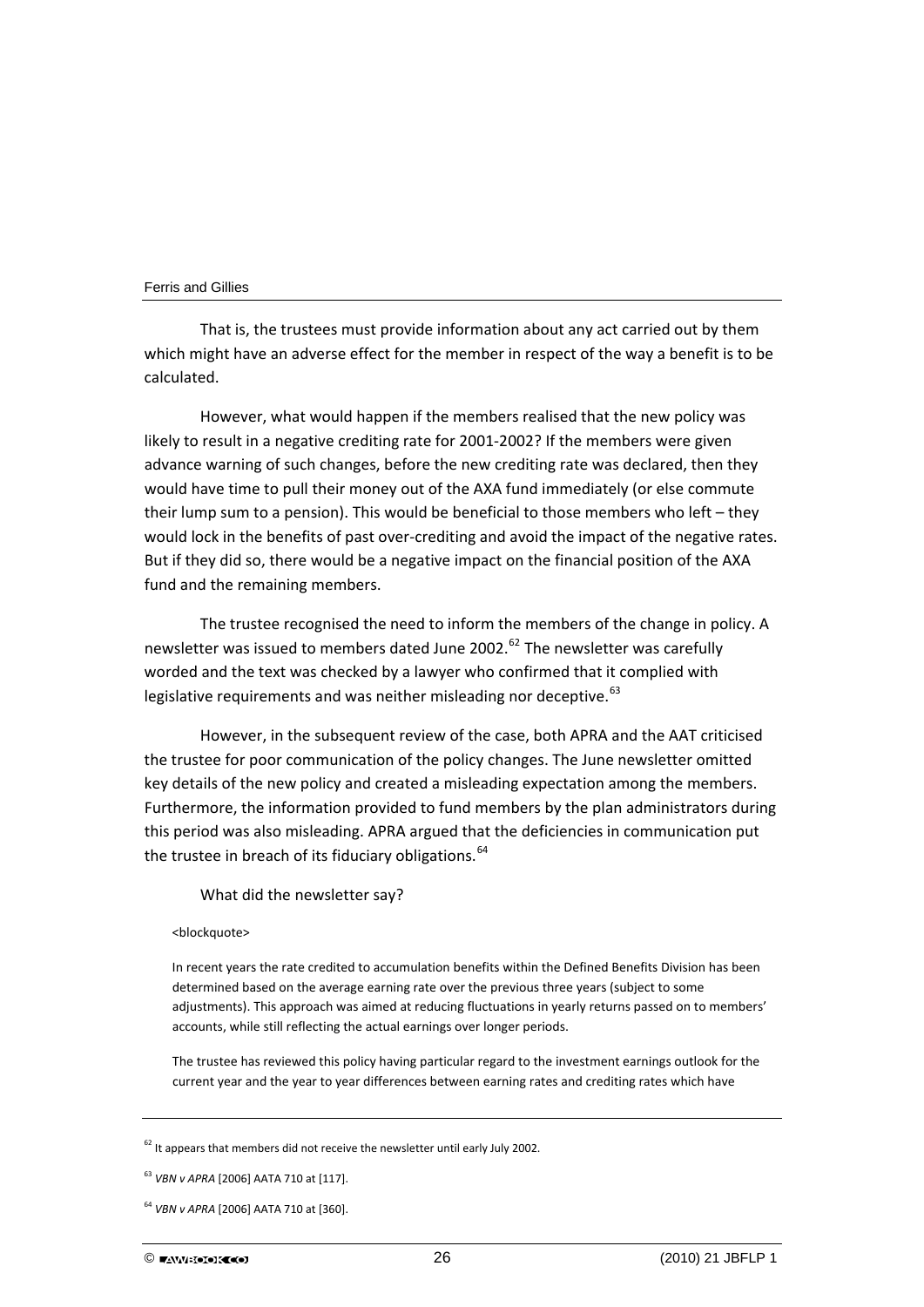That is, the trustees must provide information about any act carried out by them which might have an adverse effect for the member in respect of the way a benefit is to be calculated.

However, what would happen if the members realised that the new policy was likely to result in a negative crediting rate for 2001-2002? If the members were given advance warning of such changes, before the new crediting rate was declared, then they would have time to pull their money out of the AXA fund immediately (or else commute their lump sum to a pension). This would be beneficial to those members who left – they would lock in the benefits of past over-crediting and avoid the impact of the negative rates. But if they did so, there would be a negative impact on the financial position of the AXA fund and the remaining members.

The trustee recognised the need to inform the members of the change in policy. A newsletter was issued to members dated June 2002.[62] The newsletter was carefully worded and the text was checked by a lawyer who confirmed that it complied with legislative requirements and was neither misleading nor deceptive.[63]

However, in the subsequent review of the case, both APRA and the AAT criticised the trustee for poor communication of the policy changes. The June newsletter omitted key details of the new policy and created a misleading expectation among the members. Furthermore, the information provided to fund members by the plan administrators during this period was also misleading. APRA argued that the deficiencies in communication put the trustee in breach of its fiduciary obligations.[64]

What did the newsletter say?

> In recent years the rate credited to accumulation benefits within the Defined Benefits Division has been determined based on the average earning rate over the previous three years (subject to some adjustments). This approach was aimed at reducing fluctuations in yearly returns passed on to members' accounts, while still reflecting the actual earnings over longer periods.
>
> The trustee has reviewed this policy having particular regard to the investment earnings outlook for the current year and the year to year differences between earning rates and crediting rates which have

[62] It appears that members did not receive the newsletter until early July 2002.

[63] *VBN v APRA* [2006] AATA 710 at [117].

[64] *VBN v APRA* [2006] AATA 710 at [360].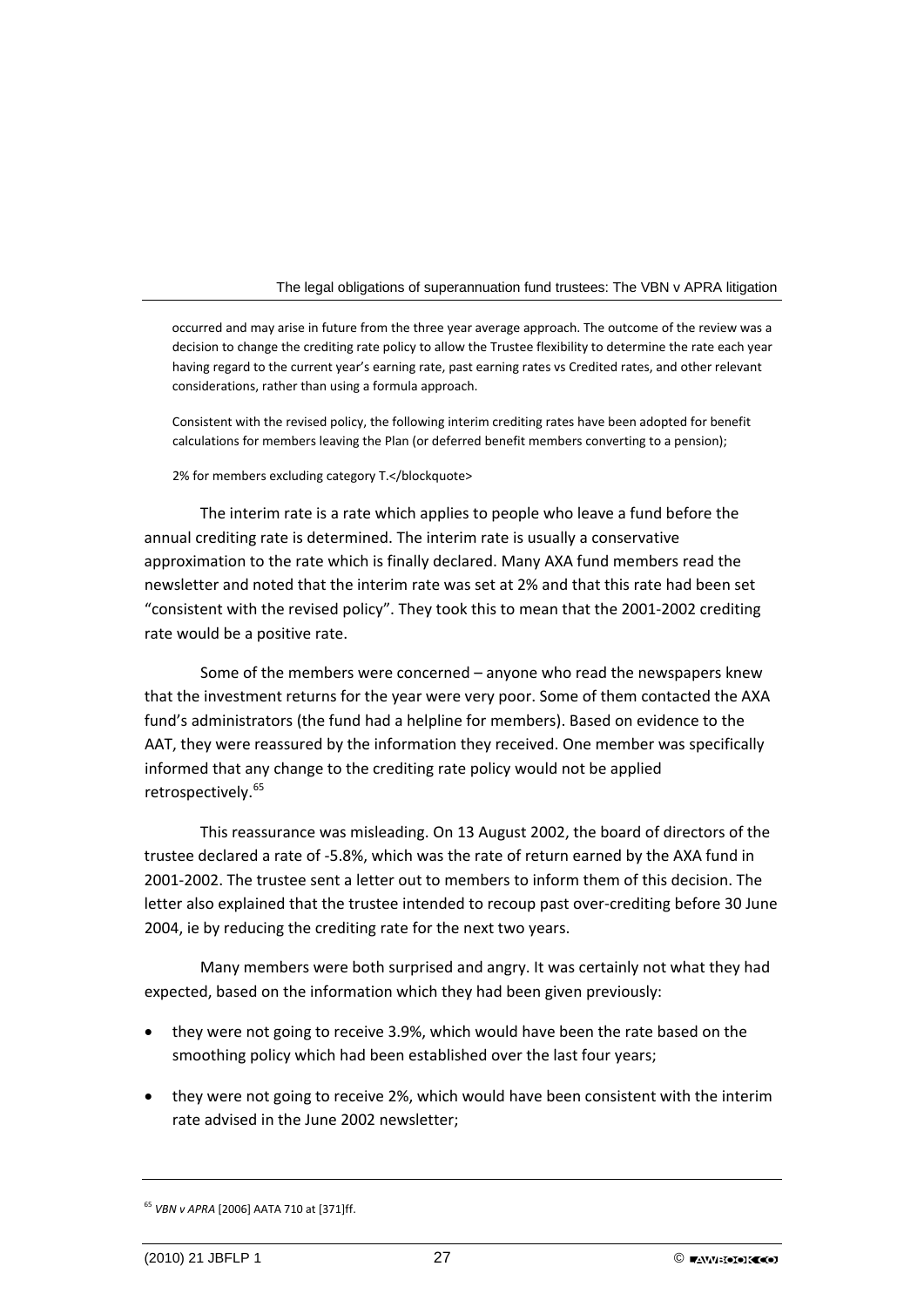> occurred and may arise in future from the three year average approach. The outcome of the review was a decision to change the crediting rate policy to allow the Trustee flexibility to determine the rate each year having regard to the current year's earning rate, past earning rates vs Credited rates, and other relevant considerations, rather than using a formula approach.
>
> Consistent with the revised policy, the following interim crediting rates have been adopted for benefit calculations for members leaving the Plan (or deferred benefit members converting to a pension);
>
> 2% for members excluding category T.</blockquote>

The interim rate is a rate which applies to people who leave a fund before the annual crediting rate is determined. The interim rate is usually a conservative approximation to the rate which is finally declared. Many AXA fund members read the newsletter and noted that the interim rate was set at 2% and that this rate had been set "consistent with the revised policy". They took this to mean that the 2001-2002 crediting rate would be a positive rate.

Some of the members were concerned – anyone who read the newspapers knew that the investment returns for the year were very poor. Some of them contacted the AXA fund's administrators (the fund had a helpline for members). Based on evidence to the AAT, they were reassured by the information they received. One member was specifically informed that any change to the crediting rate policy would not be applied retrospectively.[65]

This reassurance was misleading. On 13 August 2002, the board of directors of the trustee declared a rate of -5.8%, which was the rate of return earned by the AXA fund in 2001-2002. The trustee sent a letter out to members to inform them of this decision. The letter also explained that the trustee intended to recoup past over-crediting before 30 June 2004, ie by reducing the crediting rate for the next two years.

Many members were both surprised and angry. It was certainly not what they had expected, based on the information which they had been given previously:

- they were not going to receive 3.9%, which would have been the rate based on the smoothing policy which had been established over the last four years;
- they were not going to receive 2%, which would have been consistent with the interim rate advised in the June 2002 newsletter;

---

[65] *VBN v APRA* [2006] AATA 710 at [371]ff.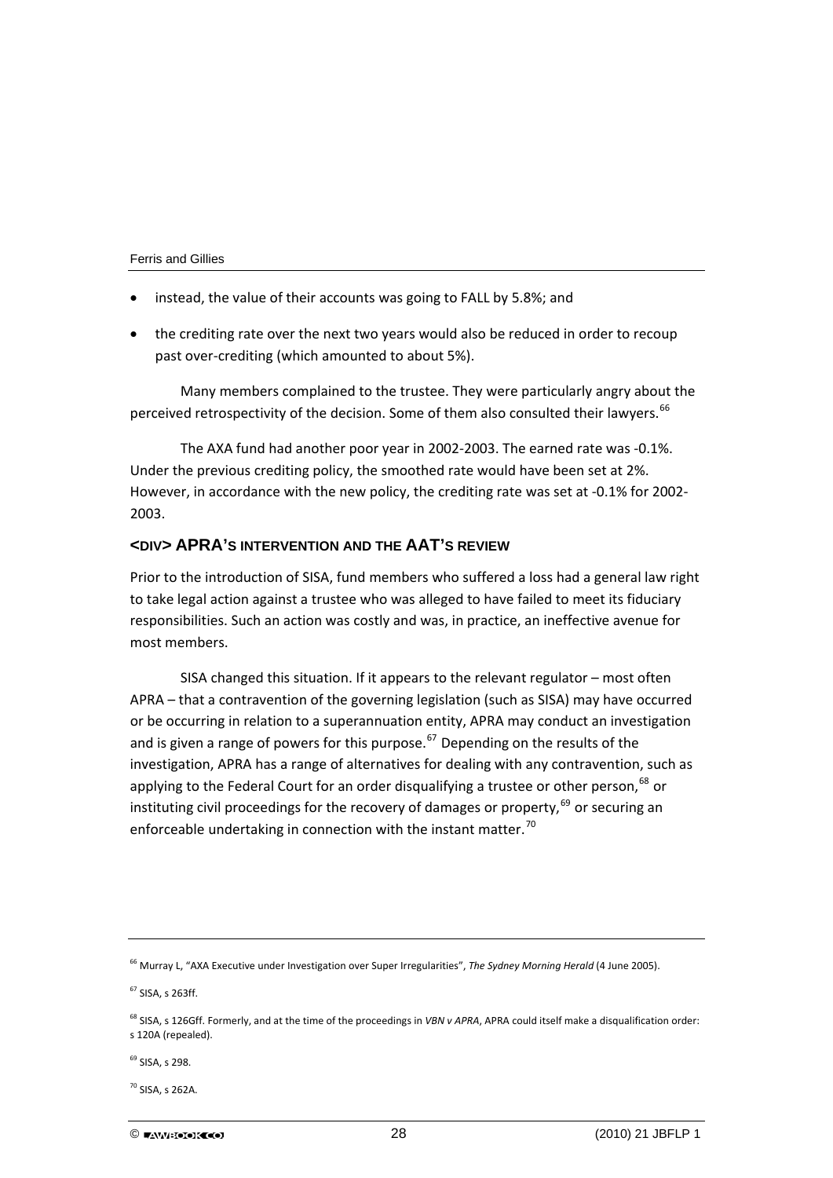- instead, the value of their accounts was going to FALL by 5.8%; and
- the crediting rate over the next two years would also be reduced in order to recoup past over-crediting (which amounted to about 5%).

Many members complained to the trustee. They were particularly angry about the perceived retrospectivity of the decision. Some of them also consulted their lawyers.[66]

The AXA fund had another poor year in 2002-2003. The earned rate was -0.1%. Under the previous crediting policy, the smoothed rate would have been set at 2%. However, in accordance with the new policy, the crediting rate was set at -0.1% for 2002-2003.

## <DIV> APRA'S INTERVENTION AND THE AAT'S REVIEW

Prior to the introduction of SISA, fund members who suffered a loss had a general law right to take legal action against a trustee who was alleged to have failed to meet its fiduciary responsibilities. Such an action was costly and was, in practice, an ineffective avenue for most members.

SISA changed this situation. If it appears to the relevant regulator – most often APRA – that a contravention of the governing legislation (such as SISA) may have occurred or be occurring in relation to a superannuation entity, APRA may conduct an investigation and is given a range of powers for this purpose.[67] Depending on the results of the investigation, APRA has a range of alternatives for dealing with any contravention, such as applying to the Federal Court for an order disqualifying a trustee or other person,[68] or instituting civil proceedings for the recovery of damages or property,[69] or securing an enforceable undertaking in connection with the instant matter.[70]

---

[66] Murray L, "AXA Executive under Investigation over Super Irregularities", *The Sydney Morning Herald* (4 June 2005).

[67] SISA, s 263ff.

[68] SISA, s 126Gff. Formerly, and at the time of the proceedings in *VBN v APRA*, APRA could itself make a disqualification order: s 120A (repealed).

[69] SISA, s 298.

[70] SISA, s 262A.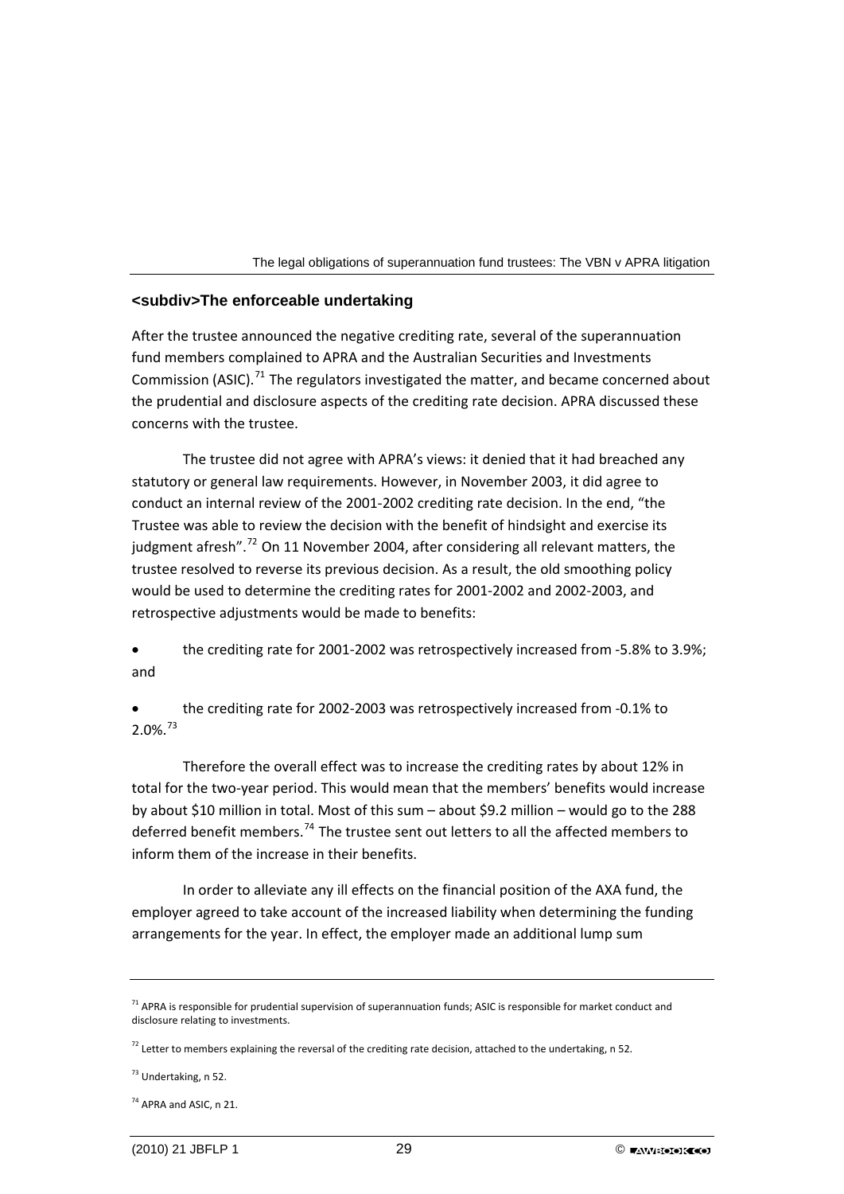## <subdiv>The enforceable undertaking

After the trustee announced the negative crediting rate, several of the superannuation fund members complained to APRA and the Australian Securities and Investments Commission (ASIC).[71] The regulators investigated the matter, and became concerned about the prudential and disclosure aspects of the crediting rate decision. APRA discussed these concerns with the trustee.

The trustee did not agree with APRA's views: it denied that it had breached any statutory or general law requirements. However, in November 2003, it did agree to conduct an internal review of the 2001-2002 crediting rate decision. In the end, "the Trustee was able to review the decision with the benefit of hindsight and exercise its judgment afresh".[72] On 11 November 2004, after considering all relevant matters, the trustee resolved to reverse its previous decision. As a result, the old smoothing policy would be used to determine the crediting rates for 2001-2002 and 2002-2003, and retrospective adjustments would be made to benefits:

- the crediting rate for 2001-2002 was retrospectively increased from -5.8% to 3.9%; and
- the crediting rate for 2002-2003 was retrospectively increased from -0.1% to 2.0%.[73]

Therefore the overall effect was to increase the crediting rates by about 12% in total for the two-year period. This would mean that the members' benefits would increase by about $10 million in total. Most of this sum – about $9.2 million – would go to the 288 deferred benefit members.[74] The trustee sent out letters to all the affected members to inform them of the increase in their benefits.

In order to alleviate any ill effects on the financial position of the AXA fund, the employer agreed to take account of the increased liability when determining the funding arrangements for the year. In effect, the employer made an additional lump sum

---

[71] APRA is responsible for prudential supervision of superannuation funds; ASIC is responsible for market conduct and disclosure relating to investments.

[72] Letter to members explaining the reversal of the crediting rate decision, attached to the undertaking, n 52.

[73] Undertaking, n 52.

[74] APRA and ASIC, n 21.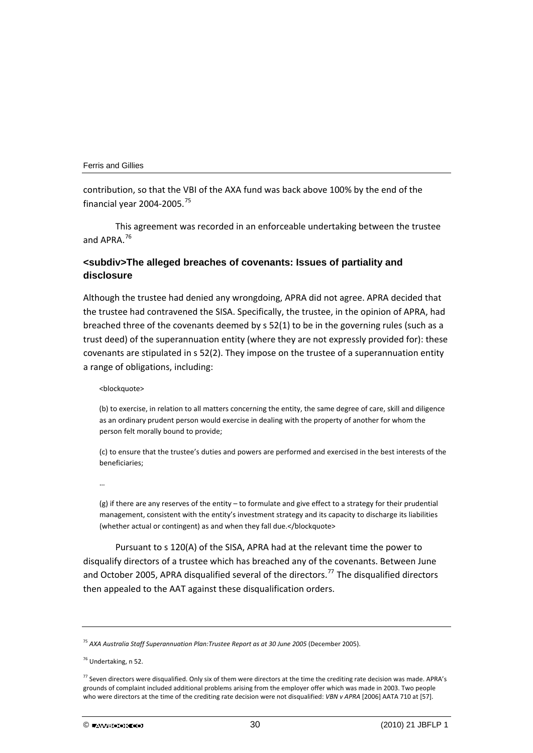contribution, so that the VBI of the AXA fund was back above 100% by the end of the financial year 2004-2005.[75]

This agreement was recorded in an enforceable undertaking between the trustee and APRA.[76]

### <subdiv>The alleged breaches of covenants: Issues of partiality and disclosure

Although the trustee had denied any wrongdoing, APRA did not agree. APRA decided that the trustee had contravened the SISA. Specifically, the trustee, in the opinion of APRA, had breached three of the covenants deemed by s 52(1) to be in the governing rules (such as a trust deed) of the superannuation entity (where they are not expressly provided for): these covenants are stipulated in s 52(2). They impose on the trustee of a superannuation entity a range of obligations, including:

<blockquote>

> (b) to exercise, in relation to all matters concerning the entity, the same degree of care, skill and diligence as an ordinary prudent person would exercise in dealing with the property of another for whom the person felt morally bound to provide;
>
> (c) to ensure that the trustee's duties and powers are performed and exercised in the best interests of the beneficiaries;
>
> …
>
> (g) if there are any reserves of the entity – to formulate and give effect to a strategy for their prudential management, consistent with the entity's investment strategy and its capacity to discharge its liabilities (whether actual or contingent) as and when they fall due.</blockquote>

Pursuant to s 120(A) of the SISA, APRA had at the relevant time the power to disqualify directors of a trustee which has breached any of the covenants. Between June and October 2005, APRA disqualified several of the directors.[77] The disqualified directors then appealed to the AAT against these disqualification orders.

---

[75] *AXA Australia Staff Superannuation Plan:Trustee Report as at 30 June 2005* (December 2005).

[76] Undertaking, n 52.

[77] Seven directors were disqualified. Only six of them were directors at the time the crediting rate decision was made. APRA's grounds of complaint included additional problems arising from the employer offer which was made in 2003. Two people who were directors at the time of the crediting rate decision were not disqualified: *VBN v APRA* [2006] AATA 710 at [57].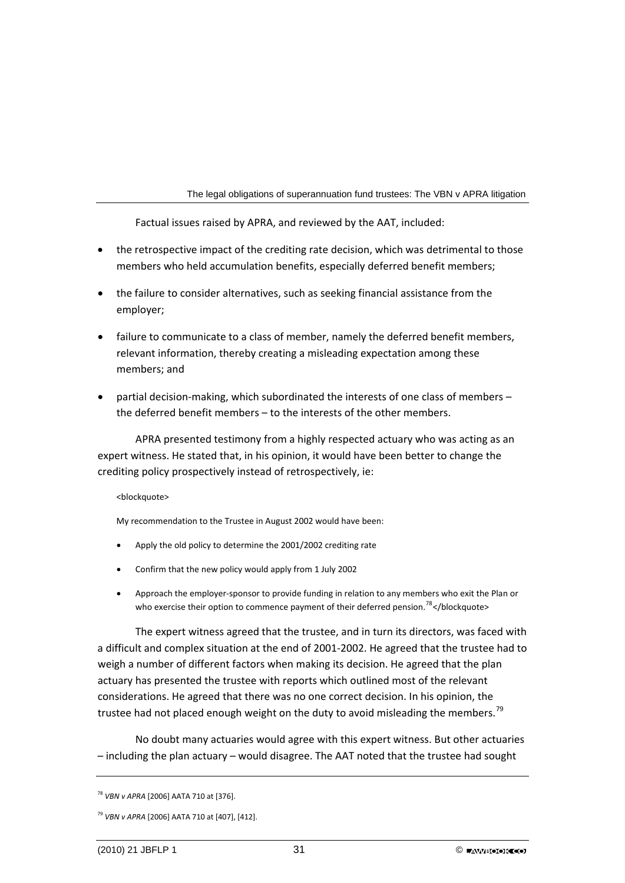Factual issues raised by APRA, and reviewed by the AAT, included:

- the retrospective impact of the crediting rate decision, which was detrimental to those members who held accumulation benefits, especially deferred benefit members;
- the failure to consider alternatives, such as seeking financial assistance from the employer;
- failure to communicate to a class of member, namely the deferred benefit members, relevant information, thereby creating a misleading expectation among these members; and
- partial decision-making, which subordinated the interests of one class of members – the deferred benefit members – to the interests of the other members.

APRA presented testimony from a highly respected actuary who was acting as an expert witness. He stated that, in his opinion, it would have been better to change the crediting policy prospectively instead of retrospectively, ie:

> My recommendation to the Trustee in August 2002 would have been:
>
> - Apply the old policy to determine the 2001/2002 crediting rate
> - Confirm that the new policy would apply from 1 July 2002
> - Approach the employer-sponsor to provide funding in relation to any members who exit the Plan or who exercise their option to commence payment of their deferred pension.[78]

The expert witness agreed that the trustee, and in turn its directors, was faced with a difficult and complex situation at the end of 2001-2002. He agreed that the trustee had to weigh a number of different factors when making its decision. He agreed that the plan actuary has presented the trustee with reports which outlined most of the relevant considerations. He agreed that there was no one correct decision. In his opinion, the trustee had not placed enough weight on the duty to avoid misleading the members.[79]

No doubt many actuaries would agree with this expert witness. But other actuaries – including the plan actuary – would disagree. The AAT noted that the trustee had sought

---

[78] *VBN v APRA* [2006] AATA 710 at [376].

[79] *VBN v APRA* [2006] AATA 710 at [407], [412].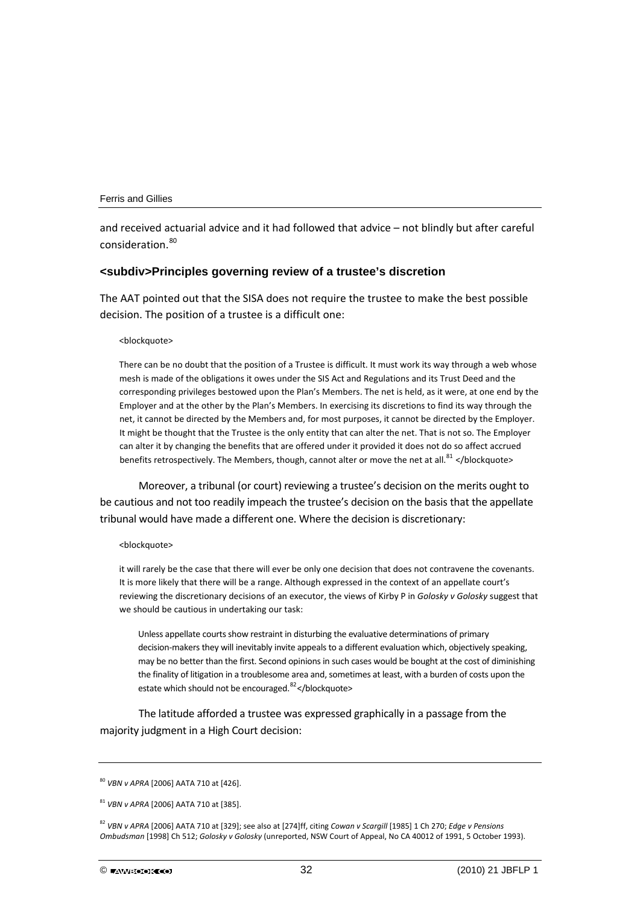and received actuarial advice and it had followed that advice – not blindly but after careful consideration.[80]

### <subdiv>Principles governing review of a trustee's discretion

The AAT pointed out that the SISA does not require the trustee to make the best possible decision. The position of a trustee is a difficult one:

<blockquote>

> There can be no doubt that the position of a Trustee is difficult. It must work its way through a web whose mesh is made of the obligations it owes under the SIS Act and Regulations and its Trust Deed and the corresponding privileges bestowed upon the Plan's Members. The net is held, as it were, at one end by the Employer and at the other by the Plan's Members. In exercising its discretions to find its way through the net, it cannot be directed by the Members and, for most purposes, it cannot be directed by the Employer. It might be thought that the Trustee is the only entity that can alter the net. That is not so. The Employer can alter it by changing the benefits that are offered under it provided it does not do so affect accrued benefits retrospectively. The Members, though, cannot alter or move the net at all.[81] </blockquote>

Moreover, a tribunal (or court) reviewing a trustee's decision on the merits ought to be cautious and not too readily impeach the trustee's decision on the basis that the appellate tribunal would have made a different one. Where the decision is discretionary:

<blockquote>

> it will rarely be the case that there will ever be only one decision that does not contravene the covenants. It is more likely that there will be a range. Although expressed in the context of an appellate court's reviewing the discretionary decisions of an executor, the views of Kirby P in *Golosky v Golosky* suggest that we should be cautious in undertaking our task:
>
>> Unless appellate courts show restraint in disturbing the evaluative determinations of primary decision-makers they will inevitably invite appeals to a different evaluation which, objectively speaking, may be no better than the first. Second opinions in such cases would be bought at the cost of diminishing the finality of litigation in a troublesome area and, sometimes at least, with a burden of costs upon the estate which should not be encouraged.[82]</blockquote>

The latitude afforded a trustee was expressed graphically in a passage from the majority judgment in a High Court decision:

---

[80] *VBN v APRA* [2006] AATA 710 at [426].

[81] *VBN v APRA* [2006] AATA 710 at [385].

[82] *VBN v APRA* [2006] AATA 710 at [329]; see also at [274]ff, citing *Cowan v Scargill* [1985] 1 Ch 270; *Edge v Pensions Ombudsman* [1998] Ch 512; *Golosky v Golosky* (unreported, NSW Court of Appeal, No CA 40012 of 1991, 5 October 1993).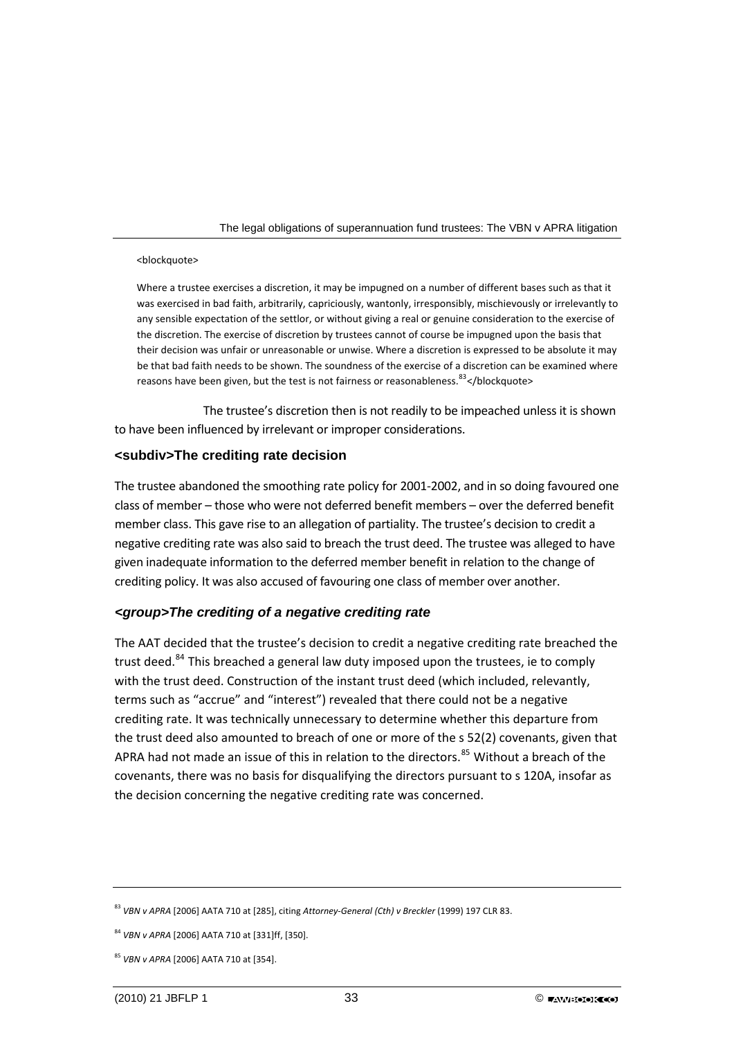<blockquote>

Where a trustee exercises a discretion, it may be impugned on a number of different bases such as that it was exercised in bad faith, arbitrarily, capriciously, wantonly, irresponsibly, mischievously or irrelevantly to any sensible expectation of the settlor, or without giving a real or genuine consideration to the exercise of the discretion. The exercise of discretion by trustees cannot of course be impugned upon the basis that their decision was unfair or unreasonable or unwise. Where a discretion is expressed to be absolute it may be that bad faith needs to be shown. The soundness of the exercise of a discretion can be examined where reasons have been given, but the test is not fairness or reasonableness.[83]</blockquote>

The trustee's discretion then is not readily to be impeached unless it is shown to have been influenced by irrelevant or improper considerations.

### <subdiv>The crediting rate decision

The trustee abandoned the smoothing rate policy for 2001-2002, and in so doing favoured one class of member – those who were not deferred benefit members – over the deferred benefit member class. This gave rise to an allegation of partiality. The trustee's decision to credit a negative crediting rate was also said to breach the trust deed. The trustee was alleged to have given inadequate information to the deferred member benefit in relation to the change of crediting policy. It was also accused of favouring one class of member over another.

#### *<group>The crediting of a negative crediting rate*

The AAT decided that the trustee's decision to credit a negative crediting rate breached the trust deed.[84] This breached a general law duty imposed upon the trustees, ie to comply with the trust deed. Construction of the instant trust deed (which included, relevantly, terms such as "accrue" and "interest") revealed that there could not be a negative crediting rate. It was technically unnecessary to determine whether this departure from the trust deed also amounted to breach of one or more of the s 52(2) covenants, given that APRA had not made an issue of this in relation to the directors.[85] Without a breach of the covenants, there was no basis for disqualifying the directors pursuant to s 120A, insofar as the decision concerning the negative crediting rate was concerned.

---

[83] *VBN v APRA* [2006] AATA 710 at [285], citing *Attorney-General (Cth) v Breckler* (1999) 197 CLR 83.

[84] *VBN v APRA* [2006] AATA 710 at [331]ff, [350].

[85] *VBN v APRA* [2006] AATA 710 at [354].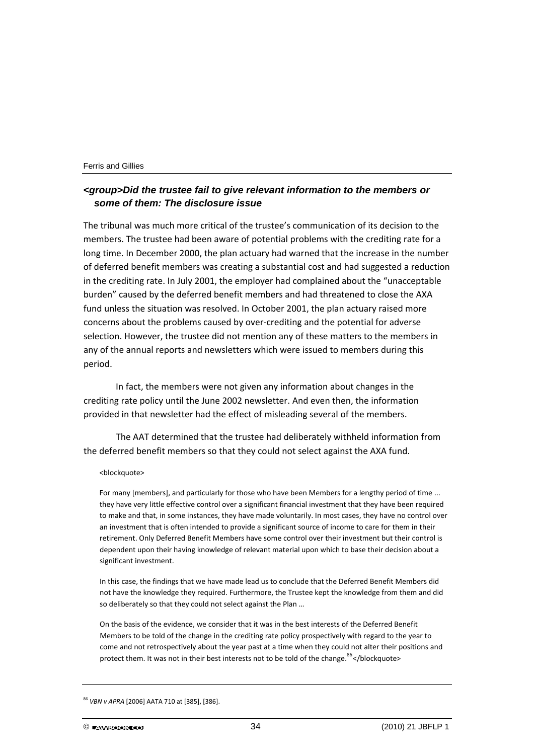### <group>Did the trustee fail to give relevant information to the members or some of them: The disclosure issue

The tribunal was much more critical of the trustee's communication of its decision to the members. The trustee had been aware of potential problems with the crediting rate for a long time. In December 2000, the plan actuary had warned that the increase in the number of deferred benefit members was creating a substantial cost and had suggested a reduction in the crediting rate. In July 2001, the employer had complained about the "unacceptable burden" caused by the deferred benefit members and had threatened to close the AXA fund unless the situation was resolved. In October 2001, the plan actuary raised more concerns about the problems caused by over-crediting and the potential for adverse selection. However, the trustee did not mention any of these matters to the members in any of the annual reports and newsletters which were issued to members during this period.

In fact, the members were not given any information about changes in the crediting rate policy until the June 2002 newsletter. And even then, the information provided in that newsletter had the effect of misleading several of the members.

The AAT determined that the trustee had deliberately withheld information from the deferred benefit members so that they could not select against the AXA fund.

<blockquote>

For many [members], and particularly for those who have been Members for a lengthy period of time ... they have very little effective control over a significant financial investment that they have been required to make and that, in some instances, they have made voluntarily. In most cases, they have no control over an investment that is often intended to provide a significant source of income to care for them in their retirement. Only Deferred Benefit Members have some control over their investment but their control is dependent upon their having knowledge of relevant material upon which to base their decision about a significant investment.

In this case, the findings that we have made lead us to conclude that the Deferred Benefit Members did not have the knowledge they required. Furthermore, the Trustee kept the knowledge from them and did so deliberately so that they could not select against the Plan …

On the basis of the evidence, we consider that it was in the best interests of the Deferred Benefit Members to be told of the change in the crediting rate policy prospectively with regard to the year to come and not retrospectively about the year past at a time when they could not alter their positions and protect them. It was not in their best interests not to be told of the change.[86]</blockquote>

---

[86] *VBN v APRA* [2006] AATA 710 at [385], [386].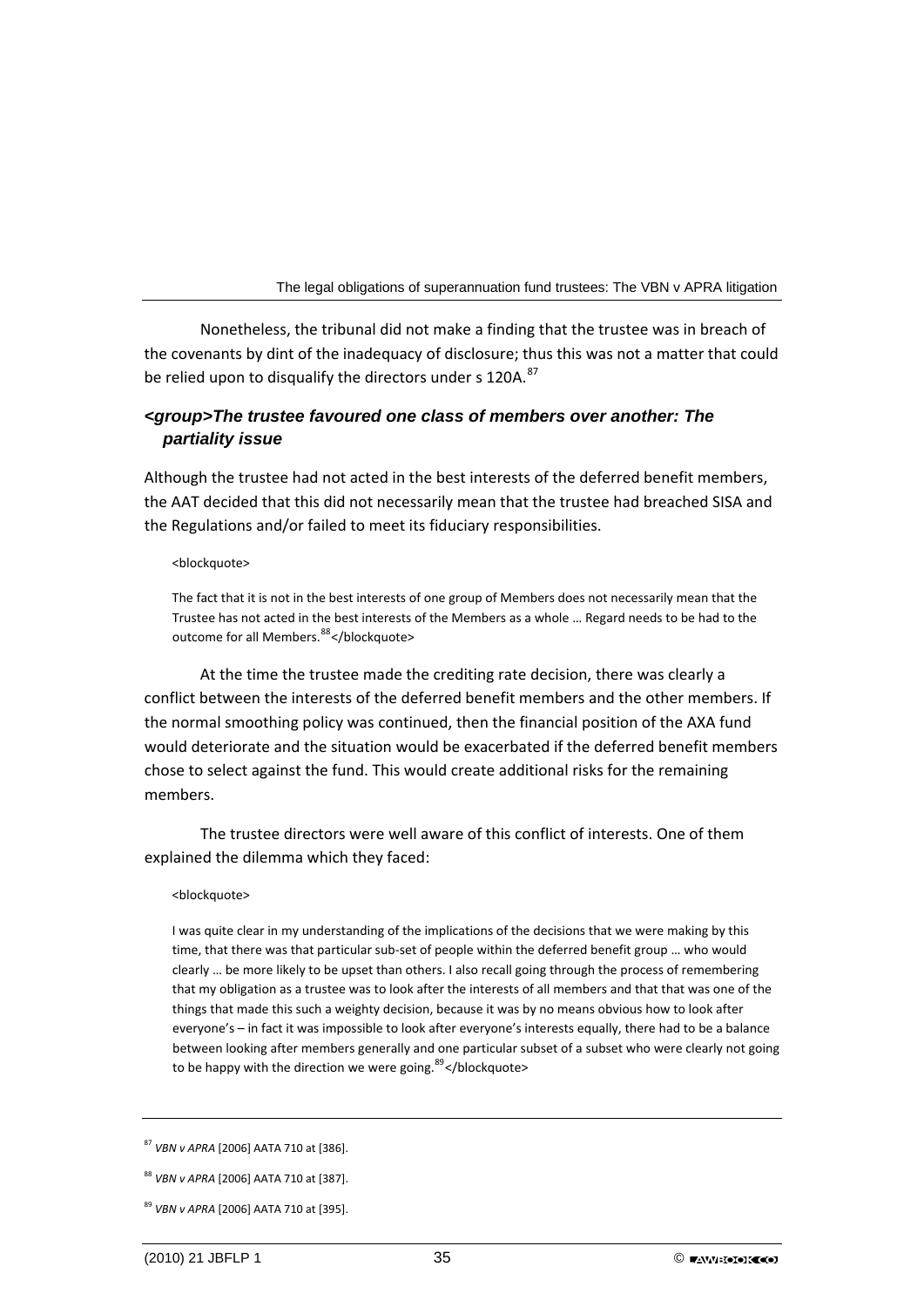Nonetheless, the tribunal did not make a finding that the trustee was in breach of the covenants by dint of the inadequacy of disclosure; thus this was not a matter that could be relied upon to disqualify the directors under s 120A.[87]

### <group>The trustee favoured one class of members over another: The partiality issue

Although the trustee had not acted in the best interests of the deferred benefit members, the AAT decided that this did not necessarily mean that the trustee had breached SISA and the Regulations and/or failed to meet its fiduciary responsibilities.

<blockquote>

> The fact that it is not in the best interests of one group of Members does not necessarily mean that the Trustee has not acted in the best interests of the Members as a whole … Regard needs to be had to the outcome for all Members.[88]</blockquote>

At the time the trustee made the crediting rate decision, there was clearly a conflict between the interests of the deferred benefit members and the other members. If the normal smoothing policy was continued, then the financial position of the AXA fund would deteriorate and the situation would be exacerbated if the deferred benefit members chose to select against the fund. This would create additional risks for the remaining members.

The trustee directors were well aware of this conflict of interests. One of them explained the dilemma which they faced:

<blockquote>

> I was quite clear in my understanding of the implications of the decisions that we were making by this time, that there was that particular sub-set of people within the deferred benefit group … who would clearly … be more likely to be upset than others. I also recall going through the process of remembering that my obligation as a trustee was to look after the interests of all members and that that was one of the things that made this such a weighty decision, because it was by no means obvious how to look after everyone's – in fact it was impossible to look after everyone's interests equally, there had to be a balance between looking after members generally and one particular subset of a subset who were clearly not going to be happy with the direction we were going.[89]</blockquote>

---

[87] *VBN v APRA* [2006] AATA 710 at [386].

[88] *VBN v APRA* [2006] AATA 710 at [387].

[89] *VBN v APRA* [2006] AATA 710 at [395].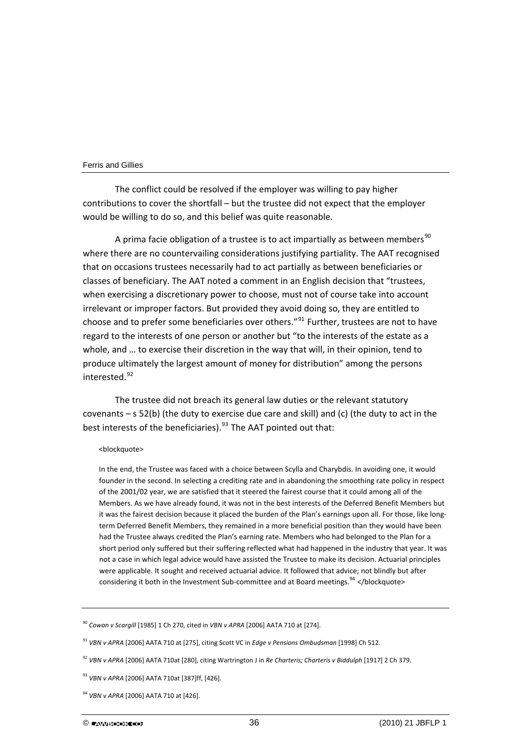The conflict could be resolved if the employer was willing to pay higher contributions to cover the shortfall – but the trustee did not expect that the employer would be willing to do so, and this belief was quite reasonable.

A prima facie obligation of a trustee is to act impartially as between members[90] where there are no countervailing considerations justifying partiality. The AAT recognised that on occasions trustees necessarily had to act partially as between beneficiaries or classes of beneficiary. The AAT noted a comment in an English decision that "trustees, when exercising a discretionary power to choose, must not of course take into account irrelevant or improper factors. But provided they avoid doing so, they are entitled to choose and to prefer some beneficiaries over others."[91] Further, trustees are not to have regard to the interests of one person or another but "to the interests of the estate as a whole, and … to exercise their discretion in the way that will, in their opinion, tend to produce ultimately the largest amount of money for distribution" among the persons interested.[92]

The trustee did not breach its general law duties or the relevant statutory covenants – s 52(b) (the duty to exercise due care and skill) and (c) (the duty to act in the best interests of the beneficiaries).[93] The AAT pointed out that:

> In the end, the Trustee was faced with a choice between Scylla and Charybdis. In avoiding one, it would founder in the second. In selecting a crediting rate and in abandoning the smoothing rate policy in respect of the 2001/02 year, we are satisfied that it steered the fairest course that it could among all of the Members. As we have already found, it was not in the best interests of the Deferred Benefit Members but it was the fairest decision because it placed the burden of the Plan's earnings upon all. For those, like long-term Deferred Benefit Members, they remained in a more beneficial position than they would have been had the Trustee always credited the Plan's earning rate. Members who had belonged to the Plan for a short period only suffered but their suffering reflected what had happened in the industry that year. It was not a case in which legal advice would have assisted the Trustee to make its decision. Actuarial principles were applicable. It sought and received actuarial advice. It followed that advice; not blindly but after considering it both in the Investment Sub-committee and at Board meetings.[94]

---

[90] *Cowan v Scargill* [1985] 1 Ch 270, cited in *VBN v APRA* [2006] AATA 710 at [274].

[91] *VBN v APRA* [2006] AATA 710 at [275], citing Scott VC in *Edge v Pensions Ombudsman* [1998] Ch 512.

[92] *VBN v APRA* [2006] AATA 710at [280], citing Wartrington J in *Re Charteris; Charteris v Biddulph* [1917] 2 Ch 379.

[93] *VBN v APRA* [2006] AATA 710at [387]ff, [426].

[94] *VBN v APRA* [2006] AATA 710 at [426].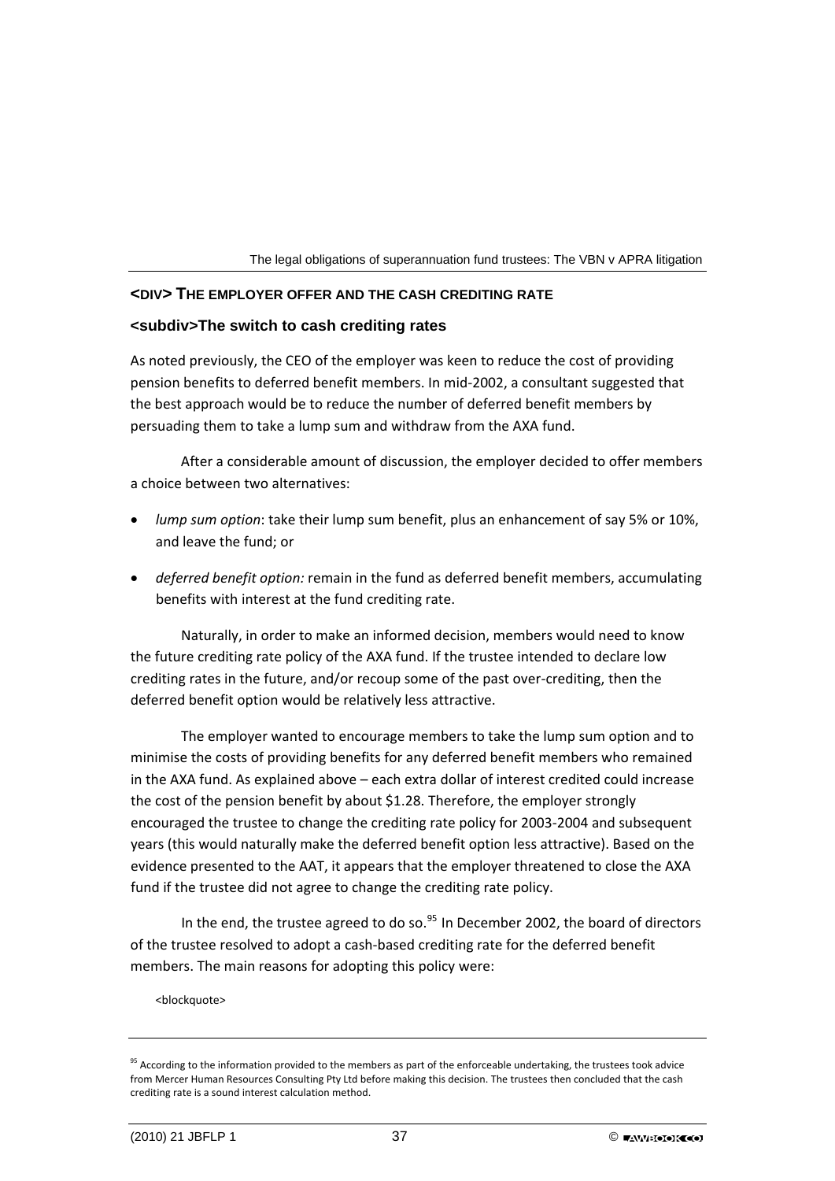## <DIV> THE EMPLOYER OFFER AND THE CASH CREDITING RATE

### <subdiv>The switch to cash crediting rates

As noted previously, the CEO of the employer was keen to reduce the cost of providing pension benefits to deferred benefit members. In mid-2002, a consultant suggested that the best approach would be to reduce the number of deferred benefit members by persuading them to take a lump sum and withdraw from the AXA fund.

After a considerable amount of discussion, the employer decided to offer members a choice between two alternatives:

- *lump sum option*: take their lump sum benefit, plus an enhancement of say 5% or 10%, and leave the fund; or
- *deferred benefit option:* remain in the fund as deferred benefit members, accumulating benefits with interest at the fund crediting rate.

Naturally, in order to make an informed decision, members would need to know the future crediting rate policy of the AXA fund. If the trustee intended to declare low crediting rates in the future, and/or recoup some of the past over-crediting, then the deferred benefit option would be relatively less attractive.

The employer wanted to encourage members to take the lump sum option and to minimise the costs of providing benefits for any deferred benefit members who remained in the AXA fund. As explained above – each extra dollar of interest credited could increase the cost of the pension benefit by about $1.28. Therefore, the employer strongly encouraged the trustee to change the crediting rate policy for 2003-2004 and subsequent years (this would naturally make the deferred benefit option less attractive). Based on the evidence presented to the AAT, it appears that the employer threatened to close the AXA fund if the trustee did not agree to change the crediting rate policy.

In the end, the trustee agreed to do so.[95] In December 2002, the board of directors of the trustee resolved to adopt a cash-based crediting rate for the deferred benefit members. The main reasons for adopting this policy were:

<blockquote>

[95] According to the information provided to the members as part of the enforceable undertaking, the trustees took advice from Mercer Human Resources Consulting Pty Ltd before making this decision. The trustees then concluded that the cash crediting rate is a sound interest calculation method.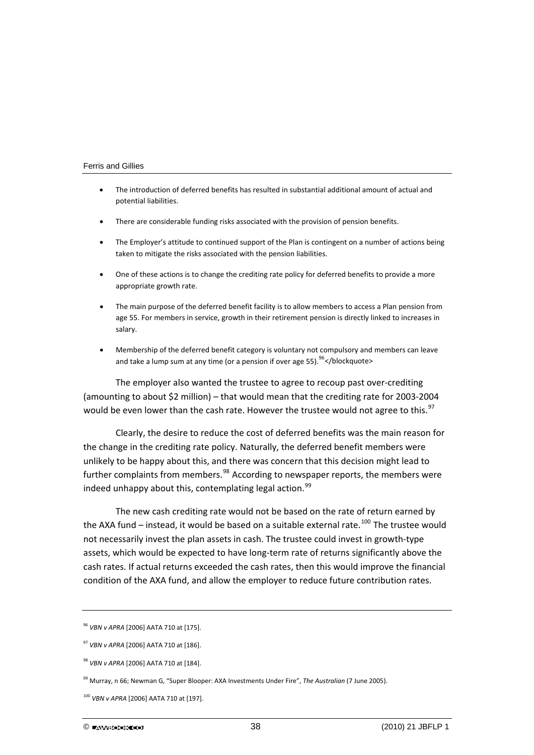- The introduction of deferred benefits has resulted in substantial additional amount of actual and potential liabilities.
- There are considerable funding risks associated with the provision of pension benefits.
- The Employer's attitude to continued support of the Plan is contingent on a number of actions being taken to mitigate the risks associated with the pension liabilities.
- One of these actions is to change the crediting rate policy for deferred benefits to provide a more appropriate growth rate.
- The main purpose of the deferred benefit facility is to allow members to access a Plan pension from age 55. For members in service, growth in their retirement pension is directly linked to increases in salary.
- Membership of the deferred benefit category is voluntary not compulsory and members can leave and take a lump sum at any time (or a pension if over age 55).[96]</blockquote>

The employer also wanted the trustee to agree to recoup past over-crediting (amounting to about $2 million) – that would mean that the crediting rate for 2003-2004 would be even lower than the cash rate. However the trustee would not agree to this.[97]

Clearly, the desire to reduce the cost of deferred benefits was the main reason for the change in the crediting rate policy. Naturally, the deferred benefit members were unlikely to be happy about this, and there was concern that this decision might lead to further complaints from members.[98] According to newspaper reports, the members were indeed unhappy about this, contemplating legal action.[99]

The new cash crediting rate would not be based on the rate of return earned by the AXA fund – instead, it would be based on a suitable external rate.[100] The trustee would not necessarily invest the plan assets in cash. The trustee could invest in growth-type assets, which would be expected to have long-term rate of returns significantly above the cash rates. If actual returns exceeded the cash rates, then this would improve the financial condition of the AXA fund, and allow the employer to reduce future contribution rates.

---

[96] *VBN v APRA* [2006] AATA 710 at [175].

[97] *VBN v APRA* [2006] AATA 710 at [186].

[98] *VBN v APRA* [2006] AATA 710 at [184].

[99] Murray, n 66; Newman G, "Super Blooper: AXA Investments Under Fire", *The Australian* (7 June 2005).

[100] *VBN v APRA* [2006] AATA 710 at [197].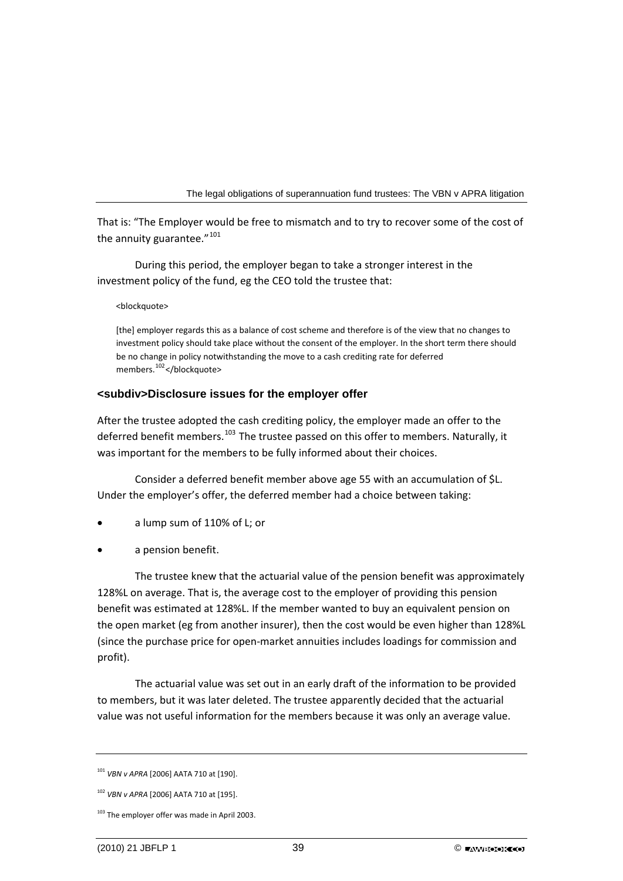That is: "The Employer would be free to mismatch and to try to recover some of the cost of the annuity guarantee."[101]

During this period, the employer began to take a stronger interest in the investment policy of the fund, eg the CEO told the trustee that:

> [the] employer regards this as a balance of cost scheme and therefore is of the view that no changes to investment policy should take place without the consent of the employer. In the short term there should be no change in policy notwithstanding the move to a cash crediting rate for deferred members.[102]

### Disclosure issues for the employer offer

After the trustee adopted the cash crediting policy, the employer made an offer to the deferred benefit members.[103] The trustee passed on this offer to members. Naturally, it was important for the members to be fully informed about their choices.

Consider a deferred benefit member above age 55 with an accumulation of $L. Under the employer's offer, the deferred member had a choice between taking:

- a lump sum of 110% of L; or
- a pension benefit.

The trustee knew that the actuarial value of the pension benefit was approximately 128%L on average. That is, the average cost to the employer of providing this pension benefit was estimated at 128%L. If the member wanted to buy an equivalent pension on the open market (eg from another insurer), then the cost would be even higher than 128%L (since the purchase price for open-market annuities includes loadings for commission and profit).

The actuarial value was set out in an early draft of the information to be provided to members, but it was later deleted. The trustee apparently decided that the actuarial value was not useful information for the members because it was only an average value.

---

[101] *VBN v APRA* [2006] AATA 710 at [190].

[102] *VBN v APRA* [2006] AATA 710 at [195].

[103] The employer offer was made in April 2003.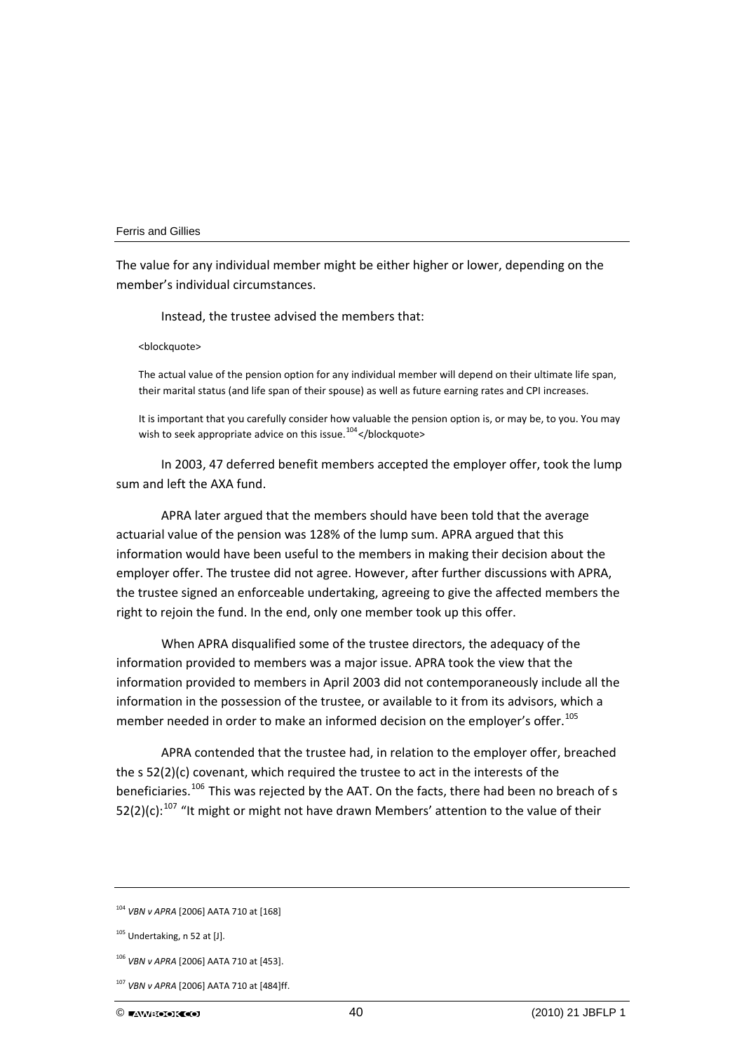The value for any individual member might be either higher or lower, depending on the member's individual circumstances.

Instead, the trustee advised the members that:

> The actual value of the pension option for any individual member will depend on their ultimate life span, their marital status (and life span of their spouse) as well as future earning rates and CPI increases.
>
> It is important that you carefully consider how valuable the pension option is, or may be, to you. You may wish to seek appropriate advice on this issue.[104]

In 2003, 47 deferred benefit members accepted the employer offer, took the lump sum and left the AXA fund.

APRA later argued that the members should have been told that the average actuarial value of the pension was 128% of the lump sum. APRA argued that this information would have been useful to the members in making their decision about the employer offer. The trustee did not agree. However, after further discussions with APRA, the trustee signed an enforceable undertaking, agreeing to give the affected members the right to rejoin the fund. In the end, only one member took up this offer.

When APRA disqualified some of the trustee directors, the adequacy of the information provided to members was a major issue. APRA took the view that the information provided to members in April 2003 did not contemporaneously include all the information in the possession of the trustee, or available to it from its advisors, which a member needed in order to make an informed decision on the employer's offer.[105]

APRA contended that the trustee had, in relation to the employer offer, breached the s 52(2)(c) covenant, which required the trustee to act in the interests of the beneficiaries.[106] This was rejected by the AAT. On the facts, there had been no breach of s 52(2)(c):[107] "It might or might not have drawn Members' attention to the value of their

---

[104] *VBN v APRA* [2006] AATA 710 at [168]

[105] Undertaking, n 52 at [J].

[106] *VBN v APRA* [2006] AATA 710 at [453].

[107] *VBN v APRA* [2006] AATA 710 at [484]ff.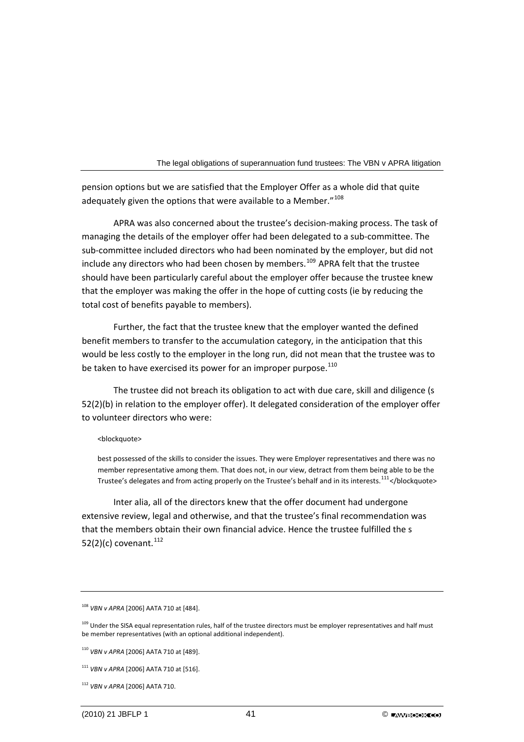pension options but we are satisfied that the Employer Offer as a whole did that quite adequately given the options that were available to a Member."[108]

APRA was also concerned about the trustee's decision-making process. The task of managing the details of the employer offer had been delegated to a sub-committee. The sub-committee included directors who had been nominated by the employer, but did not include any directors who had been chosen by members.[109] APRA felt that the trustee should have been particularly careful about the employer offer because the trustee knew that the employer was making the offer in the hope of cutting costs (ie by reducing the total cost of benefits payable to members).

Further, the fact that the trustee knew that the employer wanted the defined benefit members to transfer to the accumulation category, in the anticipation that this would be less costly to the employer in the long run, did not mean that the trustee was to be taken to have exercised its power for an improper purpose.[110]

The trustee did not breach its obligation to act with due care, skill and diligence (s 52(2)(b) in relation to the employer offer). It delegated consideration of the employer offer to volunteer directors who were:

<blockquote>

best possessed of the skills to consider the issues. They were Employer representatives and there was no member representative among them. That does not, in our view, detract from them being able to be the Trustee's delegates and from acting properly on the Trustee's behalf and in its interests.[111]</blockquote>

Inter alia, all of the directors knew that the offer document had undergone extensive review, legal and otherwise, and that the trustee's final recommendation was that the members obtain their own financial advice. Hence the trustee fulfilled the s 52(2)(c) covenant.[112]

---

[108] *VBN v APRA* [2006] AATA 710 at [484].

[109] Under the SISA equal representation rules, half of the trustee directors must be employer representatives and half must be member representatives (with an optional additional independent).

[110] *VBN v APRA* [2006] AATA 710 at [489].

[111] *VBN v APRA* [2006] AATA 710 at [516].

[112] *VBN v APRA* [2006] AATA 710.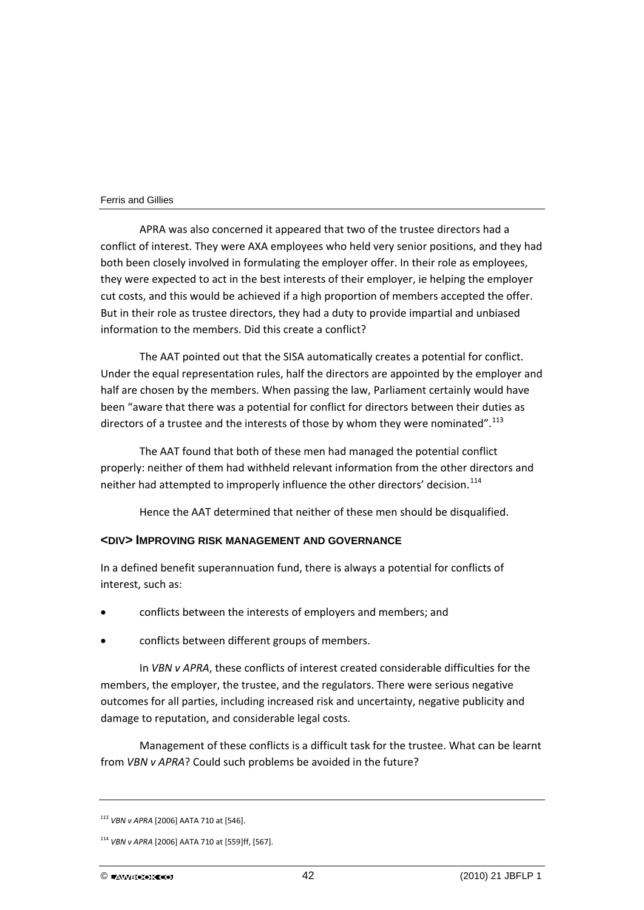APRA was also concerned it appeared that two of the trustee directors had a conflict of interest. They were AXA employees who held very senior positions, and they had both been closely involved in formulating the employer offer. In their role as employees, they were expected to act in the best interests of their employer, ie helping the employer cut costs, and this would be achieved if a high proportion of members accepted the offer. But in their role as trustee directors, they had a duty to provide impartial and unbiased information to the members. Did this create a conflict?

The AAT pointed out that the SISA automatically creates a potential for conflict. Under the equal representation rules, half the directors are appointed by the employer and half are chosen by the members. When passing the law, Parliament certainly would have been "aware that there was a potential for conflict for directors between their duties as directors of a trustee and the interests of those by whom they were nominated".[113]

The AAT found that both of these men had managed the potential conflict properly: neither of them had withheld relevant information from the other directors and neither had attempted to improperly influence the other directors' decision.[114]

Hence the AAT determined that neither of these men should be disqualified.

## <DIV> Improving risk management and governance

In a defined benefit superannuation fund, there is always a potential for conflicts of interest, such as:

- conflicts between the interests of employers and members; and
- conflicts between different groups of members.

In *VBN v APRA*, these conflicts of interest created considerable difficulties for the members, the employer, the trustee, and the regulators. There were serious negative outcomes for all parties, including increased risk and uncertainty, negative publicity and damage to reputation, and considerable legal costs.

Management of these conflicts is a difficult task for the trustee. What can be learnt from *VBN v APRA*? Could such problems be avoided in the future?

---

[113] *VBN v APRA* [2006] AATA 710 at [546].

[114] *VBN v APRA* [2006] AATA 710 at [559]ff, [567].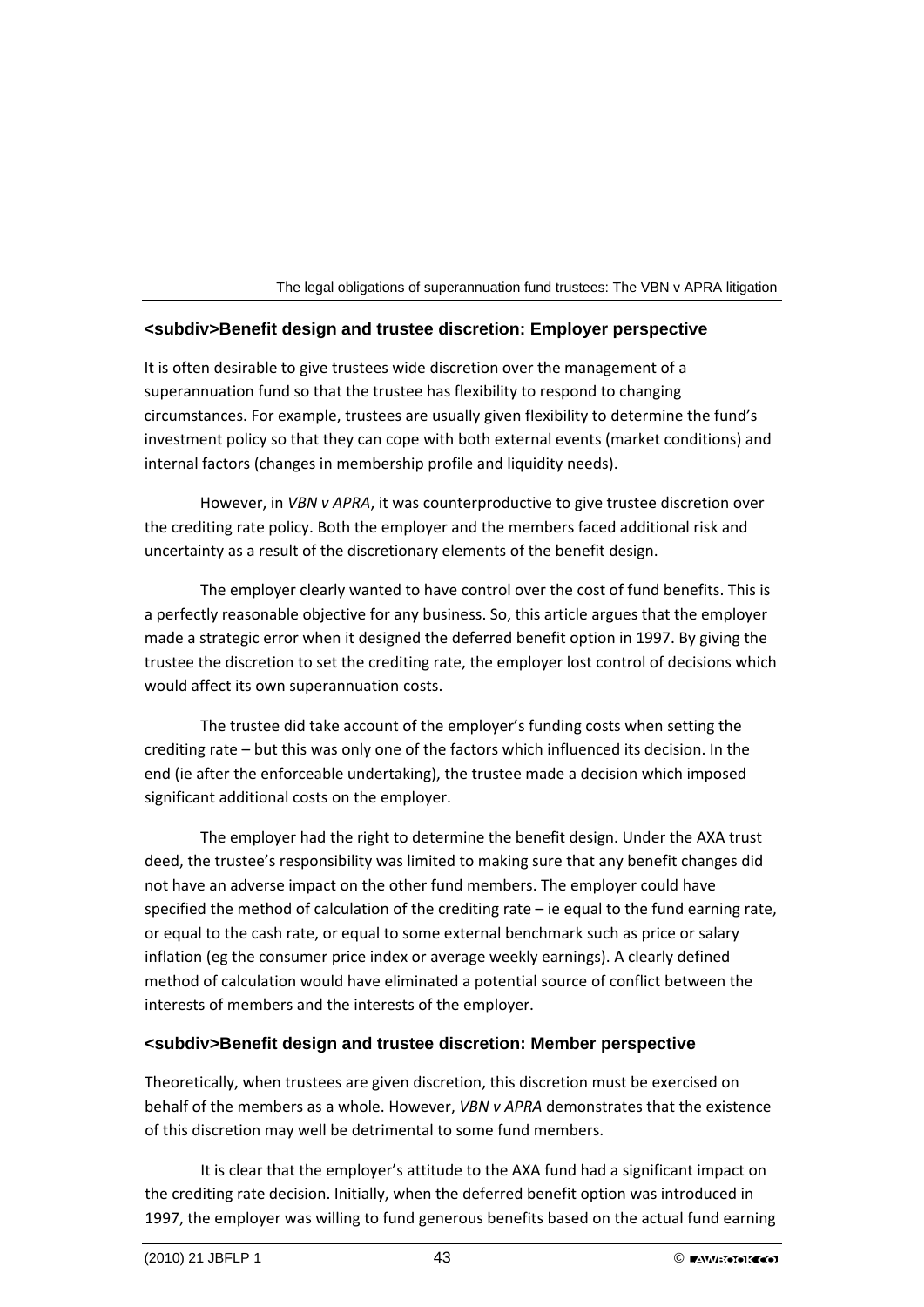## <subdiv>Benefit design and trustee discretion: Employer perspective

It is often desirable to give trustees wide discretion over the management of a superannuation fund so that the trustee has flexibility to respond to changing circumstances. For example, trustees are usually given flexibility to determine the fund's investment policy so that they can cope with both external events (market conditions) and internal factors (changes in membership profile and liquidity needs).

However, in *VBN v APRA*, it was counterproductive to give trustee discretion over the crediting rate policy. Both the employer and the members faced additional risk and uncertainty as a result of the discretionary elements of the benefit design.

The employer clearly wanted to have control over the cost of fund benefits. This is a perfectly reasonable objective for any business. So, this article argues that the employer made a strategic error when it designed the deferred benefit option in 1997. By giving the trustee the discretion to set the crediting rate, the employer lost control of decisions which would affect its own superannuation costs.

The trustee did take account of the employer's funding costs when setting the crediting rate – but this was only one of the factors which influenced its decision. In the end (ie after the enforceable undertaking), the trustee made a decision which imposed significant additional costs on the employer.

The employer had the right to determine the benefit design. Under the AXA trust deed, the trustee's responsibility was limited to making sure that any benefit changes did not have an adverse impact on the other fund members. The employer could have specified the method of calculation of the crediting rate – ie equal to the fund earning rate, or equal to the cash rate, or equal to some external benchmark such as price or salary inflation (eg the consumer price index or average weekly earnings). A clearly defined method of calculation would have eliminated a potential source of conflict between the interests of members and the interests of the employer.

## <subdiv>Benefit design and trustee discretion: Member perspective

Theoretically, when trustees are given discretion, this discretion must be exercised on behalf of the members as a whole. However, *VBN v APRA* demonstrates that the existence of this discretion may well be detrimental to some fund members.

It is clear that the employer's attitude to the AXA fund had a significant impact on the crediting rate decision. Initially, when the deferred benefit option was introduced in 1997, the employer was willing to fund generous benefits based on the actual fund earning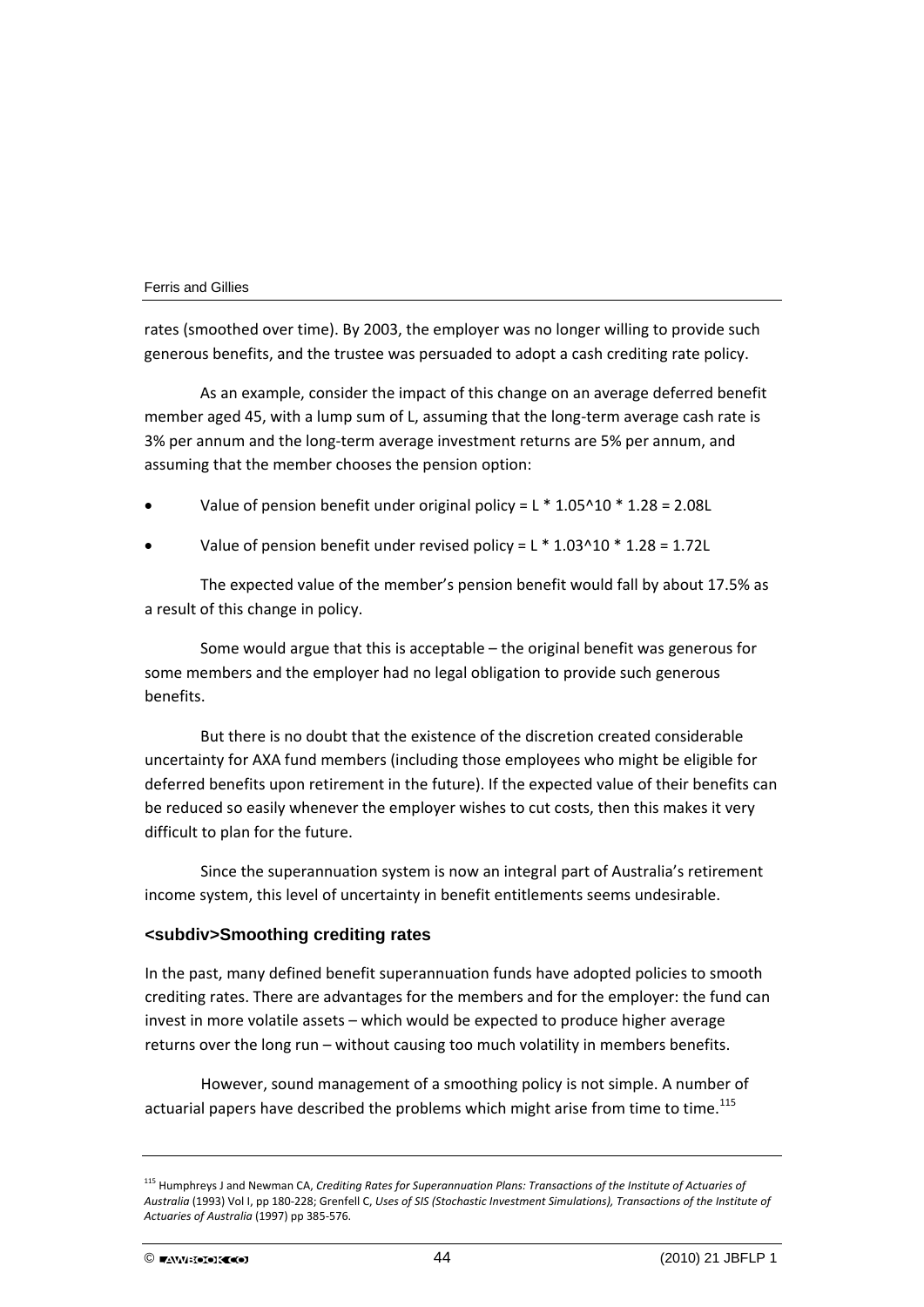rates (smoothed over time). By 2003, the employer was no longer willing to provide such generous benefits, and the trustee was persuaded to adopt a cash crediting rate policy.

As an example, consider the impact of this change on an average deferred benefit member aged 45, with a lump sum of L, assuming that the long-term average cash rate is 3% per annum and the long-term average investment returns are 5% per annum, and assuming that the member chooses the pension option:

- Value of pension benefit under original policy = $L * 1.05^{10} * 1.28 = 2.08L$
- Value of pension benefit under revised policy = $L * 1.03^{10} * 1.28 = 1.72L$

The expected value of the member's pension benefit would fall by about 17.5% as a result of this change in policy.

Some would argue that this is acceptable – the original benefit was generous for some members and the employer had no legal obligation to provide such generous benefits.

But there is no doubt that the existence of the discretion created considerable uncertainty for AXA fund members (including those employees who might be eligible for deferred benefits upon retirement in the future). If the expected value of their benefits can be reduced so easily whenever the employer wishes to cut costs, then this makes it very difficult to plan for the future.

Since the superannuation system is now an integral part of Australia's retirement income system, this level of uncertainty in benefit entitlements seems undesirable.

### <subdiv>Smoothing crediting rates

In the past, many defined benefit superannuation funds have adopted policies to smooth crediting rates. There are advantages for the members and for the employer: the fund can invest in more volatile assets – which would be expected to produce higher average returns over the long run – without causing too much volatility in members benefits.

However, sound management of a smoothing policy is not simple. A number of actuarial papers have described the problems which might arise from time to time.[115]

---

[115] Humphreys J and Newman CA, *Crediting Rates for Superannuation Plans: Transactions of the Institute of Actuaries of Australia* (1993) Vol I, pp 180-228; Grenfell C, *Uses of SIS (Stochastic Investment Simulations), Transactions of the Institute of Actuaries of Australia* (1997) pp 385-576.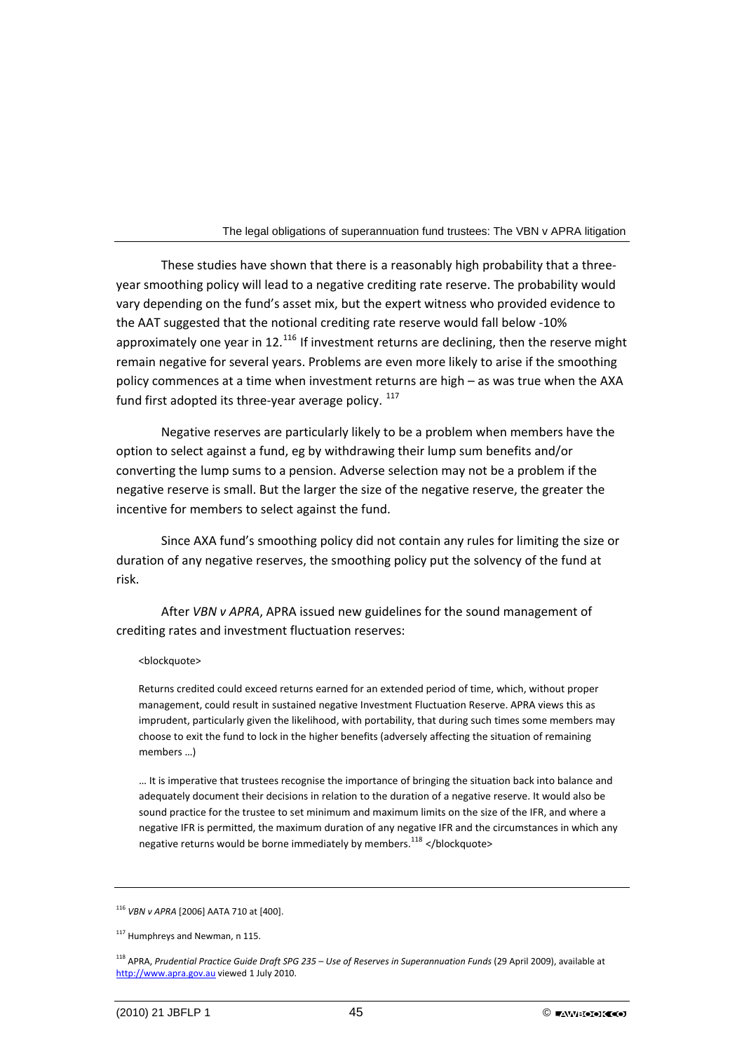These studies have shown that there is a reasonably high probability that a three-year smoothing policy will lead to a negative crediting rate reserve. The probability would vary depending on the fund's asset mix, but the expert witness who provided evidence to the AAT suggested that the notional crediting rate reserve would fall below -10% approximately one year in 12.[116] If investment returns are declining, then the reserve might remain negative for several years. Problems are even more likely to arise if the smoothing policy commences at a time when investment returns are high – as was true when the AXA fund first adopted its three-year average policy. [117]

Negative reserves are particularly likely to be a problem when members have the option to select against a fund, eg by withdrawing their lump sum benefits and/or converting the lump sums to a pension. Adverse selection may not be a problem if the negative reserve is small. But the larger the size of the negative reserve, the greater the incentive for members to select against the fund.

Since AXA fund's smoothing policy did not contain any rules for limiting the size or duration of any negative reserves, the smoothing policy put the solvency of the fund at risk.

After *VBN v APRA*, APRA issued new guidelines for the sound management of crediting rates and investment fluctuation reserves:

> Returns credited could exceed returns earned for an extended period of time, which, without proper management, could result in sustained negative Investment Fluctuation Reserve. APRA views this as imprudent, particularly given the likelihood, with portability, that during such times some members may choose to exit the fund to lock in the higher benefits (adversely affecting the situation of remaining members …)
>
> … It is imperative that trustees recognise the importance of bringing the situation back into balance and adequately document their decisions in relation to the duration of a negative reserve. It would also be sound practice for the trustee to set minimum and maximum limits on the size of the IFR, and where a negative IFR is permitted, the maximum duration of any negative IFR and the circumstances in which any negative returns would be borne immediately by members.[118]

---

[116] *VBN v APRA* [2006] AATA 710 at [400].

[117] Humphreys and Newman, n 115.

[118] APRA, *Prudential Practice Guide Draft SPG 235 – Use of Reserves in Superannuation Funds* (29 April 2009), available at http://www.apra.gov.au viewed 1 July 2010.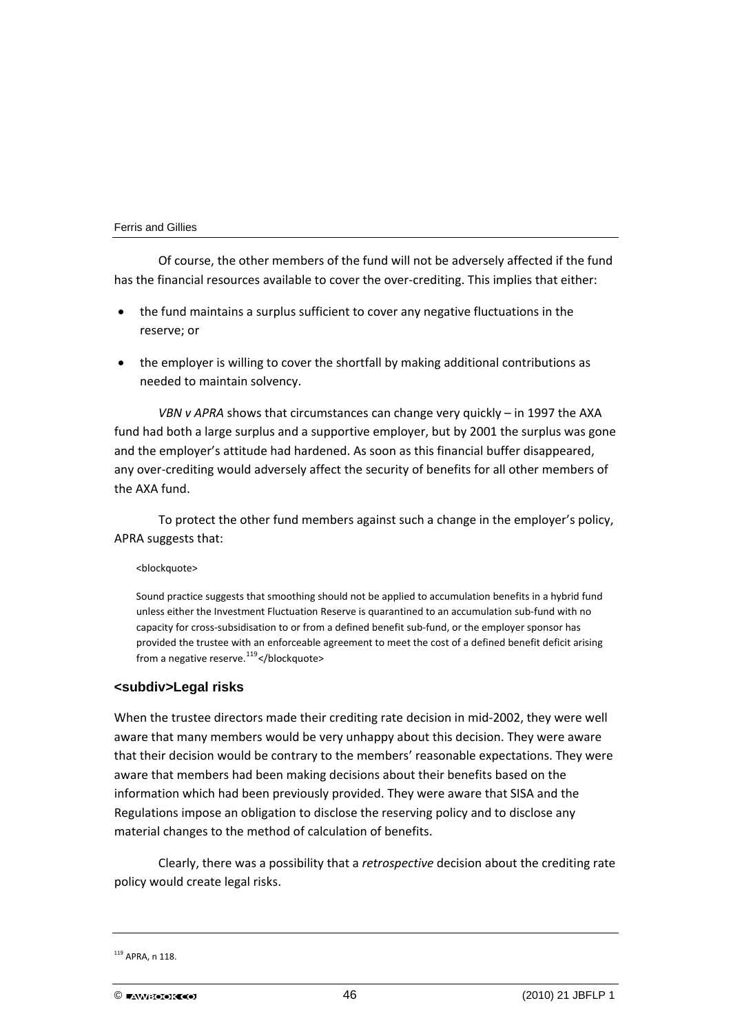Of course, the other members of the fund will not be adversely affected if the fund has the financial resources available to cover the over-crediting. This implies that either:

- the fund maintains a surplus sufficient to cover any negative fluctuations in the reserve; or
- the employer is willing to cover the shortfall by making additional contributions as needed to maintain solvency.

*VBN v APRA* shows that circumstances can change very quickly – in 1997 the AXA fund had both a large surplus and a supportive employer, but by 2001 the surplus was gone and the employer's attitude had hardened. As soon as this financial buffer disappeared, any over-crediting would adversely affect the security of benefits for all other members of the AXA fund.

To protect the other fund members against such a change in the employer's policy, APRA suggests that:

> Sound practice suggests that smoothing should not be applied to accumulation benefits in a hybrid fund unless either the Investment Fluctuation Reserve is quarantined to an accumulation sub-fund with no capacity for cross-subsidisation to or from a defined benefit sub-fund, or the employer sponsor has provided the trustee with an enforceable agreement to meet the cost of a defined benefit deficit arising from a negative reserve.[119]

### Legal risks

When the trustee directors made their crediting rate decision in mid-2002, they were well aware that many members would be very unhappy about this decision. They were aware that their decision would be contrary to the members' reasonable expectations. They were aware that members had been making decisions about their benefits based on the information which had been previously provided. They were aware that SISA and the Regulations impose an obligation to disclose the reserving policy and to disclose any material changes to the method of calculation of benefits.

Clearly, there was a possibility that a *retrospective* decision about the crediting rate policy would create legal risks.

[119] APRA, n 118.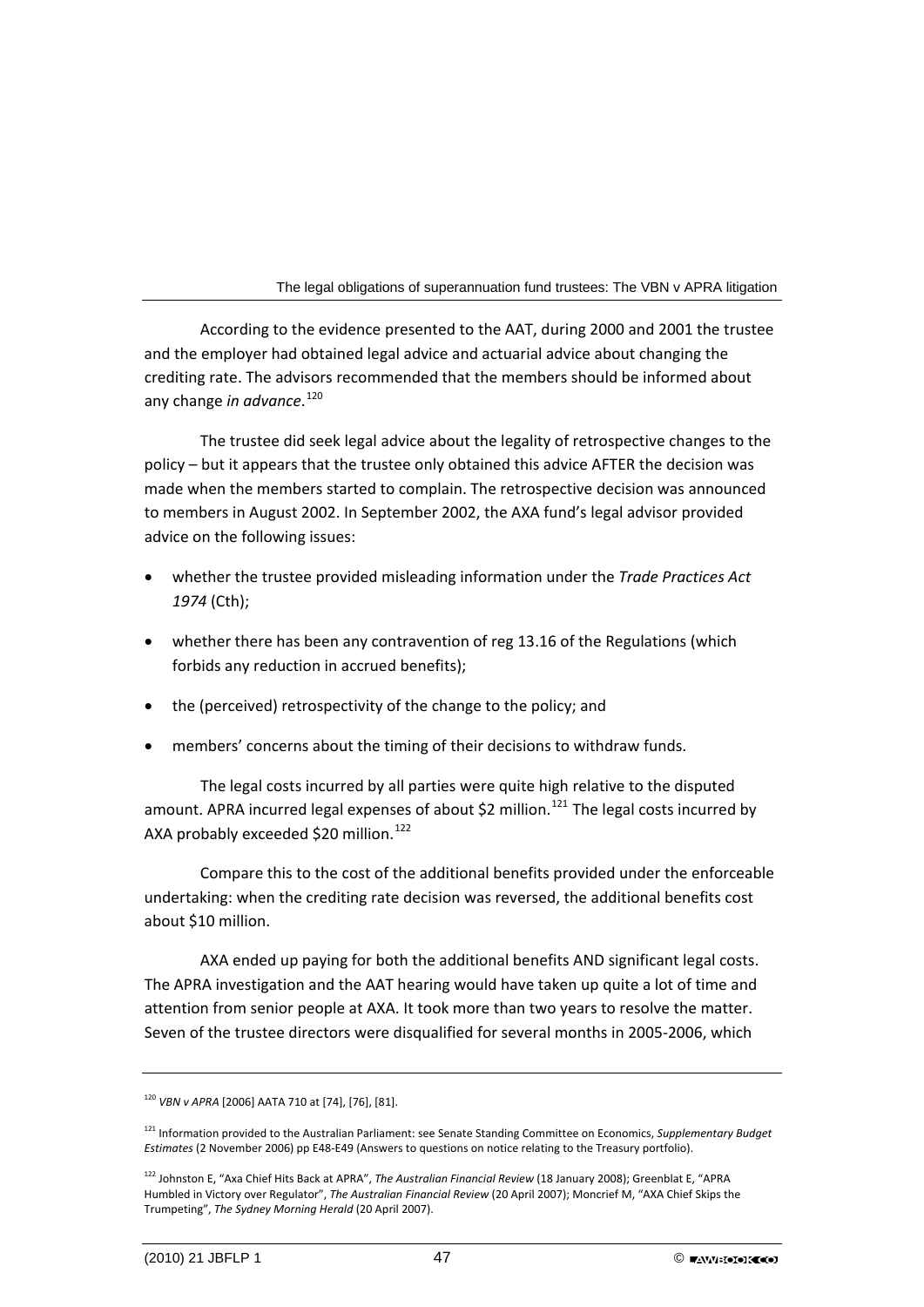According to the evidence presented to the AAT, during 2000 and 2001 the trustee and the employer had obtained legal advice and actuarial advice about changing the crediting rate. The advisors recommended that the members should be informed about any change *in advance*.[120]

The trustee did seek legal advice about the legality of retrospective changes to the policy – but it appears that the trustee only obtained this advice AFTER the decision was made when the members started to complain. The retrospective decision was announced to members in August 2002. In September 2002, the AXA fund's legal advisor provided advice on the following issues:

- whether the trustee provided misleading information under the *Trade Practices Act 1974* (Cth);
- whether there has been any contravention of reg 13.16 of the Regulations (which forbids any reduction in accrued benefits);
- the (perceived) retrospectivity of the change to the policy; and
- members' concerns about the timing of their decisions to withdraw funds.

The legal costs incurred by all parties were quite high relative to the disputed amount. APRA incurred legal expenses of about $2 million.[121] The legal costs incurred by AXA probably exceeded $20 million.[122]

Compare this to the cost of the additional benefits provided under the enforceable undertaking: when the crediting rate decision was reversed, the additional benefits cost about $10 million.

AXA ended up paying for both the additional benefits AND significant legal costs. The APRA investigation and the AAT hearing would have taken up quite a lot of time and attention from senior people at AXA. It took more than two years to resolve the matter. Seven of the trustee directors were disqualified for several months in 2005-2006, which

---

[120] *VBN v APRA* [2006] AATA 710 at [74], [76], [81].

[121] Information provided to the Australian Parliament: see Senate Standing Committee on Economics, *Supplementary Budget Estimates* (2 November 2006) pp E48-E49 (Answers to questions on notice relating to the Treasury portfolio).

[122] Johnston E, "Axa Chief Hits Back at APRA", *The Australian Financial Review* (18 January 2008); Greenblat E, "APRA Humbled in Victory over Regulator", *The Australian Financial Review* (20 April 2007); Moncrief M, "AXA Chief Skips the Trumpeting", *The Sydney Morning Herald* (20 April 2007).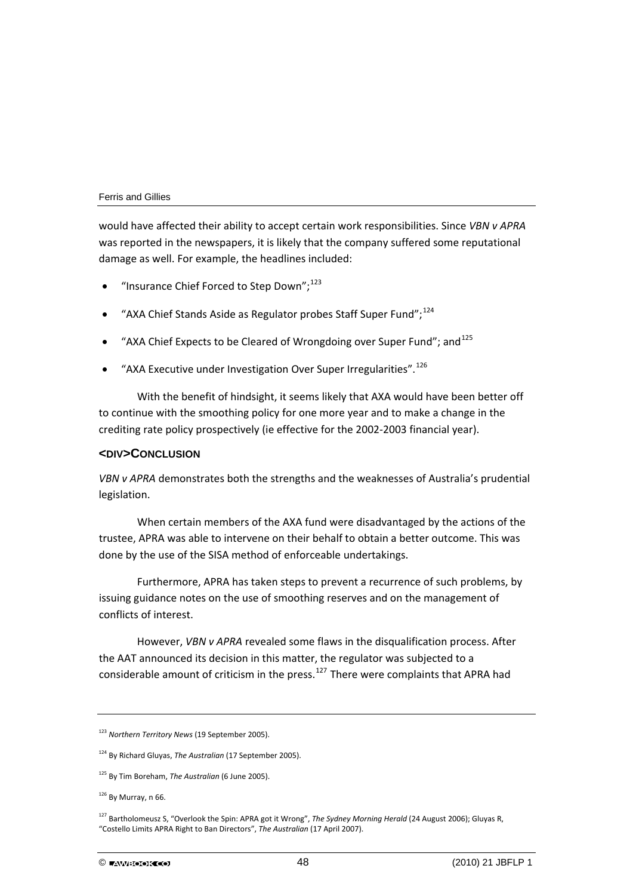would have affected their ability to accept certain work responsibilities. Since *VBN v APRA* was reported in the newspapers, it is likely that the company suffered some reputational damage as well. For example, the headlines included:

- "Insurance Chief Forced to Step Down";[123]
- "AXA Chief Stands Aside as Regulator probes Staff Super Fund";[124]
- "AXA Chief Expects to be Cleared of Wrongdoing over Super Fund"; and[125]
- "AXA Executive under Investigation Over Super Irregularities".[126]

With the benefit of hindsight, it seems likely that AXA would have been better off to continue with the smoothing policy for one more year and to make a change in the crediting rate policy prospectively (ie effective for the 2002-2003 financial year).

## <DIV>CONCLUSION

*VBN v APRA* demonstrates both the strengths and the weaknesses of Australia's prudential legislation.

When certain members of the AXA fund were disadvantaged by the actions of the trustee, APRA was able to intervene on their behalf to obtain a better outcome. This was done by the use of the SISA method of enforceable undertakings.

Furthermore, APRA has taken steps to prevent a recurrence of such problems, by issuing guidance notes on the use of smoothing reserves and on the management of conflicts of interest.

However, *VBN v APRA* revealed some flaws in the disqualification process. After the AAT announced its decision in this matter, the regulator was subjected to a considerable amount of criticism in the press.[127] There were complaints that APRA had

---

[123] *Northern Territory News* (19 September 2005).

[124] By Richard Gluyas, *The Australian* (17 September 2005).

[125] By Tim Boreham, *The Australian* (6 June 2005).

[126] By Murray, n 66.

[127] Bartholomeusz S, "Overlook the Spin: APRA got it Wrong", *The Sydney Morning Herald* (24 August 2006); Gluyas R, "Costello Limits APRA Right to Ban Directors", *The Australian* (17 April 2007).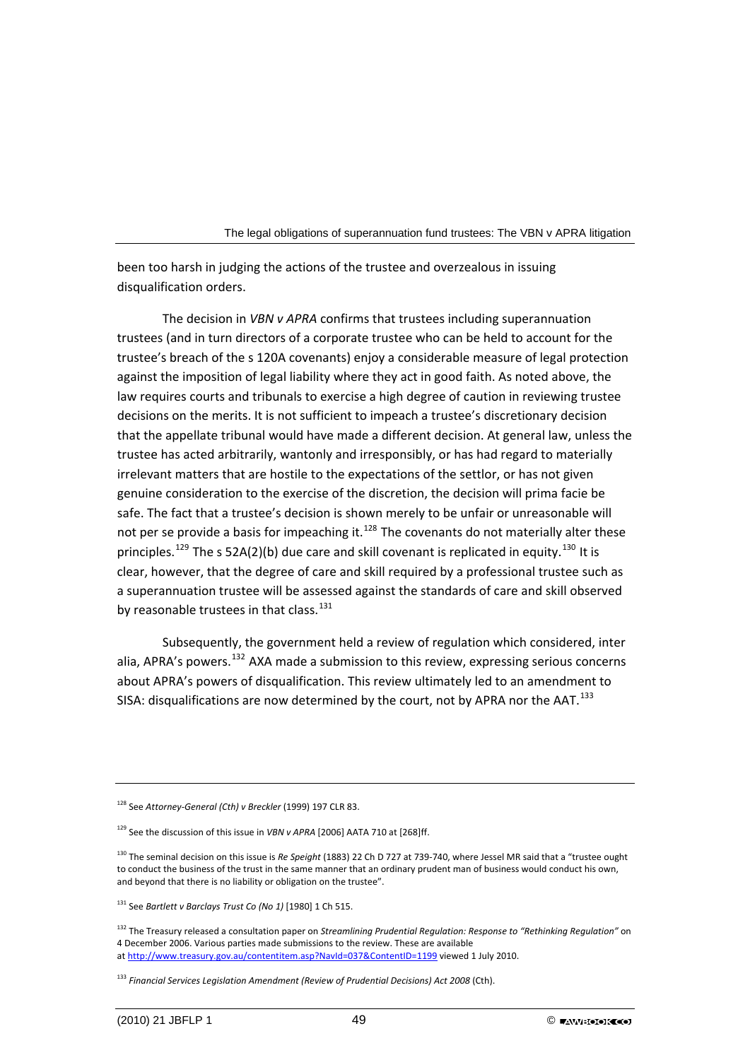been too harsh in judging the actions of the trustee and overzealous in issuing disqualification orders.

The decision in *VBN v APRA* confirms that trustees including superannuation trustees (and in turn directors of a corporate trustee who can be held to account for the trustee's breach of the s 120A covenants) enjoy a considerable measure of legal protection against the imposition of legal liability where they act in good faith. As noted above, the law requires courts and tribunals to exercise a high degree of caution in reviewing trustee decisions on the merits. It is not sufficient to impeach a trustee's discretionary decision that the appellate tribunal would have made a different decision. At general law, unless the trustee has acted arbitrarily, wantonly and irresponsibly, or has had regard to materially irrelevant matters that are hostile to the expectations of the settlor, or has not given genuine consideration to the exercise of the discretion, the decision will prima facie be safe. The fact that a trustee's decision is shown merely to be unfair or unreasonable will not per se provide a basis for impeaching it.[128] The covenants do not materially alter these principles.[129] The s 52A(2)(b) due care and skill covenant is replicated in equity.[130] It is clear, however, that the degree of care and skill required by a professional trustee such as a superannuation trustee will be assessed against the standards of care and skill observed by reasonable trustees in that class.[131]

Subsequently, the government held a review of regulation which considered, inter alia, APRA's powers.[132] AXA made a submission to this review, expressing serious concerns about APRA's powers of disqualification. This review ultimately led to an amendment to SISA: disqualifications are now determined by the court, not by APRA nor the AAT.[133]

---

[128] See *Attorney-General (Cth) v Breckler* (1999) 197 CLR 83.

[129] See the discussion of this issue in *VBN v APRA* [2006] AATA 710 at [268]ff.

[130] The seminal decision on this issue is *Re Speight* (1883) 22 Ch D 727 at 739-740, where Jessel MR said that a "trustee ought to conduct the business of the trust in the same manner that an ordinary prudent man of business would conduct his own, and beyond that there is no liability or obligation on the trustee".

[131] See *Bartlett v Barclays Trust Co (No 1)* [1980] 1 Ch 515.

[132] The Treasury released a consultation paper on *Streamlining Prudential Regulation: Response to "Rethinking Regulation"* on 4 December 2006. Various parties made submissions to the review. These are available at http://www.treasury.gov.au/contentitem.asp?NavId=037&ContentID=1199 viewed 1 July 2010.

[133] *Financial Services Legislation Amendment (Review of Prudential Decisions) Act 2008* (Cth).